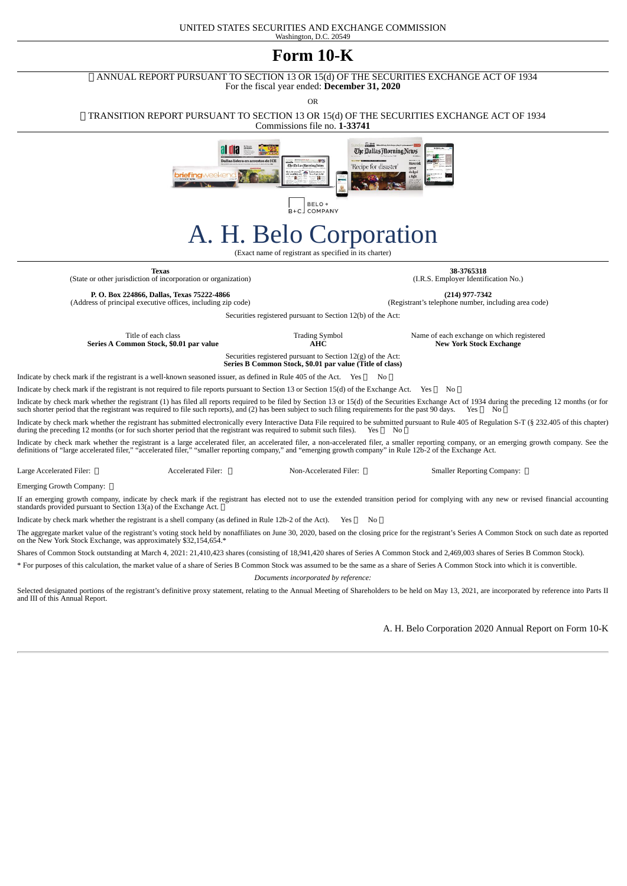UNITED STATES SECURITIES AND EXCHANGE COMMISSION
Washington, D.C. 20549

# Form 10-K

☒ ANNUAL REPORT PURSUANT TO SECTION 13 OR 15(d) OF THE SECURITIES EXCHANGE ACT OF 1934
For the fiscal year ended: **December 31, 2020**

OR

☐ TRANSITION REPORT PURSUANT TO SECTION 13 OR 15(d) OF THE SECURITIES EXCHANGE ACT OF 1934
Commissions file no. **1-33741**

# A. H. Belo Corporation

(Exact name of registrant as specified in its charter)

| | |
|---|---|
| **Texas** | **38-3765318** |
| (State or other jurisdiction of incorporation or organization) | (I.R.S. Employer Identification No.) |
| **P. O. Box 224866, Dallas, Texas 75222-4866** | **(214) 977-7342** |
| (Address of principal executive offices, including zip code) | (Registrant's telephone number, including area code) |

Securities registered pursuant to Section 12(b) of the Act:

| Title of each class | Trading Symbol | Name of each exchange on which registered |
|---|---|---|
| **Series A Common Stock, $0.01 par value** | **AHC** | **New York Stock Exchange** |

Securities registered pursuant to Section 12(g) of the Act:
**Series B Common Stock, $0.01 par value (Title of class)**

Indicate by check mark if the registrant is a well-known seasoned issuer, as defined in Rule 405 of the Act. Yes ☐ No ☒

Indicate by check mark if the registrant is not required to file reports pursuant to Section 13 or Section 15(d) of the Exchange Act. Yes ☐ No ☒

Indicate by check mark whether the registrant (1) has filed all reports required to be filed by Section 13 or 15(d) of the Securities Exchange Act of 1934 during the preceding 12 months (or for such shorter period that the registrant was required to file such reports), and (2) has been subject to such filing requirements for the past 90 days. Yes ☒ No ☐

Indicate by check mark whether the registrant has submitted electronically every Interactive Data File required to be submitted pursuant to Rule 405 of Regulation S-T (§ 232.405 of this chapter) during the preceding 12 months (or for such shorter period that the registrant was required to submit such files). Yes ☒ No ☐

Indicate by check mark whether the registrant is a large accelerated filer, an accelerated filer, a non-accelerated filer, a smaller reporting company, or an emerging growth company. See the definitions of "large accelerated filer," "accelerated filer," "smaller reporting company," and "emerging growth company" in Rule 12b-2 of the Exchange Act.

| | | | |
|---|---|---|---|
| Large Accelerated Filer: ☐ | Accelerated Filer: ☐ | Non-Accelerated Filer: ☒ | Smaller Reporting Company: ☒ |

Emerging Growth Company: ☐

If an emerging growth company, indicate by check mark if the registrant has elected not to use the extended transition period for complying with any new or revised financial accounting standards provided pursuant to Section 13(a) of the Exchange Act. ☐

Indicate by check mark whether the registrant is a shell company (as defined in Rule 12b-2 of the Act). Yes ☐ No ☒

The aggregate market value of the registrant's voting stock held by nonaffiliates on June 30, 2020, based on the closing price for the registrant's Series A Common Stock on such date as reported on the New York Stock Exchange, was approximately $32,154,654.*

Shares of Common Stock outstanding at March 4, 2021: 21,410,423 shares (consisting of 18,941,420 shares of Series A Common Stock and 2,469,003 shares of Series B Common Stock).

* For purposes of this calculation, the market value of a share of Series B Common Stock was assumed to be the same as a share of Series A Common Stock into which it is convertible.

*Documents incorporated by reference:*

Selected designated portions of the registrant's definitive proxy statement, relating to the Annual Meeting of Shareholders to be held on May 13, 2021, are incorporated by reference into Parts II and III of this Annual Report.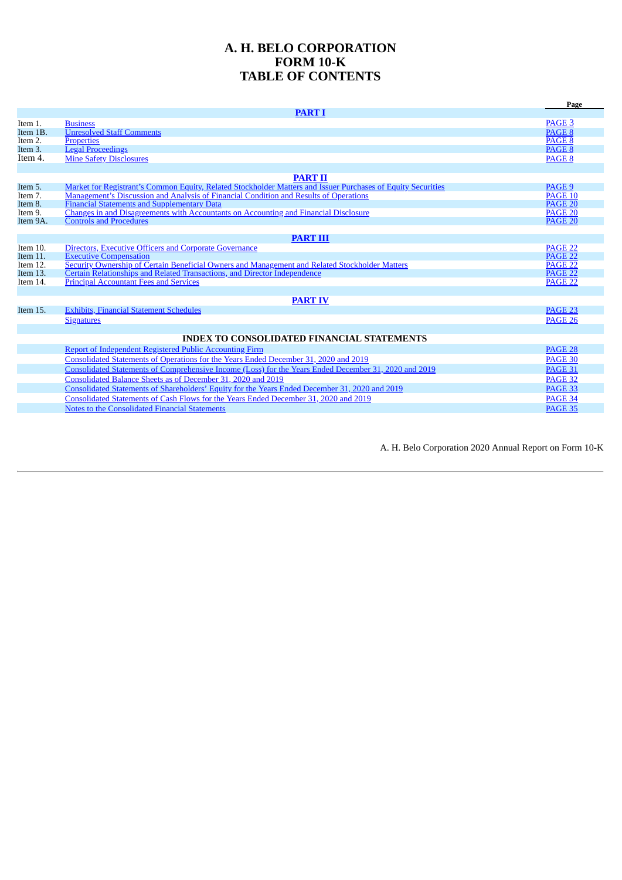# A. H. BELO CORPORATION
# FORM 10-K
# TABLE OF CONTENTS

| | | Page |
|---|---|---|
| | **PART I** | |
| Item 1. | Business | PAGE 3 |
| Item 1B. | Unresolved Staff Comments | PAGE 8 |
| Item 2. | Properties | PAGE 8 |
| Item 3. | Legal Proceedings | PAGE 8 |
| Item 4. | Mine Safety Disclosures | PAGE 8 |
| | **PART II** | |
| Item 5. | Market for Registrant's Common Equity, Related Stockholder Matters and Issuer Purchases of Equity Securities | PAGE 9 |
| Item 7. | Management's Discussion and Analysis of Financial Condition and Results of Operations | PAGE 10 |
| Item 8. | Financial Statements and Supplementary Data | PAGE 20 |
| Item 9. | Changes in and Disagreements with Accountants on Accounting and Financial Disclosure | PAGE 20 |
| Item 9A. | Controls and Procedures | PAGE 20 |
| | **PART III** | |
| Item 10. | Directors, Executive Officers and Corporate Governance | PAGE 22 |
| Item 11. | Executive Compensation | PAGE 22 |
| Item 12. | Security Ownership of Certain Beneficial Owners and Management and Related Stockholder Matters | PAGE 22 |
| Item 13. | Certain Relationships and Related Transactions, and Director Independence | PAGE 22 |
| Item 14. | Principal Accountant Fees and Services | PAGE 22 |
| | **PART IV** | |
| Item 15. | Exhibits, Financial Statement Schedules | PAGE 23 |
| | Signatures | PAGE 26 |
| | **INDEX TO CONSOLIDATED FINANCIAL STATEMENTS** | |
| | Report of Independent Registered Public Accounting Firm | PAGE 28 |
| | Consolidated Statements of Operations for the Years Ended December 31, 2020 and 2019 | PAGE 30 |
| | Consolidated Statements of Comprehensive Income (Loss) for the Years Ended December 31, 2020 and 2019 | PAGE 31 |
| | Consolidated Balance Sheets as of December 31, 2020 and 2019 | PAGE 32 |
| | Consolidated Statements of Shareholders' Equity for the Years Ended December 31, 2020 and 2019 | PAGE 33 |
| | Consolidated Statements of Cash Flows for the Years Ended December 31, 2020 and 2019 | PAGE 34 |
| | Notes to the Consolidated Financial Statements | PAGE 35 |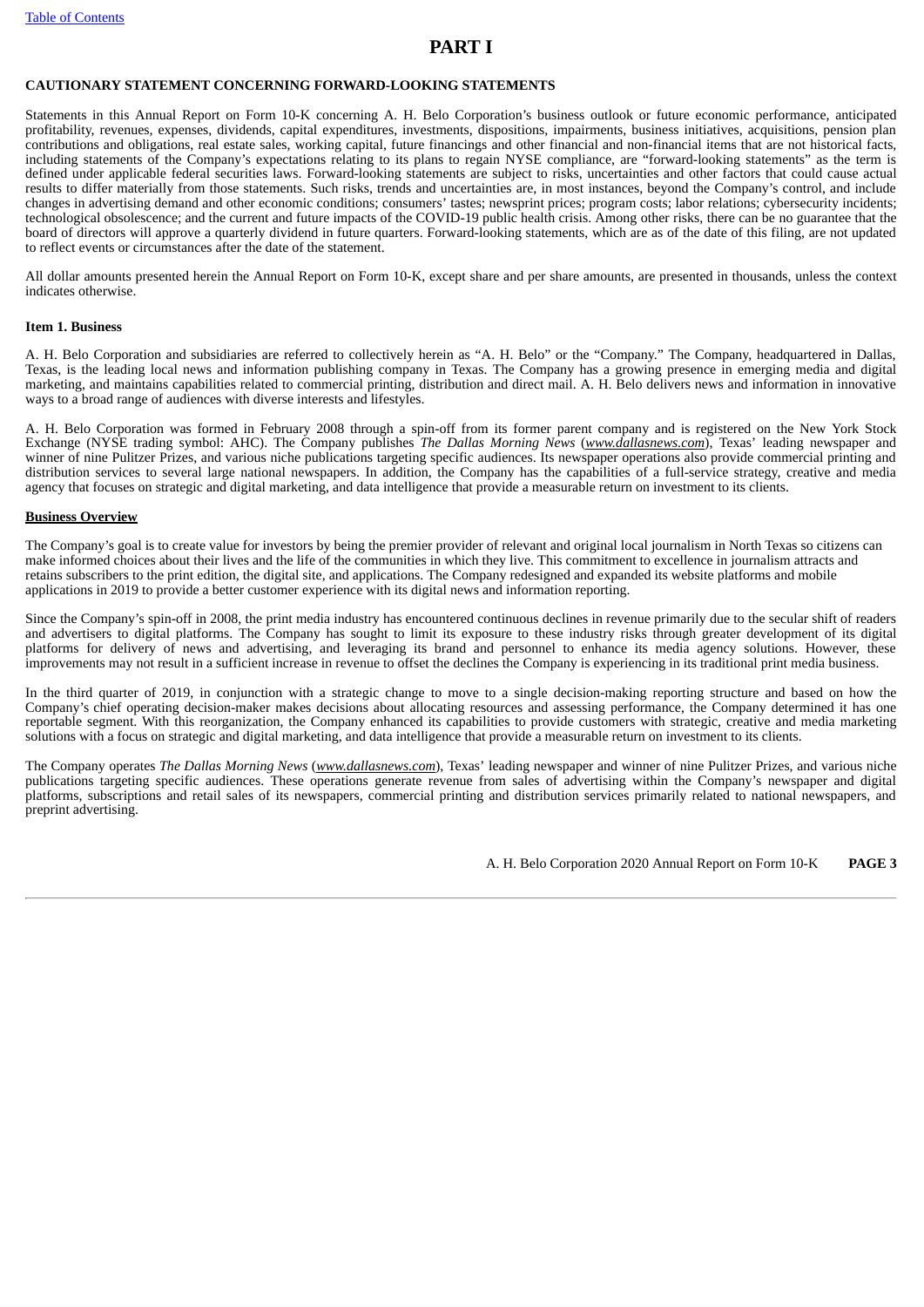# PART I

## CAUTIONARY STATEMENT CONCERNING FORWARD-LOOKING STATEMENTS

Statements in this Annual Report on Form 10-K concerning A. H. Belo Corporation's business outlook or future economic performance, anticipated profitability, revenues, expenses, dividends, capital expenditures, investments, dispositions, impairments, business initiatives, acquisitions, pension plan contributions and obligations, real estate sales, working capital, future financings and other financial and non-financial items that are not historical facts, including statements of the Company's expectations relating to its plans to regain NYSE compliance, are "forward-looking statements" as the term is defined under applicable federal securities laws. Forward-looking statements are subject to risks, uncertainties and other factors that could cause actual results to differ materially from those statements. Such risks, trends and uncertainties are, in most instances, beyond the Company's control, and include changes in advertising demand and other economic conditions; consumers' tastes; newsprint prices; program costs; labor relations; cybersecurity incidents; technological obsolescence; and the current and future impacts of the COVID-19 public health crisis. Among other risks, there can be no guarantee that the board of directors will approve a quarterly dividend in future quarters. Forward-looking statements, which are as of the date of this filing, are not updated to reflect events or circumstances after the date of the statement.

All dollar amounts presented herein the Annual Report on Form 10-K, except share and per share amounts, are presented in thousands, unless the context indicates otherwise.

### Item 1. Business

A. H. Belo Corporation and subsidiaries are referred to collectively herein as "A. H. Belo" or the "Company." The Company, headquartered in Dallas, Texas, is the leading local news and information publishing company in Texas. The Company has a growing presence in emerging media and digital marketing, and maintains capabilities related to commercial printing, distribution and direct mail. A. H. Belo delivers news and information in innovative ways to a broad range of audiences with diverse interests and lifestyles.

A. H. Belo Corporation was formed in February 2008 through a spin-off from its former parent company and is registered on the New York Stock Exchange (NYSE trading symbol: AHC). The Company publishes *The Dallas Morning News* (*www.dallasnews.com*), Texas' leading newspaper and winner of nine Pulitzer Prizes, and various niche publications targeting specific audiences. Its newspaper operations also provide commercial printing and distribution services to several large national newspapers. In addition, the Company has the capabilities of a full-service strategy, creative and media agency that focuses on strategic and digital marketing, and data intelligence that provide a measurable return on investment to its clients.

#### Business Overview

The Company's goal is to create value for investors by being the premier provider of relevant and original local journalism in North Texas so citizens can make informed choices about their lives and the life of the communities in which they live. This commitment to excellence in journalism attracts and retains subscribers to the print edition, the digital site, and applications. The Company redesigned and expanded its website platforms and mobile applications in 2019 to provide a better customer experience with its digital news and information reporting.

Since the Company's spin-off in 2008, the print media industry has encountered continuous declines in revenue primarily due to the secular shift of readers and advertisers to digital platforms. The Company has sought to limit its exposure to these industry risks through greater development of its digital platforms for delivery of news and advertising, and leveraging its brand and personnel to enhance its media agency solutions. However, these improvements may not result in a sufficient increase in revenue to offset the declines the Company is experiencing in its traditional print media business.

In the third quarter of 2019, in conjunction with a strategic change to move to a single decision-making reporting structure and based on how the Company's chief operating decision-maker makes decisions about allocating resources and assessing performance, the Company determined it has one reportable segment. With this reorganization, the Company enhanced its capabilities to provide customers with strategic, creative and media marketing solutions with a focus on strategic and digital marketing, and data intelligence that provide a measurable return on investment to its clients.

The Company operates *The Dallas Morning News* (*www.dallasnews.com*), Texas' leading newspaper and winner of nine Pulitzer Prizes, and various niche publications targeting specific audiences. These operations generate revenue from sales of advertising within the Company's newspaper and digital platforms, subscriptions and retail sales of its newspapers, commercial printing and distribution services primarily related to national newspapers, and preprint advertising.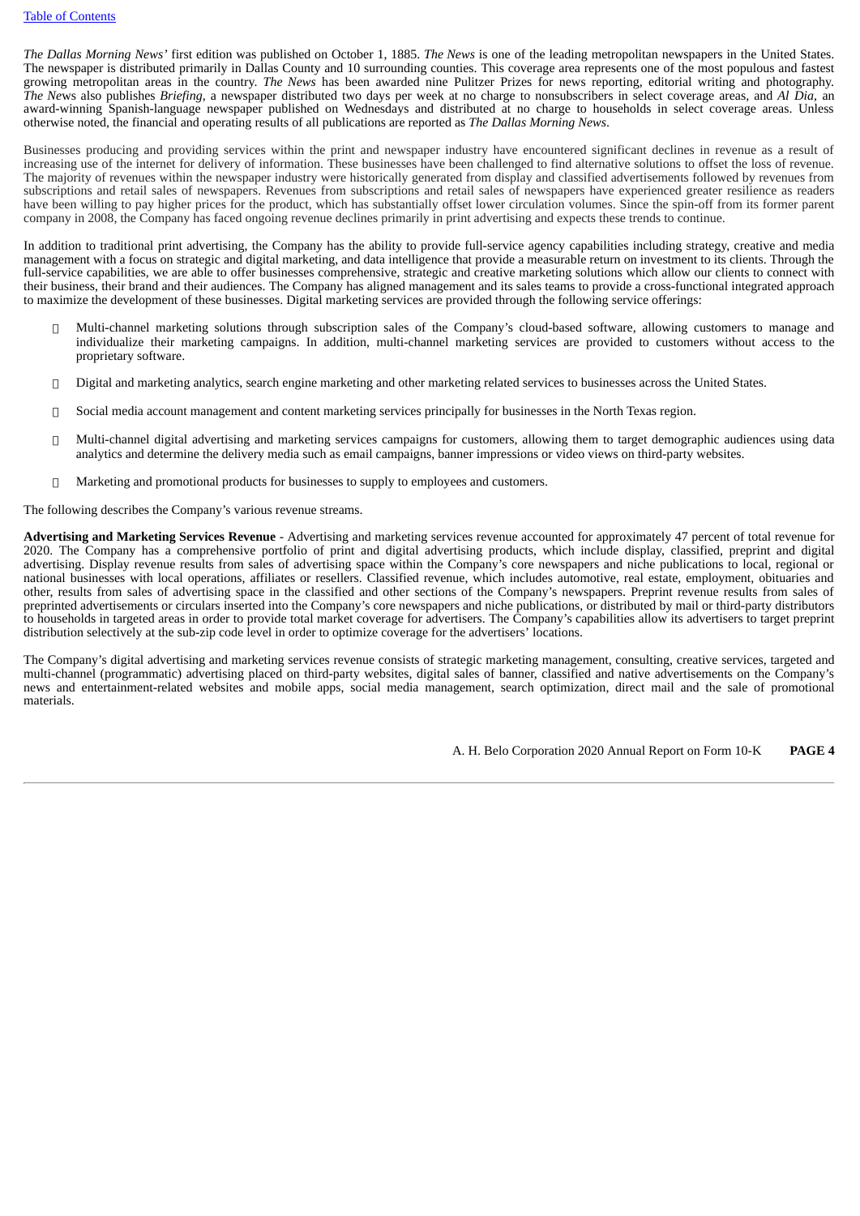*The Dallas Morning News'* first edition was published on October 1, 1885. *The News* is one of the leading metropolitan newspapers in the United States. The newspaper is distributed primarily in Dallas County and 10 surrounding counties. This coverage area represents one of the most populous and fastest growing metropolitan areas in the country. *The News* has been awarded nine Pulitzer Prizes for news reporting, editorial writing and photography. *The News* also publishes *Briefing*, a newspaper distributed two days per week at no charge to nonsubscribers in select coverage areas, and *Al Dia*, an award-winning Spanish-language newspaper published on Wednesdays and distributed at no charge to households in select coverage areas. Unless otherwise noted, the financial and operating results of all publications are reported as *The Dallas Morning News*.

Businesses producing and providing services within the print and newspaper industry have encountered significant declines in revenue as a result of increasing use of the internet for delivery of information. These businesses have been challenged to find alternative solutions to offset the loss of revenue. The majority of revenues within the newspaper industry were historically generated from display and classified advertisements followed by revenues from subscriptions and retail sales of newspapers. Revenues from subscriptions and retail sales of newspapers have experienced greater resilience as readers have been willing to pay higher prices for the product, which has substantially offset lower circulation volumes. Since the spin-off from its former parent company in 2008, the Company has faced ongoing revenue declines primarily in print advertising and expects these trends to continue.

In addition to traditional print advertising, the Company has the ability to provide full-service agency capabilities including strategy, creative and media management with a focus on strategic and digital marketing, and data intelligence that provide a measurable return on investment to its clients. Through the full-service capabilities, we are able to offer businesses comprehensive, strategic and creative marketing solutions which allow our clients to connect with their business, their brand and their audiences. The Company has aligned management and its sales teams to provide a cross-functional integrated approach to maximize the development of these businesses. Digital marketing services are provided through the following service offerings:

- Multi-channel marketing solutions through subscription sales of the Company's cloud-based software, allowing customers to manage and individualize their marketing campaigns. In addition, multi-channel marketing services are provided to customers without access to the proprietary software.
- Digital and marketing analytics, search engine marketing and other marketing related services to businesses across the United States.
- Social media account management and content marketing services principally for businesses in the North Texas region.
- Multi-channel digital advertising and marketing services campaigns for customers, allowing them to target demographic audiences using data analytics and determine the delivery media such as email campaigns, banner impressions or video views on third-party websites.
- Marketing and promotional products for businesses to supply to employees and customers.

The following describes the Company's various revenue streams.

**Advertising and Marketing Services Revenue** - Advertising and marketing services revenue accounted for approximately 47 percent of total revenue for 2020. The Company has a comprehensive portfolio of print and digital advertising products, which include display, classified, preprint and digital advertising. Display revenue results from sales of advertising space within the Company's core newspapers and niche publications to local, regional or national businesses with local operations, affiliates or resellers. Classified revenue, which includes automotive, real estate, employment, obituaries and other, results from sales of advertising space in the classified and other sections of the Company's newspapers. Preprint revenue results from sales of preprinted advertisements or circulars inserted into the Company's core newspapers and niche publications, or distributed by mail or third-party distributors to households in targeted areas in order to provide total market coverage for advertisers. The Company's capabilities allow its advertisers to target preprint distribution selectively at the sub-zip code level in order to optimize coverage for the advertisers' locations.

The Company's digital advertising and marketing services revenue consists of strategic marketing management, consulting, creative services, targeted and multi-channel (programmatic) advertising placed on third-party websites, digital sales of banner, classified and native advertisements on the Company's news and entertainment-related websites and mobile apps, social media management, search optimization, direct mail and the sale of promotional materials.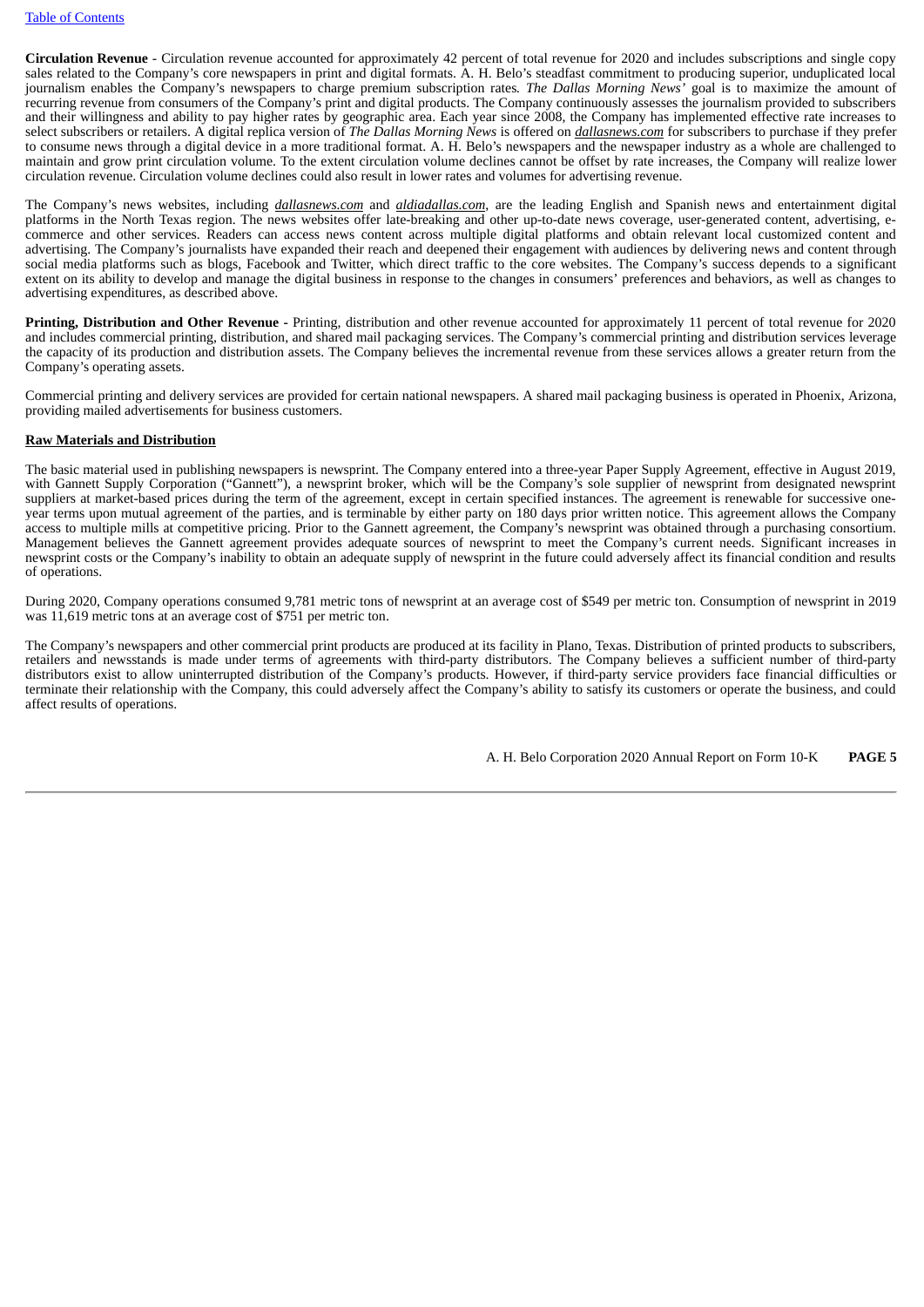**Circulation Revenue** - Circulation revenue accounted for approximately 42 percent of total revenue for 2020 and includes subscriptions and single copy sales related to the Company's core newspapers in print and digital formats. A. H. Belo's steadfast commitment to producing superior, unduplicated local journalism enables the Company's newspapers to charge premium subscription rates. *The Dallas Morning News'* goal is to maximize the amount of recurring revenue from consumers of the Company's print and digital products. The Company continuously assesses the journalism provided to subscribers and their willingness and ability to pay higher rates by geographic area. Each year since 2008, the Company has implemented effective rate increases to select subscribers or retailers. A digital replica version of *The Dallas Morning News* is offered on *dallasnews.com* for subscribers to purchase if they prefer to consume news through a digital device in a more traditional format. A. H. Belo's newspapers and the newspaper industry as a whole are challenged to maintain and grow print circulation volume. To the extent circulation volume declines cannot be offset by rate increases, the Company will realize lower circulation revenue. Circulation volume declines could also result in lower rates and volumes for advertising revenue.

The Company's news websites, including *dallasnews.com* and *aldiadallas.com*, are the leading English and Spanish news and entertainment digital platforms in the North Texas region. The news websites offer late-breaking and other up-to-date news coverage, user-generated content, advertising, e-commerce and other services. Readers can access news content across multiple digital platforms and obtain relevant local customized content and advertising. The Company's journalists have expanded their reach and deepened their engagement with audiences by delivering news and content through social media platforms such as blogs, Facebook and Twitter, which direct traffic to the core websites. The Company's success depends to a significant extent on its ability to develop and manage the digital business in response to the changes in consumers' preferences and behaviors, as well as changes to advertising expenditures, as described above.

**Printing, Distribution and Other Revenue -** Printing, distribution and other revenue accounted for approximately 11 percent of total revenue for 2020 and includes commercial printing, distribution, and shared mail packaging services. The Company's commercial printing and distribution services leverage the capacity of its production and distribution assets. The Company believes the incremental revenue from these services allows a greater return from the Company's operating assets.

Commercial printing and delivery services are provided for certain national newspapers. A shared mail packaging business is operated in Phoenix, Arizona, providing mailed advertisements for business customers.

**Raw Materials and Distribution**

The basic material used in publishing newspapers is newsprint. The Company entered into a three-year Paper Supply Agreement, effective in August 2019, with Gannett Supply Corporation ("Gannett"), a newsprint broker, which will be the Company's sole supplier of newsprint from designated newsprint suppliers at market-based prices during the term of the agreement, except in certain specified instances. The agreement is renewable for successive one-year terms upon mutual agreement of the parties, and is terminable by either party on 180 days prior written notice. This agreement allows the Company access to multiple mills at competitive pricing. Prior to the Gannett agreement, the Company's newsprint was obtained through a purchasing consortium. Management believes the Gannett agreement provides adequate sources of newsprint to meet the Company's current needs. Significant increases in newsprint costs or the Company's inability to obtain an adequate supply of newsprint in the future could adversely affect its financial condition and results of operations.

During 2020, Company operations consumed 9,781 metric tons of newsprint at an average cost of $549 per metric ton. Consumption of newsprint in 2019 was 11,619 metric tons at an average cost of $751 per metric ton.

The Company's newspapers and other commercial print products are produced at its facility in Plano, Texas. Distribution of printed products to subscribers, retailers and newsstands is made under terms of agreements with third-party distributors. The Company believes a sufficient number of third-party distributors exist to allow uninterrupted distribution of the Company's products. However, if third-party service providers face financial difficulties or terminate their relationship with the Company, this could adversely affect the Company's ability to satisfy its customers or operate the business, and could affect results of operations.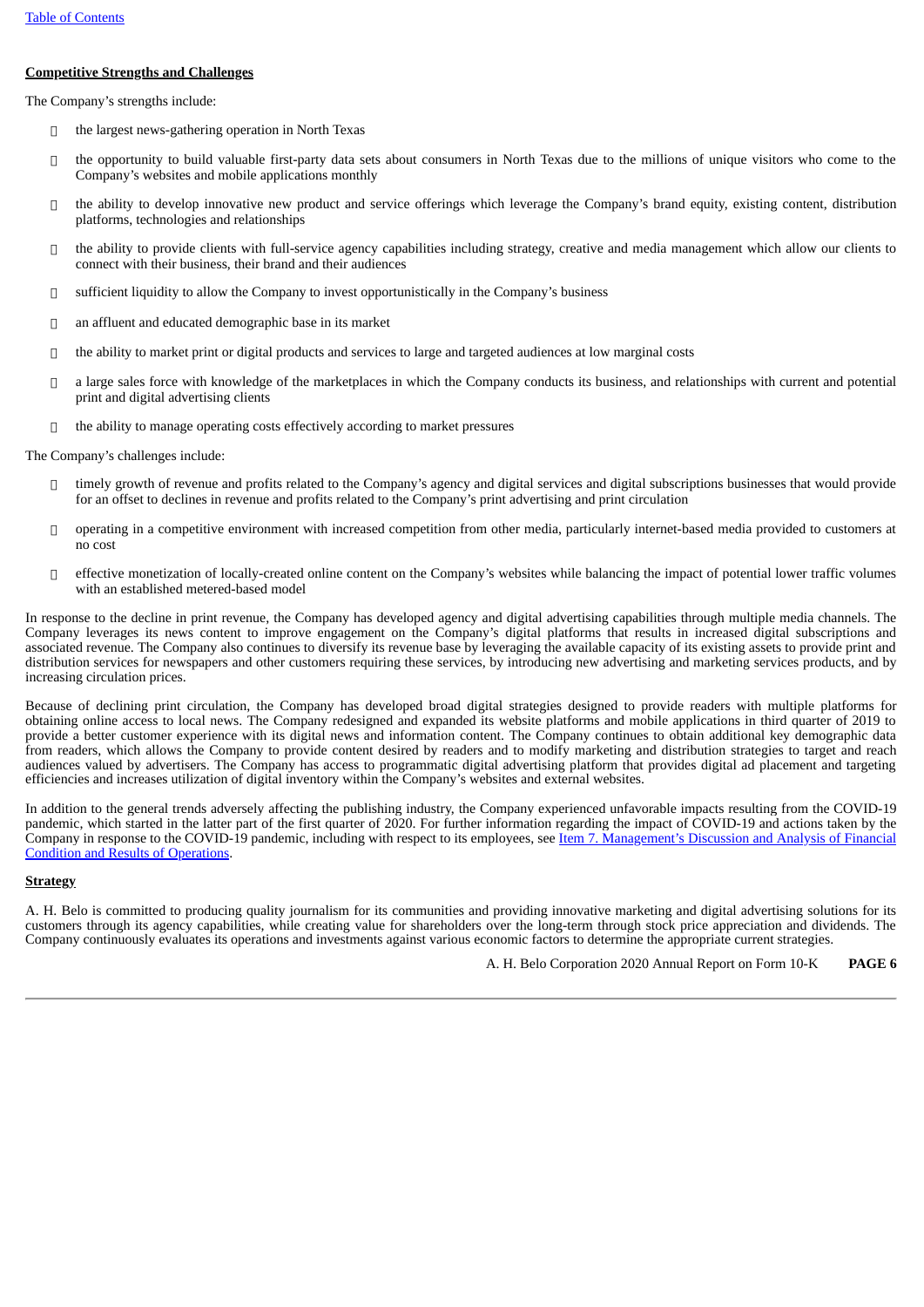**Competitive Strengths and Challenges**

The Company's strengths include:

- the largest news-gathering operation in North Texas
- the opportunity to build valuable first-party data sets about consumers in North Texas due to the millions of unique visitors who come to the Company's websites and mobile applications monthly
- the ability to develop innovative new product and service offerings which leverage the Company's brand equity, existing content, distribution platforms, technologies and relationships
- the ability to provide clients with full-service agency capabilities including strategy, creative and media management which allow our clients to connect with their business, their brand and their audiences
- sufficient liquidity to allow the Company to invest opportunistically in the Company's business
- an affluent and educated demographic base in its market
- the ability to market print or digital products and services to large and targeted audiences at low marginal costs
- a large sales force with knowledge of the marketplaces in which the Company conducts its business, and relationships with current and potential print and digital advertising clients
- the ability to manage operating costs effectively according to market pressures

The Company's challenges include:

- timely growth of revenue and profits related to the Company's agency and digital services and digital subscriptions businesses that would provide for an offset to declines in revenue and profits related to the Company's print advertising and print circulation
- operating in a competitive environment with increased competition from other media, particularly internet-based media provided to customers at no cost
- effective monetization of locally-created online content on the Company's websites while balancing the impact of potential lower traffic volumes with an established metered-based model

In response to the decline in print revenue, the Company has developed agency and digital advertising capabilities through multiple media channels. The Company leverages its news content to improve engagement on the Company's digital platforms that results in increased digital subscriptions and associated revenue. The Company also continues to diversify its revenue base by leveraging the available capacity of its existing assets to provide print and distribution services for newspapers and other customers requiring these services, by introducing new advertising and marketing services products, and by increasing circulation prices.

Because of declining print circulation, the Company has developed broad digital strategies designed to provide readers with multiple platforms for obtaining online access to local news. The Company redesigned and expanded its website platforms and mobile applications in third quarter of 2019 to provide a better customer experience with its digital news and information content. The Company continues to obtain additional key demographic data from readers, which allows the Company to provide content desired by readers and to modify marketing and distribution strategies to target and reach audiences valued by advertisers. The Company has access to programmatic digital advertising platform that provides digital ad placement and targeting efficiencies and increases utilization of digital inventory within the Company's websites and external websites.

In addition to the general trends adversely affecting the publishing industry, the Company experienced unfavorable impacts resulting from the COVID-19 pandemic, which started in the latter part of the first quarter of 2020. For further information regarding the impact of COVID-19 and actions taken by the Company in response to the COVID-19 pandemic, including with respect to its employees, see Item 7. Management's Discussion and Analysis of Financial Condition and Results of Operations.

**Strategy**

A. H. Belo is committed to producing quality journalism for its communities and providing innovative marketing and digital advertising solutions for its customers through its agency capabilities, while creating value for shareholders over the long-term through stock price appreciation and dividends. The Company continuously evaluates its operations and investments against various economic factors to determine the appropriate current strategies.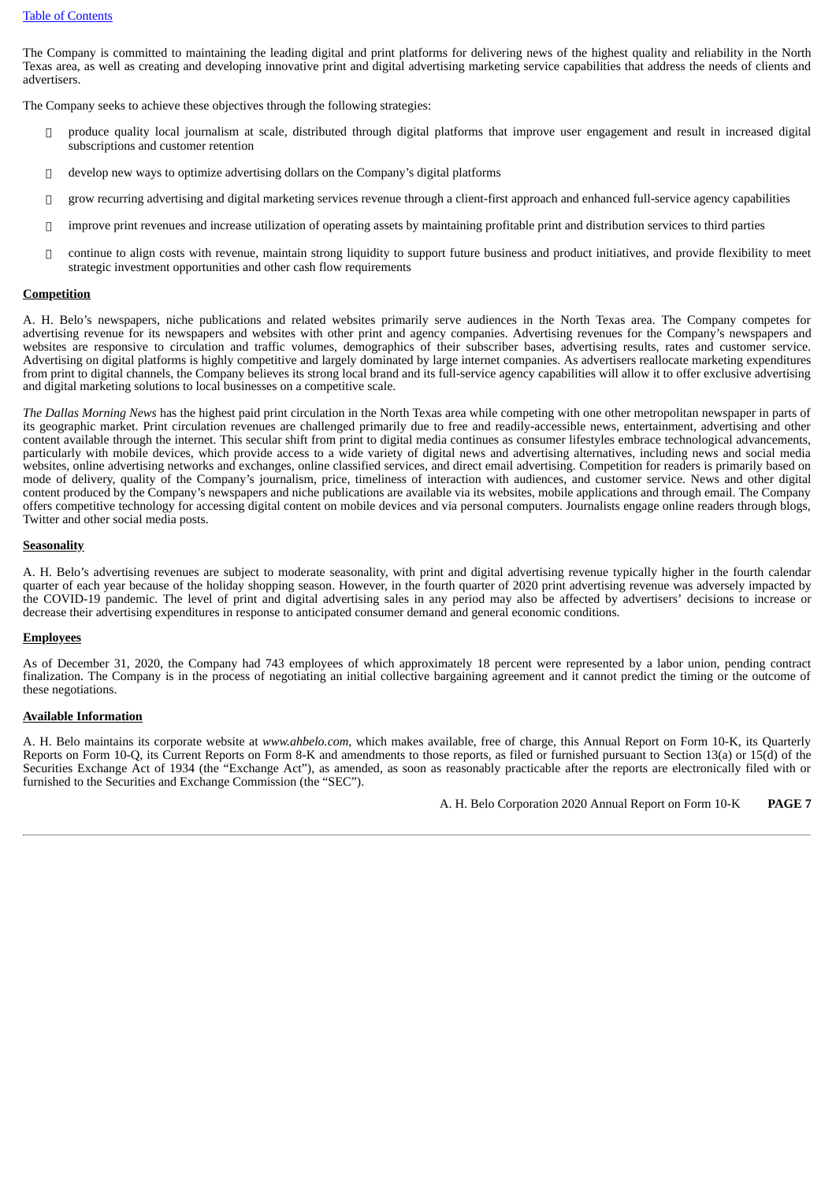The Company is committed to maintaining the leading digital and print platforms for delivering news of the highest quality and reliability in the North Texas area, as well as creating and developing innovative print and digital advertising marketing service capabilities that address the needs of clients and advertisers.

The Company seeks to achieve these objectives through the following strategies:

- produce quality local journalism at scale, distributed through digital platforms that improve user engagement and result in increased digital subscriptions and customer retention
- develop new ways to optimize advertising dollars on the Company's digital platforms
- grow recurring advertising and digital marketing services revenue through a client-first approach and enhanced full-service agency capabilities
- improve print revenues and increase utilization of operating assets by maintaining profitable print and distribution services to third parties
- continue to align costs with revenue, maintain strong liquidity to support future business and product initiatives, and provide flexibility to meet strategic investment opportunities and other cash flow requirements

**Competition**

A. H. Belo's newspapers, niche publications and related websites primarily serve audiences in the North Texas area. The Company competes for advertising revenue for its newspapers and websites with other print and agency companies. Advertising revenues for the Company's newspapers and websites are responsive to circulation and traffic volumes, demographics of their subscriber bases, advertising results, rates and customer service. Advertising on digital platforms is highly competitive and largely dominated by large internet companies. As advertisers reallocate marketing expenditures from print to digital channels, the Company believes its strong local brand and its full-service agency capabilities will allow it to offer exclusive advertising and digital marketing solutions to local businesses on a competitive scale.

*The Dallas Morning News* has the highest paid print circulation in the North Texas area while competing with one other metropolitan newspaper in parts of its geographic market. Print circulation revenues are challenged primarily due to free and readily-accessible news, entertainment, advertising and other content available through the internet. This secular shift from print to digital media continues as consumer lifestyles embrace technological advancements, particularly with mobile devices, which provide access to a wide variety of digital news and advertising alternatives, including news and social media websites, online advertising networks and exchanges, online classified services, and direct email advertising. Competition for readers is primarily based on mode of delivery, quality of the Company's journalism, price, timeliness of interaction with audiences, and customer service. News and other digital content produced by the Company's newspapers and niche publications are available via its websites, mobile applications and through email. The Company offers competitive technology for accessing digital content on mobile devices and via personal computers. Journalists engage online readers through blogs, Twitter and other social media posts.

**Seasonality**

A. H. Belo's advertising revenues are subject to moderate seasonality, with print and digital advertising revenue typically higher in the fourth calendar quarter of each year because of the holiday shopping season. However, in the fourth quarter of 2020 print advertising revenue was adversely impacted by the COVID-19 pandemic. The level of print and digital advertising sales in any period may also be affected by advertisers' decisions to increase or decrease their advertising expenditures in response to anticipated consumer demand and general economic conditions.

**Employees**

As of December 31, 2020, the Company had 743 employees of which approximately 18 percent were represented by a labor union, pending contract finalization. The Company is in the process of negotiating an initial collective bargaining agreement and it cannot predict the timing or the outcome of these negotiations.

**Available Information**

A. H. Belo maintains its corporate website at *www.ahbelo.com*, which makes available, free of charge, this Annual Report on Form 10-K, its Quarterly Reports on Form 10-Q, its Current Reports on Form 8-K and amendments to those reports, as filed or furnished pursuant to Section 13(a) or 15(d) of the Securities Exchange Act of 1934 (the "Exchange Act"), as amended, as soon as reasonably practicable after the reports are electronically filed with or furnished to the Securities and Exchange Commission (the "SEC").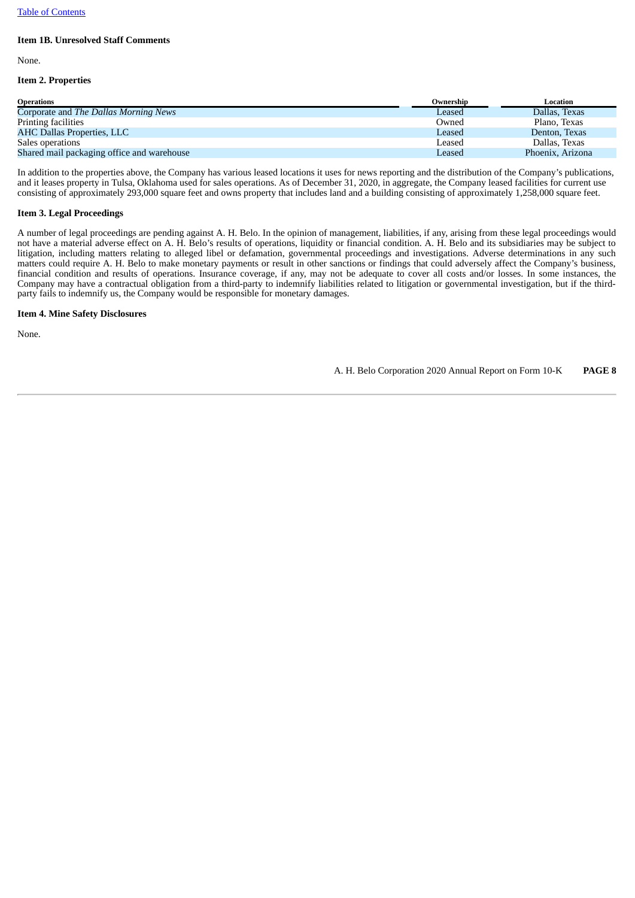### Item 1B. Unresolved Staff Comments

None.

### Item 2. Properties

| Operations | Ownership | Location |
|---|---|---|
| Corporate and *The Dallas Morning News* | Leased | Dallas, Texas |
| Printing facilities | Owned | Plano, Texas |
| AHC Dallas Properties, LLC | Leased | Denton, Texas |
| Sales operations | Leased | Dallas, Texas |
| Shared mail packaging office and warehouse | Leased | Phoenix, Arizona |

In addition to the properties above, the Company has various leased locations it uses for news reporting and the distribution of the Company's publications, and it leases property in Tulsa, Oklahoma used for sales operations. As of December 31, 2020, in aggregate, the Company leased facilities for current use consisting of approximately 293,000 square feet and owns property that includes land and a building consisting of approximately 1,258,000 square feet.

### Item 3. Legal Proceedings

A number of legal proceedings are pending against A. H. Belo. In the opinion of management, liabilities, if any, arising from these legal proceedings would not have a material adverse effect on A. H. Belo's results of operations, liquidity or financial condition. A. H. Belo and its subsidiaries may be subject to litigation, including matters relating to alleged libel or defamation, governmental proceedings and investigations. Adverse determinations in any such matters could require A. H. Belo to make monetary payments or result in other sanctions or findings that could adversely affect the Company's business, financial condition and results of operations. Insurance coverage, if any, may not be adequate to cover all costs and/or losses. In some instances, the Company may have a contractual obligation from a third-party to indemnify liabilities related to litigation or governmental investigation, but if the third-party fails to indemnify us, the Company would be responsible for monetary damages.

### Item 4. Mine Safety Disclosures

None.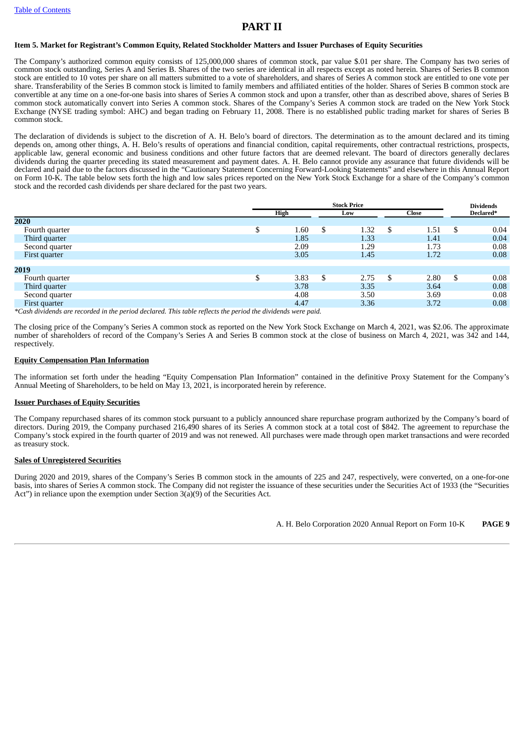# PART II

### Item 5. Market for Registrant's Common Equity, Related Stockholder Matters and Issuer Purchases of Equity Securities

The Company's authorized common equity consists of 125,000,000 shares of common stock, par value $.01 per share. The Company has two series of common stock outstanding, Series A and Series B. Shares of the two series are identical in all respects except as noted herein. Shares of Series B common stock are entitled to 10 votes per share on all matters submitted to a vote of shareholders, and shares of Series A common stock are entitled to one vote per share. Transferability of the Series B common stock is limited to family members and affiliated entities of the holder. Shares of Series B common stock are convertible at any time on a one-for-one basis into shares of Series A common stock and upon a transfer, other than as described above, shares of Series B common stock automatically convert into Series A common stock. Shares of the Company's Series A common stock are traded on the New York Stock Exchange (NYSE trading symbol: AHC) and began trading on February 11, 2008. There is no established public trading market for shares of Series B common stock.

The declaration of dividends is subject to the discretion of A. H. Belo's board of directors. The determination as to the amount declared and its timing depends on, among other things, A. H. Belo's results of operations and financial condition, capital requirements, other contractual restrictions, prospects, applicable law, general economic and business conditions and other future factors that are deemed relevant. The board of directors generally declares dividends during the quarter preceding its stated measurement and payment dates. A. H. Belo cannot provide any assurance that future dividends will be declared and paid due to the factors discussed in the "Cautionary Statement Concerning Forward-Looking Statements" and elsewhere in this Annual Report on Form 10-K. The table below sets forth the high and low sales prices reported on the New York Stock Exchange for a share of the Company's common stock and the recorded cash dividends per share declared for the past two years.

| | Stock Price | | | Dividends |
|---|---|---|---|---|
| | High | Low | Close | Declared* |
| **2020** | | | | |
| Fourth quarter | $ 1.60 | $ 1.32 | $ 1.51 | $ 0.04 |
| Third quarter | 1.85 | 1.33 | 1.41 | 0.04 |
| Second quarter | 2.09 | 1.29 | 1.73 | 0.08 |
| First quarter | 3.05 | 1.45 | 1.72 | 0.08 |
| **2019** | | | | |
| Fourth quarter | $ 3.83 | $ 2.75 | $ 2.80 | $ 0.08 |
| Third quarter | 3.78 | 3.35 | 3.64 | 0.08 |
| Second quarter | 4.08 | 3.50 | 3.69 | 0.08 |
| First quarter | 4.47 | 3.36 | 3.72 | 0.08 |

*\*Cash dividends are recorded in the period declared. This table reflects the period the dividends were paid.*

The closing price of the Company's Series A common stock as reported on the New York Stock Exchange on March 4, 2021, was $2.06. The approximate number of shareholders of record of the Company's Series A and Series B common stock at the close of business on March 4, 2021, was 342 and 144, respectively.

**Equity Compensation Plan Information**

The information set forth under the heading "Equity Compensation Plan Information" contained in the definitive Proxy Statement for the Company's Annual Meeting of Shareholders, to be held on May 13, 2021, is incorporated herein by reference.

**Issuer Purchases of Equity Securities**

The Company repurchased shares of its common stock pursuant to a publicly announced share repurchase program authorized by the Company's board of directors. During 2019, the Company purchased 216,490 shares of its Series A common stock at a total cost of $842. The agreement to repurchase the Company's stock expired in the fourth quarter of 2019 and was not renewed. All purchases were made through open market transactions and were recorded as treasury stock.

**Sales of Unregistered Securities**

During 2020 and 2019, shares of the Company's Series B common stock in the amounts of 225 and 247, respectively, were converted, on a one-for-one basis, into shares of Series A common stock. The Company did not register the issuance of these securities under the Securities Act of 1933 (the "Securities Act") in reliance upon the exemption under Section 3(a)(9) of the Securities Act.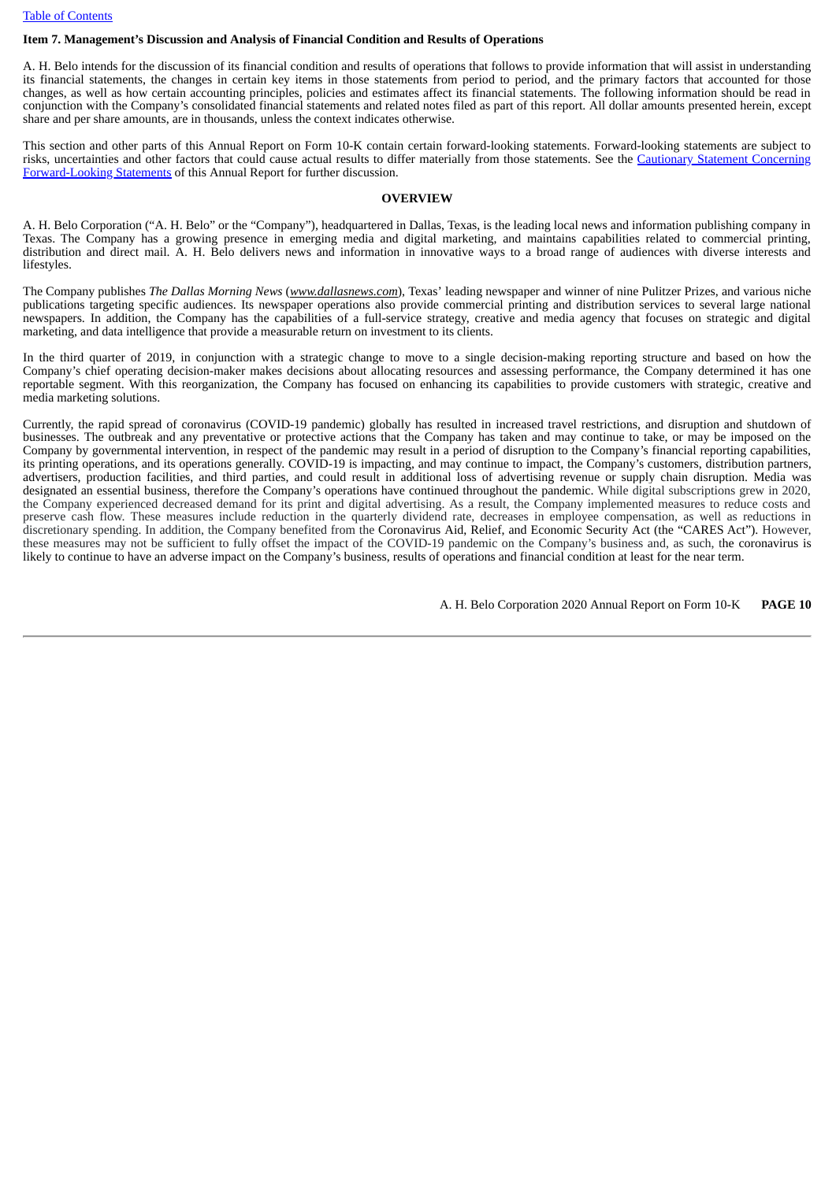## Item 7. Management's Discussion and Analysis of Financial Condition and Results of Operations

A. H. Belo intends for the discussion of its financial condition and results of operations that follows to provide information that will assist in understanding its financial statements, the changes in certain key items in those statements from period to period, and the primary factors that accounted for those changes, as well as how certain accounting principles, policies and estimates affect its financial statements. The following information should be read in conjunction with the Company's consolidated financial statements and related notes filed as part of this report. All dollar amounts presented herein, except share and per share amounts, are in thousands, unless the context indicates otherwise.

This section and other parts of this Annual Report on Form 10-K contain certain forward-looking statements. Forward-looking statements are subject to risks, uncertainties and other factors that could cause actual results to differ materially from those statements. See the Cautionary Statement Concerning Forward-Looking Statements of this Annual Report for further discussion.

### OVERVIEW

A. H. Belo Corporation ("A. H. Belo" or the "Company"), headquartered in Dallas, Texas, is the leading local news and information publishing company in Texas. The Company has a growing presence in emerging media and digital marketing, and maintains capabilities related to commercial printing, distribution and direct mail. A. H. Belo delivers news and information in innovative ways to a broad range of audiences with diverse interests and lifestyles.

The Company publishes *The Dallas Morning News* (*www.dallasnews.com*), Texas' leading newspaper and winner of nine Pulitzer Prizes, and various niche publications targeting specific audiences. Its newspaper operations also provide commercial printing and distribution services to several large national newspapers. In addition, the Company has the capabilities of a full-service strategy, creative and media agency that focuses on strategic and digital marketing, and data intelligence that provide a measurable return on investment to its clients.

In the third quarter of 2019, in conjunction with a strategic change to move to a single decision-making reporting structure and based on how the Company's chief operating decision-maker makes decisions about allocating resources and assessing performance, the Company determined it has one reportable segment. With this reorganization, the Company has focused on enhancing its capabilities to provide customers with strategic, creative and media marketing solutions.

Currently, the rapid spread of coronavirus (COVID-19 pandemic) globally has resulted in increased travel restrictions, and disruption and shutdown of businesses. The outbreak and any preventative or protective actions that the Company has taken and may continue to take, or may be imposed on the Company by governmental intervention, in respect of the pandemic may result in a period of disruption to the Company's financial reporting capabilities, its printing operations, and its operations generally. COVID-19 is impacting, and may continue to impact, the Company's customers, distribution partners, advertisers, production facilities, and third parties, and could result in additional loss of advertising revenue or supply chain disruption. Media was designated an essential business, therefore the Company's operations have continued throughout the pandemic. While digital subscriptions grew in 2020, the Company experienced decreased demand for its print and digital advertising. As a result, the Company implemented measures to reduce costs and preserve cash flow. These measures include reduction in the quarterly dividend rate, decreases in employee compensation, as well as reductions in discretionary spending. In addition, the Company benefited from the Coronavirus Aid, Relief, and Economic Security Act (the "CARES Act"). However, these measures may not be sufficient to fully offset the impact of the COVID-19 pandemic on the Company's business and, as such, the coronavirus is likely to continue to have an adverse impact on the Company's business, results of operations and financial condition at least for the near term.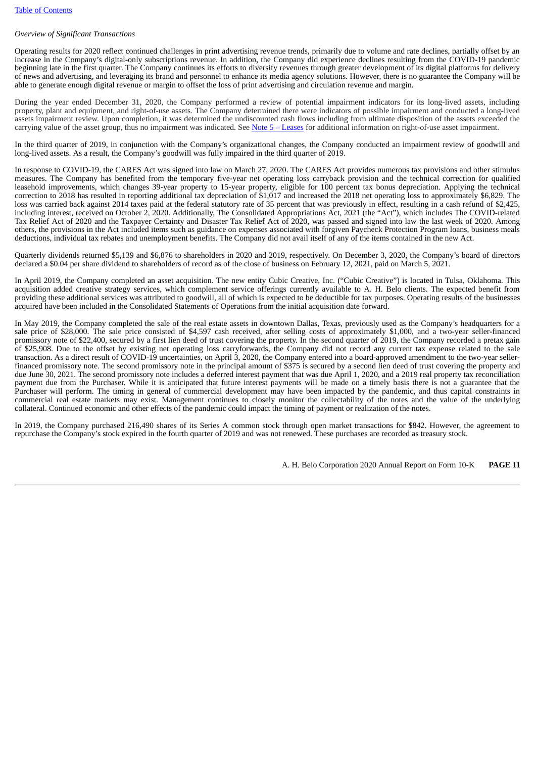*Overview of Significant Transactions*

Operating results for 2020 reflect continued challenges in print advertising revenue trends, primarily due to volume and rate declines, partially offset by an increase in the Company's digital-only subscriptions revenue. In addition, the Company did experience declines resulting from the COVID-19 pandemic beginning late in the first quarter. The Company continues its efforts to diversify revenues through greater development of its digital platforms for delivery of news and advertising, and leveraging its brand and personnel to enhance its media agency solutions. However, there is no guarantee the Company will be able to generate enough digital revenue or margin to offset the loss of print advertising and circulation revenue and margin.

During the year ended December 31, 2020, the Company performed a review of potential impairment indicators for its long-lived assets, including property, plant and equipment, and right-of-use assets. The Company determined there were indicators of possible impairment and conducted a long-lived assets impairment review. Upon completion, it was determined the undiscounted cash flows including from ultimate disposition of the assets exceeded the carrying value of the asset group, thus no impairment was indicated. See Note 5 – Leases for additional information on right-of-use asset impairment.

In the third quarter of 2019, in conjunction with the Company's organizational changes, the Company conducted an impairment review of goodwill and long-lived assets. As a result, the Company's goodwill was fully impaired in the third quarter of 2019.

In response to COVID-19, the CARES Act was signed into law on March 27, 2020. The CARES Act provides numerous tax provisions and other stimulus measures. The Company has benefited from the temporary five-year net operating loss carryback provision and the technical correction for qualified leasehold improvements, which changes 39-year property to 15-year property, eligible for 100 percent tax bonus depreciation. Applying the technical correction to 2018 has resulted in reporting additional tax depreciation of $1,017 and increased the 2018 net operating loss to approximately $6,829. The loss was carried back against 2014 taxes paid at the federal statutory rate of 35 percent that was previously in effect, resulting in a cash refund of $2,425, including interest, received on October 2, 2020. Additionally, The Consolidated Appropriations Act, 2021 (the "Act"), which includes The COVID-related Tax Relief Act of 2020 and the Taxpayer Certainty and Disaster Tax Relief Act of 2020, was passed and signed into law the last week of 2020. Among others, the provisions in the Act included items such as guidance on expenses associated with forgiven Paycheck Protection Program loans, business meals deductions, individual tax rebates and unemployment benefits. The Company did not avail itself of any of the items contained in the new Act.

Quarterly dividends returned $5,139 and $6,876 to shareholders in 2020 and 2019, respectively. On December 3, 2020, the Company's board of directors declared a $0.04 per share dividend to shareholders of record as of the close of business on February 12, 2021, paid on March 5, 2021.

In April 2019, the Company completed an asset acquisition. The new entity Cubic Creative, Inc. ("Cubic Creative") is located in Tulsa, Oklahoma. This acquisition added creative strategy services, which complement service offerings currently available to A. H. Belo clients. The expected benefit from providing these additional services was attributed to goodwill, all of which is expected to be deductible for tax purposes. Operating results of the businesses acquired have been included in the Consolidated Statements of Operations from the initial acquisition date forward.

In May 2019, the Company completed the sale of the real estate assets in downtown Dallas, Texas, previously used as the Company's headquarters for a sale price of $28,000. The sale price consisted of $4,597 cash received, after selling costs of approximately $1,000, and a two-year seller-financed promissory note of $22,400, secured by a first lien deed of trust covering the property. In the second quarter of 2019, the Company recorded a pretax gain of $25,908. Due to the offset by existing net operating loss carryforwards, the Company did not record any current tax expense related to the sale transaction. As a direct result of COVID-19 uncertainties, on April 3, 2020, the Company entered into a board-approved amendment to the two-year seller-financed promissory note. The second promissory note in the principal amount of $375 is secured by a second lien deed of trust covering the property and due June 30, 2021. The second promissory note includes a deferred interest payment that was due April 1, 2020, and a 2019 real property tax reconciliation payment due from the Purchaser. While it is anticipated that future interest payments will be made on a timely basis there is not a guarantee that the Purchaser will perform. The timing in general of commercial development may have been impacted by the pandemic, and thus capital constraints in commercial real estate markets may exist. Management continues to closely monitor the collectability of the notes and the value of the underlying collateral. Continued economic and other effects of the pandemic could impact the timing of payment or realization of the notes.

In 2019, the Company purchased 216,490 shares of its Series A common stock through open market transactions for $842. However, the agreement to repurchase the Company's stock expired in the fourth quarter of 2019 and was not renewed. These purchases are recorded as treasury stock.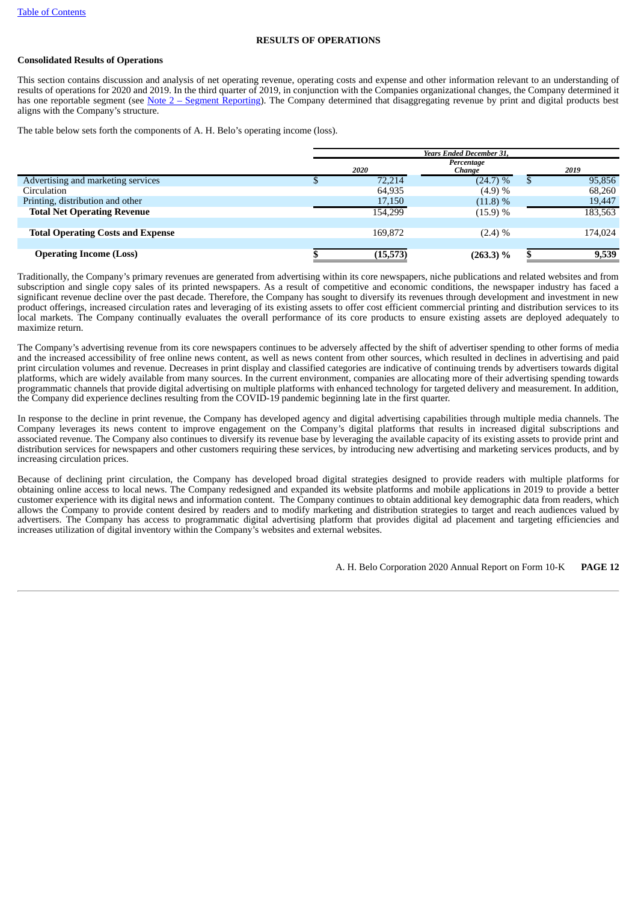Table of Contents

## RESULTS OF OPERATIONS

### Consolidated Results of Operations

This section contains discussion and analysis of net operating revenue, operating costs and expense and other information relevant to an understanding of results of operations for 2020 and 2019. In the third quarter of 2019, in conjunction with the Companies organizational changes, the Company determined it has one reportable segment (see Note 2 – Segment Reporting). The Company determined that disaggregating revenue by print and digital products best aligns with the Company's structure.

The table below sets forth the components of A. H. Belo's operating income (loss).

| | *Years Ended December 31,* | | |
|---|---|---|---|
| | *2020* | *Percentage Change* | *2019* |
| Advertising and marketing services | $ 72,214 | (24.7) % | $ 95,856 |
| Circulation | 64,935 | (4.9) % | 68,260 |
| Printing, distribution and other | 17,150 | (11.8) % | 19,447 |
| **Total Net Operating Revenue** | 154,299 | (15.9) % | 183,563 |
| **Total Operating Costs and Expense** | 169,872 | (2.4) % | 174,024 |
| **Operating Income (Loss)** | **$ (15,573)** | **(263.3) %** | **$ 9,539** |

Traditionally, the Company's primary revenues are generated from advertising within its core newspapers, niche publications and related websites and from subscription and single copy sales of its printed newspapers. As a result of competitive and economic conditions, the newspaper industry has faced a significant revenue decline over the past decade. Therefore, the Company has sought to diversify its revenues through development and investment in new product offerings, increased circulation rates and leveraging of its existing assets to offer cost efficient commercial printing and distribution services to its local markets. The Company continually evaluates the overall performance of its core products to ensure existing assets are deployed adequately to maximize return.

The Company's advertising revenue from its core newspapers continues to be adversely affected by the shift of advertiser spending to other forms of media and the increased accessibility of free online news content, as well as news content from other sources, which resulted in declines in advertising and paid print circulation volumes and revenue. Decreases in print display and classified categories are indicative of continuing trends by advertisers towards digital platforms, which are widely available from many sources. In the current environment, companies are allocating more of their advertising spending towards programmatic channels that provide digital advertising on multiple platforms with enhanced technology for targeted delivery and measurement. In addition, the Company did experience declines resulting from the COVID-19 pandemic beginning late in the first quarter.

In response to the decline in print revenue, the Company has developed agency and digital advertising capabilities through multiple media channels. The Company leverages its news content to improve engagement on the Company's digital platforms that results in increased digital subscriptions and associated revenue. The Company also continues to diversify its revenue base by leveraging the available capacity of its existing assets to provide print and distribution services for newspapers and other customers requiring these services, by introducing new advertising and marketing services products, and by increasing circulation prices.

Because of declining print circulation, the Company has developed broad digital strategies designed to provide readers with multiple platforms for obtaining online access to local news. The Company redesigned and expanded its website platforms and mobile applications in 2019 to provide a better customer experience with its digital news and information content. The Company continues to obtain additional key demographic data from readers, which allows the Company to provide content desired by readers and to modify marketing and distribution strategies to target and reach audiences valued by advertisers. The Company has access to programmatic digital advertising platform that provides digital ad placement and targeting efficiencies and increases utilization of digital inventory within the Company's websites and external websites.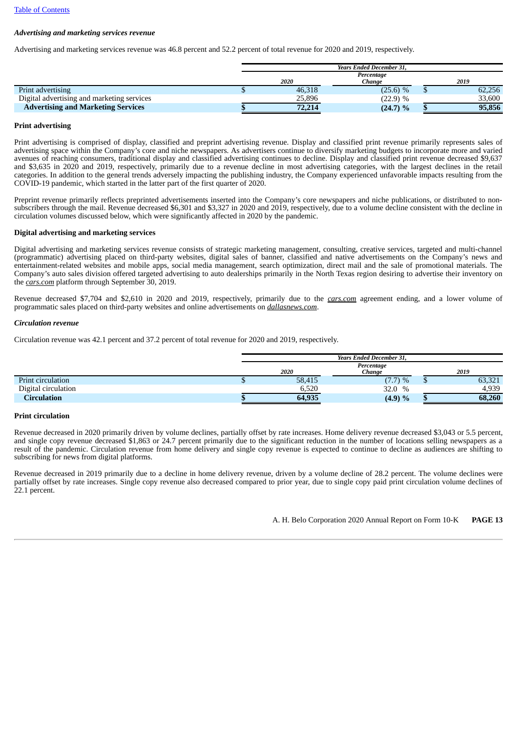*Advertising and marketing services revenue*

Advertising and marketing services revenue was 46.8 percent and 52.2 percent of total revenue for 2020 and 2019, respectively.

| | Years Ended December 31, | | | | |
|---|---|---|---|---|---|
| | | 2020 | Percentage Change | | 2019 |
| Print advertising | $ | 46,318 | (25.6) % | $ | 62,256 |
| Digital advertising and marketing services | | 25,896 | (22.9) % | | 33,600 |
| **Advertising and Marketing Services** | **$** | **72,214** | **(24.7) %** | **$** | **95,856** |

**Print advertising**

Print advertising is comprised of display, classified and preprint advertising revenue. Display and classified print revenue primarily represents sales of advertising space within the Company's core and niche newspapers. As advertisers continue to diversify marketing budgets to incorporate more and varied avenues of reaching consumers, traditional display and classified advertising continues to decline. Display and classified print revenue decreased $9,637 and $3,635 in 2020 and 2019, respectively, primarily due to a revenue decline in most advertising categories, with the largest declines in the retail categories. In addition to the general trends adversely impacting the publishing industry, the Company experienced unfavorable impacts resulting from the COVID-19 pandemic, which started in the latter part of the first quarter of 2020.

Preprint revenue primarily reflects preprinted advertisements inserted into the Company's core newspapers and niche publications, or distributed to non-subscribers through the mail. Revenue decreased $6,301 and $3,327 in 2020 and 2019, respectively, due to a volume decline consistent with the decline in circulation volumes discussed below, which were significantly affected in 2020 by the pandemic.

**Digital advertising and marketing services**

Digital advertising and marketing services revenue consists of strategic marketing management, consulting, creative services, targeted and multi-channel (programmatic) advertising placed on third-party websites, digital sales of banner, classified and native advertisements on the Company's news and entertainment-related websites and mobile apps, social media management, search optimization, direct mail and the sale of promotional materials. The Company's auto sales division offered targeted advertising to auto dealerships primarily in the North Texas region desiring to advertise their inventory on the *cars.com* platform through September 30, 2019.

Revenue decreased $7,704 and $2,610 in 2020 and 2019, respectively, primarily due to the *cars.com* agreement ending, and a lower volume of programmatic sales placed on third-party websites and online advertisements on *dallasnews.com*.

*Circulation revenue*

Circulation revenue was 42.1 percent and 37.2 percent of total revenue for 2020 and 2019, respectively.

| | Years Ended December 31, | | | | |
|---|---|---|---|---|---|
| | | 2020 | Percentage Change | | 2019 |
| Print circulation | $ | 58,415 | (7.7) % | $ | 63,321 |
| Digital circulation | | 6,520 | 32.0 % | | 4,939 |
| **Circulation** | **$** | **64,935** | **(4.9) %** | **$** | **68,260** |

**Print circulation**

Revenue decreased in 2020 primarily driven by volume declines, partially offset by rate increases. Home delivery revenue decreased $3,043 or 5.5 percent, and single copy revenue decreased $1,863 or 24.7 percent primarily due to the significant reduction in the number of locations selling newspapers as a result of the pandemic. Circulation revenue from home delivery and single copy revenue is expected to continue to decline as audiences are shifting to subscribing for news from digital platforms.

Revenue decreased in 2019 primarily due to a decline in home delivery revenue, driven by a volume decline of 28.2 percent. The volume declines were partially offset by rate increases. Single copy revenue also decreased compared to prior year, due to single copy paid print circulation volume declines of 22.1 percent.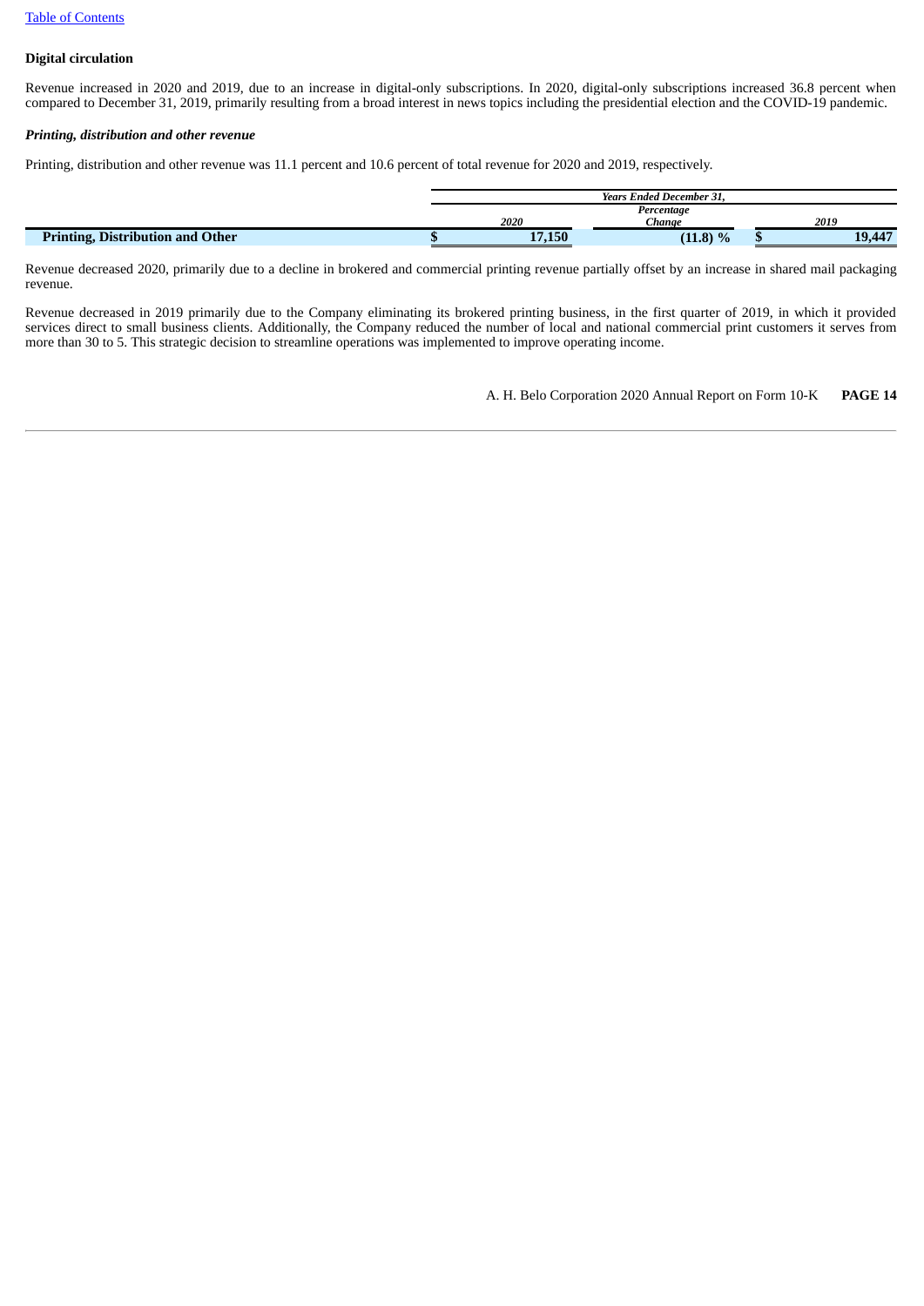**Digital circulation**

Revenue increased in 2020 and 2019, due to an increase in digital-only subscriptions. In 2020, digital-only subscriptions increased 36.8 percent when compared to December 31, 2019, primarily resulting from a broad interest in news topics including the presidential election and the COVID-19 pandemic.

***Printing, distribution and other revenue***

Printing, distribution and other revenue was 11.1 percent and 10.6 percent of total revenue for 2020 and 2019, respectively.

| | *Years Ended December 31,* | | |
|---|---|---|---|
| | *2020* | *Percentage Change* | *2019* |
| **Printing, Distribution and Other** | **$ 17,150** | **(11.8) %** | **$ 19,447** |

Revenue decreased 2020, primarily due to a decline in brokered and commercial printing revenue partially offset by an increase in shared mail packaging revenue.

Revenue decreased in 2019 primarily due to the Company eliminating its brokered printing business, in the first quarter of 2019, in which it provided services direct to small business clients. Additionally, the Company reduced the number of local and national commercial print customers it serves from more than 30 to 5. This strategic decision to streamline operations was implemented to improve operating income.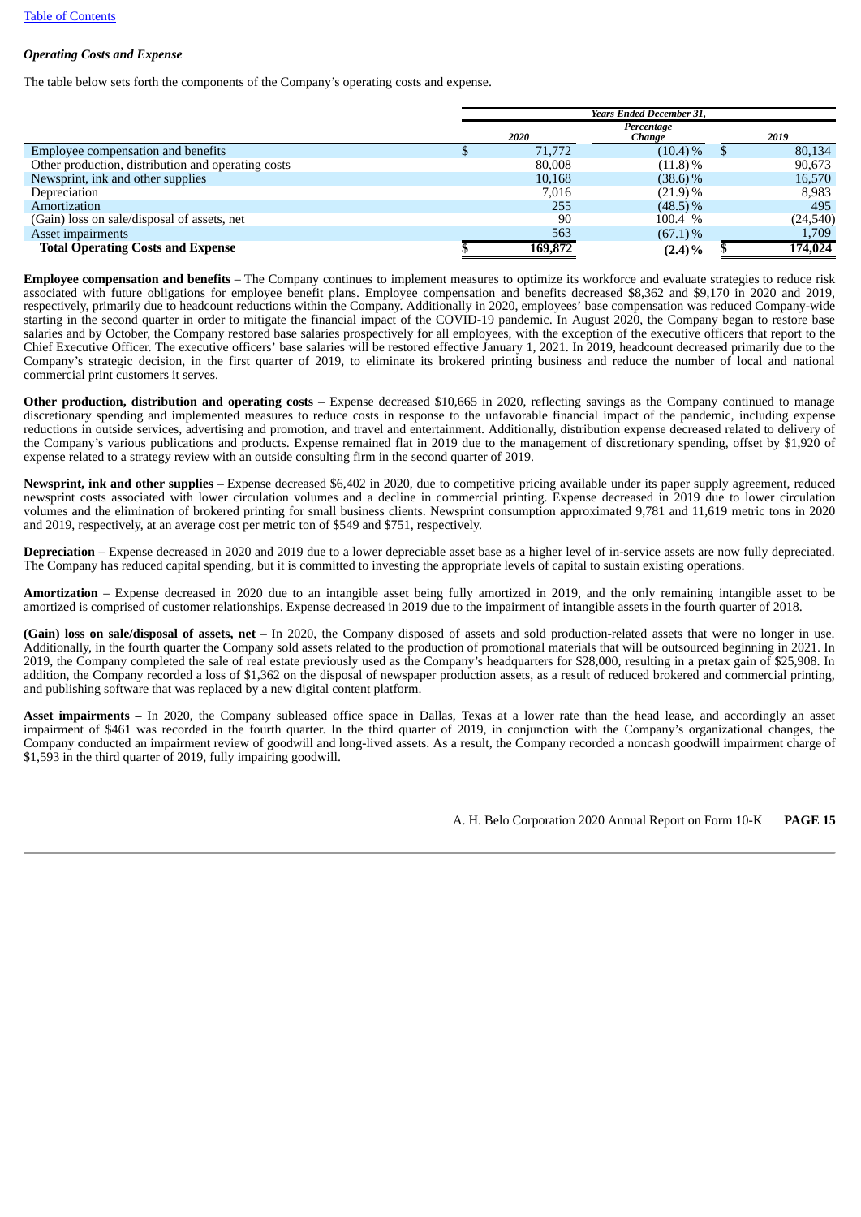*Operating Costs and Expense*

The table below sets forth the components of the Company's operating costs and expense.

| | Years Ended December 31, | | |
|---|---|---|---|
| | 2020 | Percentage Change | 2019 |
| Employee compensation and benefits | $ 71,772 | (10.4) % | $ 80,134 |
| Other production, distribution and operating costs | 80,008 | (11.8) % | 90,673 |
| Newsprint, ink and other supplies | 10,168 | (38.6) % | 16,570 |
| Depreciation | 7,016 | (21.9) % | 8,983 |
| Amortization | 255 | (48.5) % | 495 |
| (Gain) loss on sale/disposal of assets, net | 90 | 100.4 % | (24,540) |
| Asset impairments | 563 | (67.1) % | 1,709 |
| **Total Operating Costs and Expense** | **$ 169,872** | **(2.4) %** | **$ 174,024** |

**Employee compensation and benefits** – The Company continues to implement measures to optimize its workforce and evaluate strategies to reduce risk associated with future obligations for employee benefit plans. Employee compensation and benefits decreased $8,362 and $9,170 in 2020 and 2019, respectively, primarily due to headcount reductions within the Company. Additionally in 2020, employees' base compensation was reduced Company-wide starting in the second quarter in order to mitigate the financial impact of the COVID-19 pandemic. In August 2020, the Company began to restore base salaries and by October, the Company restored base salaries prospectively for all employees, with the exception of the executive officers that report to the Chief Executive Officer. The executive officers' base salaries will be restored effective January 1, 2021. In 2019, headcount decreased primarily due to the Company's strategic decision, in the first quarter of 2019, to eliminate its brokered printing business and reduce the number of local and national commercial print customers it serves.

**Other production, distribution and operating costs** – Expense decreased $10,665 in 2020, reflecting savings as the Company continued to manage discretionary spending and implemented measures to reduce costs in response to the unfavorable financial impact of the pandemic, including expense reductions in outside services, advertising and promotion, and travel and entertainment. Additionally, distribution expense decreased related to delivery of the Company's various publications and products. Expense remained flat in 2019 due to the management of discretionary spending, offset by $1,920 of expense related to a strategy review with an outside consulting firm in the second quarter of 2019.

**Newsprint, ink and other supplies** – Expense decreased $6,402 in 2020, due to competitive pricing available under its paper supply agreement, reduced newsprint costs associated with lower circulation volumes and a decline in commercial printing. Expense decreased in 2019 due to lower circulation volumes and the elimination of brokered printing for small business clients. Newsprint consumption approximated 9,781 and 11,619 metric tons in 2020 and 2019, respectively, at an average cost per metric ton of $549 and $751, respectively.

**Depreciation** – Expense decreased in 2020 and 2019 due to a lower depreciable asset base as a higher level of in-service assets are now fully depreciated. The Company has reduced capital spending, but it is committed to investing the appropriate levels of capital to sustain existing operations.

**Amortization** – Expense decreased in 2020 due to an intangible asset being fully amortized in 2019, and the only remaining intangible asset to be amortized is comprised of customer relationships. Expense decreased in 2019 due to the impairment of intangible assets in the fourth quarter of 2018.

**(Gain) loss on sale/disposal of assets, net** – In 2020, the Company disposed of assets and sold production-related assets that were no longer in use. Additionally, in the fourth quarter the Company sold assets related to the production of promotional materials that will be outsourced beginning in 2021. In 2019, the Company completed the sale of real estate previously used as the Company's headquarters for $28,000, resulting in a pretax gain of $25,908. In addition, the Company recorded a loss of $1,362 on the disposal of newspaper production assets, as a result of reduced brokered and commercial printing, and publishing software that was replaced by a new digital content platform.

**Asset impairments –** In 2020, the Company subleased office space in Dallas, Texas at a lower rate than the head lease, and accordingly an asset impairment of $461 was recorded in the fourth quarter. In the third quarter of 2019, in conjunction with the Company's organizational changes, the Company conducted an impairment review of goodwill and long-lived assets. As a result, the Company recorded a noncash goodwill impairment charge of $1,593 in the third quarter of 2019, fully impairing goodwill.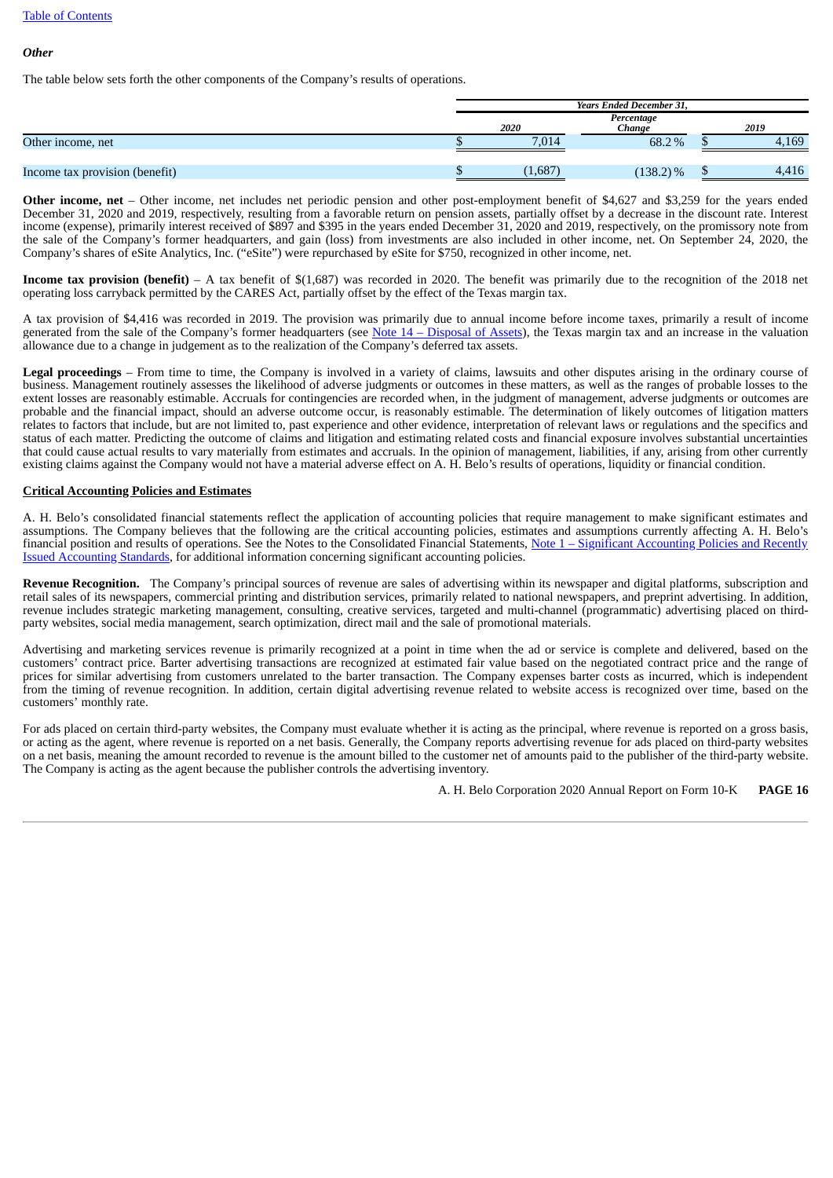*Other*

The table below sets forth the other components of the Company's results of operations.

| | Years Ended December 31, | | |
|---|---|---|---|
| | 2020 | Percentage Change | 2019 |
| Other income, net | $ 7,014 | 68.2 % | $ 4,169 |
| Income tax provision (benefit) | $ (1,687) | (138.2) % | $ 4,416 |

**Other income, net** – Other income, net includes net periodic pension and other post-employment benefit of $4,627 and $3,259 for the years ended December 31, 2020 and 2019, respectively, resulting from a favorable return on pension assets, partially offset by a decrease in the discount rate. Interest income (expense), primarily interest received of $897 and $395 in the years ended December 31, 2020 and 2019, respectively, on the promissory note from the sale of the Company's former headquarters, and gain (loss) from investments are also included in other income, net. On September 24, 2020, the Company's shares of eSite Analytics, Inc. ("eSite") were repurchased by eSite for $750, recognized in other income, net.

**Income tax provision (benefit)** – A tax benefit of $(1,687) was recorded in 2020. The benefit was primarily due to the recognition of the 2018 net operating loss carryback permitted by the CARES Act, partially offset by the effect of the Texas margin tax.

A tax provision of $4,416 was recorded in 2019. The provision was primarily due to annual income before income taxes, primarily a result of income generated from the sale of the Company's former headquarters (see Note 14 – Disposal of Assets), the Texas margin tax and an increase in the valuation allowance due to a change in judgement as to the realization of the Company's deferred tax assets.

**Legal proceedings** – From time to time, the Company is involved in a variety of claims, lawsuits and other disputes arising in the ordinary course of business. Management routinely assesses the likelihood of adverse judgments or outcomes in these matters, as well as the ranges of probable losses to the extent losses are reasonably estimable. Accruals for contingencies are recorded when, in the judgment of management, adverse judgments or outcomes are probable and the financial impact, should an adverse outcome occur, is reasonably estimable. The determination of likely outcomes of litigation matters relates to factors that include, but are not limited to, past experience and other evidence, interpretation of relevant laws or regulations and the specifics and status of each matter. Predicting the outcome of claims and litigation and estimating related costs and financial exposure involves substantial uncertainties that could cause actual results to vary materially from estimates and accruals. In the opinion of management, liabilities, if any, arising from other currently existing claims against the Company would not have a material adverse effect on A. H. Belo's results of operations, liquidity or financial condition.

## Critical Accounting Policies and Estimates

A. H. Belo's consolidated financial statements reflect the application of accounting policies that require management to make significant estimates and assumptions. The Company believes that the following are the critical accounting policies, estimates and assumptions currently affecting A. H. Belo's financial position and results of operations. See the Notes to the Consolidated Financial Statements, Note 1 – Significant Accounting Policies and Recently Issued Accounting Standards, for additional information concerning significant accounting policies.

**Revenue Recognition.** The Company's principal sources of revenue are sales of advertising within its newspaper and digital platforms, subscription and retail sales of its newspapers, commercial printing and distribution services, primarily related to national newspapers, and preprint advertising. In addition, revenue includes strategic marketing management, consulting, creative services, targeted and multi-channel (programmatic) advertising placed on third-party websites, social media management, search optimization, direct mail and the sale of promotional materials.

Advertising and marketing services revenue is primarily recognized at a point in time when the ad or service is complete and delivered, based on the customers' contract price. Barter advertising transactions are recognized at estimated fair value based on the negotiated contract price and the range of prices for similar advertising from customers unrelated to the barter transaction. The Company expenses barter costs as incurred, which is independent from the timing of revenue recognition. In addition, certain digital advertising revenue related to website access is recognized over time, based on the customers' monthly rate.

For ads placed on certain third-party websites, the Company must evaluate whether it is acting as the principal, where revenue is reported on a gross basis, or acting as the agent, where revenue is reported on a net basis. Generally, the Company reports advertising revenue for ads placed on third-party websites on a net basis, meaning the amount recorded to revenue is the amount billed to the customer net of amounts paid to the publisher of the third-party website. The Company is acting as the agent because the publisher controls the advertising inventory.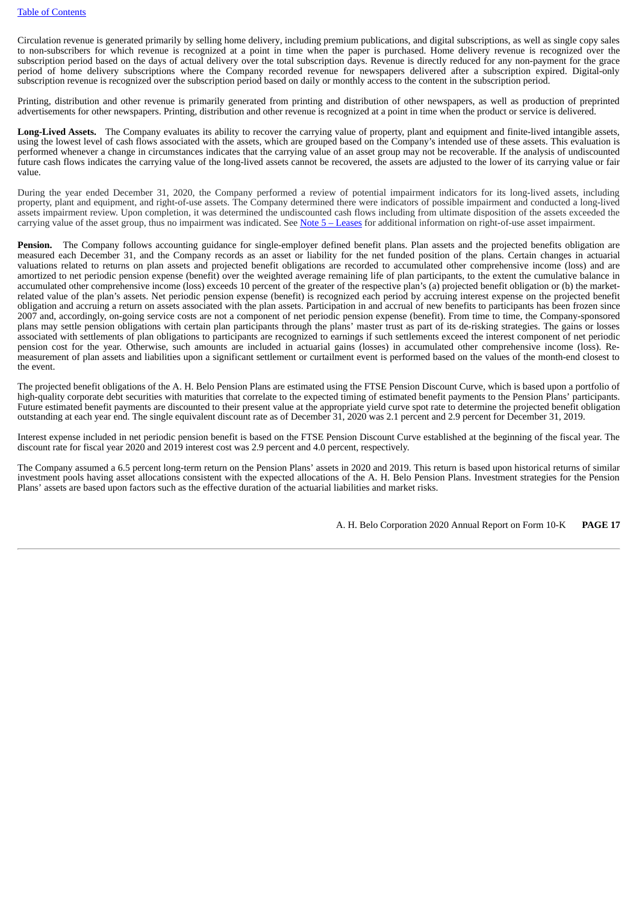Circulation revenue is generated primarily by selling home delivery, including premium publications, and digital subscriptions, as well as single copy sales to non-subscribers for which revenue is recognized at a point in time when the paper is purchased. Home delivery revenue is recognized over the subscription period based on the days of actual delivery over the total subscription days. Revenue is directly reduced for any non-payment for the grace period of home delivery subscriptions where the Company recorded revenue for newspapers delivered after a subscription expired. Digital-only subscription revenue is recognized over the subscription period based on daily or monthly access to the content in the subscription period.

Printing, distribution and other revenue is primarily generated from printing and distribution of other newspapers, as well as production of preprinted advertisements for other newspapers. Printing, distribution and other revenue is recognized at a point in time when the product or service is delivered.

**Long-Lived Assets.** The Company evaluates its ability to recover the carrying value of property, plant and equipment and finite-lived intangible assets, using the lowest level of cash flows associated with the assets, which are grouped based on the Company's intended use of these assets. This evaluation is performed whenever a change in circumstances indicates that the carrying value of an asset group may not be recoverable. If the analysis of undiscounted future cash flows indicates the carrying value of the long-lived assets cannot be recovered, the assets are adjusted to the lower of its carrying value or fair value.

During the year ended December 31, 2020, the Company performed a review of potential impairment indicators for its long-lived assets, including property, plant and equipment, and right-of-use assets. The Company determined there were indicators of possible impairment and conducted a long-lived assets impairment review. Upon completion, it was determined the undiscounted cash flows including from ultimate disposition of the assets exceeded the carrying value of the asset group, thus no impairment was indicated. See Note 5 – Leases for additional information on right-of-use asset impairment.

**Pension.** The Company follows accounting guidance for single-employer defined benefit plans. Plan assets and the projected benefits obligation are measured each December 31, and the Company records as an asset or liability for the net funded position of the plans. Certain changes in actuarial valuations related to returns on plan assets and projected benefit obligations are recorded to accumulated other comprehensive income (loss) and are amortized to net periodic pension expense (benefit) over the weighted average remaining life of plan participants, to the extent the cumulative balance in accumulated other comprehensive income (loss) exceeds 10 percent of the greater of the respective plan's (a) projected benefit obligation or (b) the market-related value of the plan's assets. Net periodic pension expense (benefit) is recognized each period by accruing interest expense on the projected benefit obligation and accruing a return on assets associated with the plan assets. Participation in and accrual of new benefits to participants has been frozen since 2007 and, accordingly, on-going service costs are not a component of net periodic pension expense (benefit). From time to time, the Company-sponsored plans may settle pension obligations with certain plan participants through the plans' master trust as part of its de-risking strategies. The gains or losses associated with settlements of plan obligations to participants are recognized to earnings if such settlements exceed the interest component of net periodic pension cost for the year. Otherwise, such amounts are included in actuarial gains (losses) in accumulated other comprehensive income (loss). Re-measurement of plan assets and liabilities upon a significant settlement or curtailment event is performed based on the values of the month-end closest to the event.

The projected benefit obligations of the A. H. Belo Pension Plans are estimated using the FTSE Pension Discount Curve, which is based upon a portfolio of high-quality corporate debt securities with maturities that correlate to the expected timing of estimated benefit payments to the Pension Plans' participants. Future estimated benefit payments are discounted to their present value at the appropriate yield curve spot rate to determine the projected benefit obligation outstanding at each year end. The single equivalent discount rate as of December 31, 2020 was 2.1 percent and 2.9 percent for December 31, 2019.

Interest expense included in net periodic pension benefit is based on the FTSE Pension Discount Curve established at the beginning of the fiscal year. The discount rate for fiscal year 2020 and 2019 interest cost was 2.9 percent and 4.0 percent, respectively.

The Company assumed a 6.5 percent long-term return on the Pension Plans' assets in 2020 and 2019. This return is based upon historical returns of similar investment pools having asset allocations consistent with the expected allocations of the A. H. Belo Pension Plans. Investment strategies for the Pension Plans' assets are based upon factors such as the effective duration of the actuarial liabilities and market risks.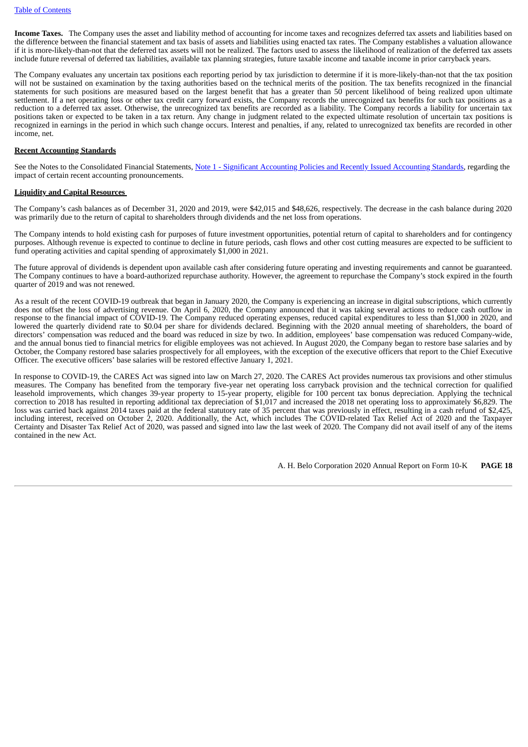**Income Taxes.** The Company uses the asset and liability method of accounting for income taxes and recognizes deferred tax assets and liabilities based on the difference between the financial statement and tax basis of assets and liabilities using enacted tax rates. The Company establishes a valuation allowance if it is more-likely-than-not that the deferred tax assets will not be realized. The factors used to assess the likelihood of realization of the deferred tax assets include future reversal of deferred tax liabilities, available tax planning strategies, future taxable income and taxable income in prior carryback years.

The Company evaluates any uncertain tax positions each reporting period by tax jurisdiction to determine if it is more-likely-than-not that the tax position will not be sustained on examination by the taxing authorities based on the technical merits of the position. The tax benefits recognized in the financial statements for such positions are measured based on the largest benefit that has a greater than 50 percent likelihood of being realized upon ultimate settlement. If a net operating loss or other tax credit carry forward exists, the Company records the unrecognized tax benefits for such tax positions as a reduction to a deferred tax asset. Otherwise, the unrecognized tax benefits are recorded as a liability. The Company records a liability for uncertain tax positions taken or expected to be taken in a tax return. Any change in judgment related to the expected ultimate resolution of uncertain tax positions is recognized in earnings in the period in which such change occurs. Interest and penalties, if any, related to unrecognized tax benefits are recorded in other income, net.

**Recent Accounting Standards**

See the Notes to the Consolidated Financial Statements, Note 1 - Significant Accounting Policies and Recently Issued Accounting Standards, regarding the impact of certain recent accounting pronouncements.

**Liquidity and Capital Resources**

The Company's cash balances as of December 31, 2020 and 2019, were $42,015 and $48,626, respectively. The decrease in the cash balance during 2020 was primarily due to the return of capital to shareholders through dividends and the net loss from operations.

The Company intends to hold existing cash for purposes of future investment opportunities, potential return of capital to shareholders and for contingency purposes. Although revenue is expected to continue to decline in future periods, cash flows and other cost cutting measures are expected to be sufficient to fund operating activities and capital spending of approximately $1,000 in 2021.

The future approval of dividends is dependent upon available cash after considering future operating and investing requirements and cannot be guaranteed. The Company continues to have a board-authorized repurchase authority. However, the agreement to repurchase the Company's stock expired in the fourth quarter of 2019 and was not renewed.

As a result of the recent COVID-19 outbreak that began in January 2020, the Company is experiencing an increase in digital subscriptions, which currently does not offset the loss of advertising revenue. On April 6, 2020, the Company announced that it was taking several actions to reduce cash outflow in response to the financial impact of COVID-19. The Company reduced operating expenses, reduced capital expenditures to less than $1,000 in 2020, and lowered the quarterly dividend rate to $0.04 per share for dividends declared. Beginning with the 2020 annual meeting of shareholders, the board of directors' compensation was reduced and the board was reduced in size by two. In addition, employees' base compensation was reduced Company-wide, and the annual bonus tied to financial metrics for eligible employees was not achieved. In August 2020, the Company began to restore base salaries and by October, the Company restored base salaries prospectively for all employees, with the exception of the executive officers that report to the Chief Executive Officer. The executive officers' base salaries will be restored effective January 1, 2021.

In response to COVID-19, the CARES Act was signed into law on March 27, 2020. The CARES Act provides numerous tax provisions and other stimulus measures. The Company has benefited from the temporary five-year net operating loss carryback provision and the technical correction for qualified leasehold improvements, which changes 39-year property to 15-year property, eligible for 100 percent tax bonus depreciation. Applying the technical correction to 2018 has resulted in reporting additional tax depreciation of $1,017 and increased the 2018 net operating loss to approximately $6,829. The loss was carried back against 2014 taxes paid at the federal statutory rate of 35 percent that was previously in effect, resulting in a cash refund of $2,425, including interest, received on October 2, 2020. Additionally, the Act, which includes The COVID-related Tax Relief Act of 2020 and the Taxpayer Certainty and Disaster Tax Relief Act of 2020, was passed and signed into law the last week of 2020. The Company did not avail itself of any of the items contained in the new Act.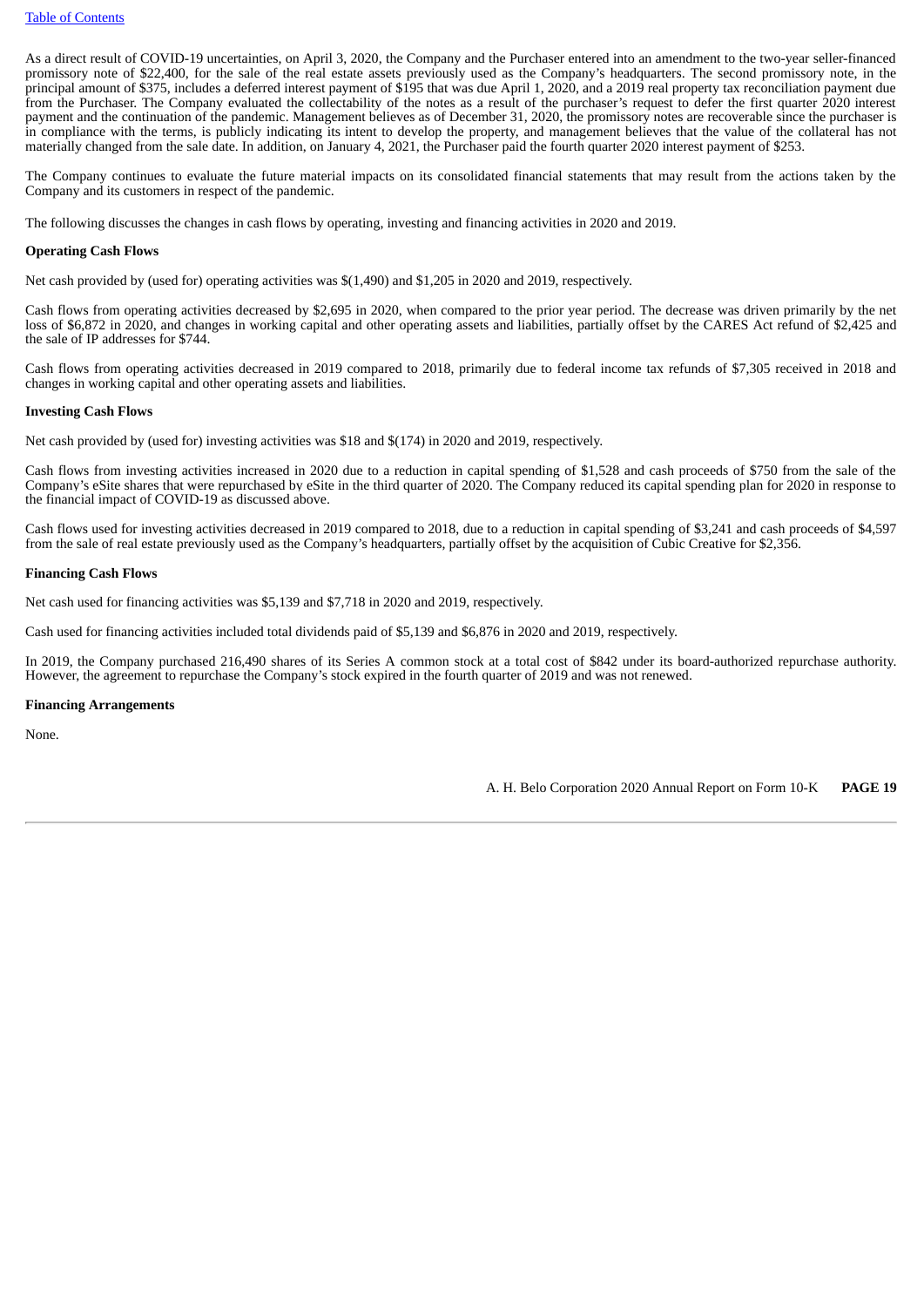As a direct result of COVID-19 uncertainties, on April 3, 2020, the Company and the Purchaser entered into an amendment to the two-year seller-financed promissory note of $22,400, for the sale of the real estate assets previously used as the Company's headquarters. The second promissory note, in the principal amount of $375, includes a deferred interest payment of $195 that was due April 1, 2020, and a 2019 real property tax reconciliation payment due from the Purchaser. The Company evaluated the collectability of the notes as a result of the purchaser's request to defer the first quarter 2020 interest payment and the continuation of the pandemic. Management believes as of December 31, 2020, the promissory notes are recoverable since the purchaser is in compliance with the terms, is publicly indicating its intent to develop the property, and management believes that the value of the collateral has not materially changed from the sale date. In addition, on January 4, 2021, the Purchaser paid the fourth quarter 2020 interest payment of $253.

The Company continues to evaluate the future material impacts on its consolidated financial statements that may result from the actions taken by the Company and its customers in respect of the pandemic.

The following discusses the changes in cash flows by operating, investing and financing activities in 2020 and 2019.

**Operating Cash Flows**

Net cash provided by (used for) operating activities was $(1,490) and $1,205 in 2020 and 2019, respectively.

Cash flows from operating activities decreased by $2,695 in 2020, when compared to the prior year period. The decrease was driven primarily by the net loss of $6,872 in 2020, and changes in working capital and other operating assets and liabilities, partially offset by the CARES Act refund of $2,425 and the sale of IP addresses for $744.

Cash flows from operating activities decreased in 2019 compared to 2018, primarily due to federal income tax refunds of $7,305 received in 2018 and changes in working capital and other operating assets and liabilities.

**Investing Cash Flows**

Net cash provided by (used for) investing activities was $18 and $(174) in 2020 and 2019, respectively.

Cash flows from investing activities increased in 2020 due to a reduction in capital spending of $1,528 and cash proceeds of $750 from the sale of the Company's eSite shares that were repurchased by eSite in the third quarter of 2020. The Company reduced its capital spending plan for 2020 in response to the financial impact of COVID-19 as discussed above.

Cash flows used for investing activities decreased in 2019 compared to 2018, due to a reduction in capital spending of $3,241 and cash proceeds of $4,597 from the sale of real estate previously used as the Company's headquarters, partially offset by the acquisition of Cubic Creative for $2,356.

**Financing Cash Flows**

Net cash used for financing activities was $5,139 and $7,718 in 2020 and 2019, respectively.

Cash used for financing activities included total dividends paid of $5,139 and $6,876 in 2020 and 2019, respectively.

In 2019, the Company purchased 216,490 shares of its Series A common stock at a total cost of $842 under its board-authorized repurchase authority. However, the agreement to repurchase the Company's stock expired in the fourth quarter of 2019 and was not renewed.

**Financing Arrangements**

None.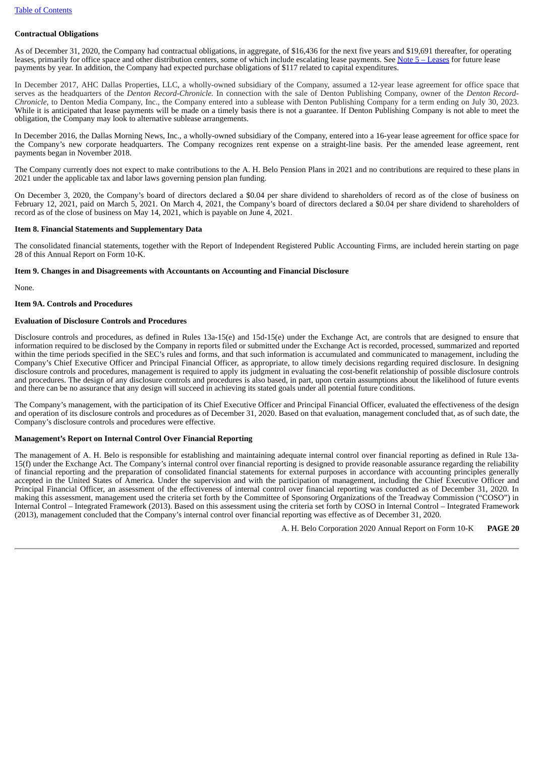[Table of Contents](#)

**Contractual Obligations**

As of December 31, 2020, the Company had contractual obligations, in aggregate, of $16,436 for the next five years and $19,691 thereafter, for operating leases, primarily for office space and other distribution centers, some of which include escalating lease payments. See [Note 5 – Leases](#) for future lease payments by year. In addition, the Company had expected purchase obligations of $117 related to capital expenditures.

In December 2017, AHC Dallas Properties, LLC, a wholly-owned subsidiary of the Company, assumed a 12-year lease agreement for office space that serves as the headquarters of the *Denton Record-Chronicle.* In connection with the sale of Denton Publishing Company, owner of the *Denton Record-Chronicle*, to Denton Media Company, Inc., the Company entered into a sublease with Denton Publishing Company for a term ending on July 30, 2023. While it is anticipated that lease payments will be made on a timely basis there is not a guarantee. If Denton Publishing Company is not able to meet the obligation, the Company may look to alternative sublease arrangements.

In December 2016, the Dallas Morning News, Inc., a wholly-owned subsidiary of the Company, entered into a 16-year lease agreement for office space for the Company's new corporate headquarters. The Company recognizes rent expense on a straight-line basis. Per the amended lease agreement, rent payments began in November 2018.

The Company currently does not expect to make contributions to the A. H. Belo Pension Plans in 2021 and no contributions are required to these plans in 2021 under the applicable tax and labor laws governing pension plan funding.

On December 3, 2020, the Company's board of directors declared a $0.04 per share dividend to shareholders of record as of the close of business on February 12, 2021, paid on March 5, 2021. On March 4, 2021, the Company's board of directors declared a $0.04 per share dividend to shareholders of record as of the close of business on May 14, 2021, which is payable on June 4, 2021.

**Item 8. Financial Statements and Supplementary Data**

The consolidated financial statements, together with the Report of Independent Registered Public Accounting Firms, are included herein starting on page 28 of this Annual Report on Form 10-K.

**Item 9. Changes in and Disagreements with Accountants on Accounting and Financial Disclosure**

None.

**Item 9A. Controls and Procedures**

**Evaluation of Disclosure Controls and Procedures**

Disclosure controls and procedures, as defined in Rules 13a-15(e) and 15d-15(e) under the Exchange Act, are controls that are designed to ensure that information required to be disclosed by the Company in reports filed or submitted under the Exchange Act is recorded, processed, summarized and reported within the time periods specified in the SEC's rules and forms, and that such information is accumulated and communicated to management, including the Company's Chief Executive Officer and Principal Financial Officer, as appropriate, to allow timely decisions regarding required disclosure. In designing disclosure controls and procedures, management is required to apply its judgment in evaluating the cost-benefit relationship of possible disclosure controls and procedures. The design of any disclosure controls and procedures is also based, in part, upon certain assumptions about the likelihood of future events and there can be no assurance that any design will succeed in achieving its stated goals under all potential future conditions.

The Company's management, with the participation of its Chief Executive Officer and Principal Financial Officer, evaluated the effectiveness of the design and operation of its disclosure controls and procedures as of December 31, 2020. Based on that evaluation, management concluded that, as of such date, the Company's disclosure controls and procedures were effective.

**Management's Report on Internal Control Over Financial Reporting**

The management of A. H. Belo is responsible for establishing and maintaining adequate internal control over financial reporting as defined in Rule 13a-15(f) under the Exchange Act. The Company's internal control over financial reporting is designed to provide reasonable assurance regarding the reliability of financial reporting and the preparation of consolidated financial statements for external purposes in accordance with accounting principles generally accepted in the United States of America. Under the supervision and with the participation of management, including the Chief Executive Officer and Principal Financial Officer, an assessment of the effectiveness of internal control over financial reporting was conducted as of December 31, 2020. In making this assessment, management used the criteria set forth by the Committee of Sponsoring Organizations of the Treadway Commission ("COSO") in Internal Control – Integrated Framework (2013). Based on this assessment using the criteria set forth by COSO in Internal Control – Integrated Framework (2013), management concluded that the Company's internal control over financial reporting was effective as of December 31, 2020.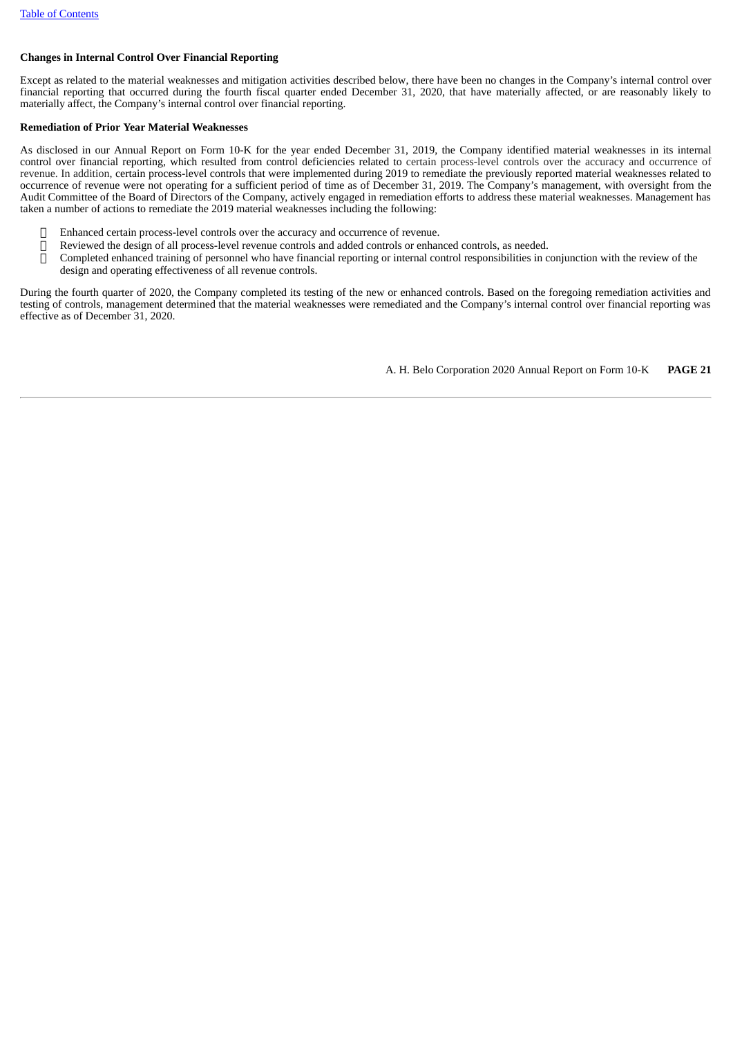**Changes in Internal Control Over Financial Reporting**

Except as related to the material weaknesses and mitigation activities described below, there have been no changes in the Company's internal control over financial reporting that occurred during the fourth fiscal quarter ended December 31, 2020, that have materially affected, or are reasonably likely to materially affect, the Company's internal control over financial reporting.

**Remediation of Prior Year Material Weaknesses**

As disclosed in our Annual Report on Form 10-K for the year ended December 31, 2019, the Company identified material weaknesses in its internal control over financial reporting, which resulted from control deficiencies related to certain process-level controls over the accuracy and occurrence of revenue. In addition, certain process-level controls that were implemented during 2019 to remediate the previously reported material weaknesses related to occurrence of revenue were not operating for a sufficient period of time as of December 31, 2019. The Company's management, with oversight from the Audit Committee of the Board of Directors of the Company, actively engaged in remediation efforts to address these material weaknesses. Management has taken a number of actions to remediate the 2019 material weaknesses including the following:

- Enhanced certain process-level controls over the accuracy and occurrence of revenue.
- Reviewed the design of all process-level revenue controls and added controls or enhanced controls, as needed.
- Completed enhanced training of personnel who have financial reporting or internal control responsibilities in conjunction with the review of the design and operating effectiveness of all revenue controls.

During the fourth quarter of 2020, the Company completed its testing of the new or enhanced controls. Based on the foregoing remediation activities and testing of controls, management determined that the material weaknesses were remediated and the Company's internal control over financial reporting was effective as of December 31, 2020.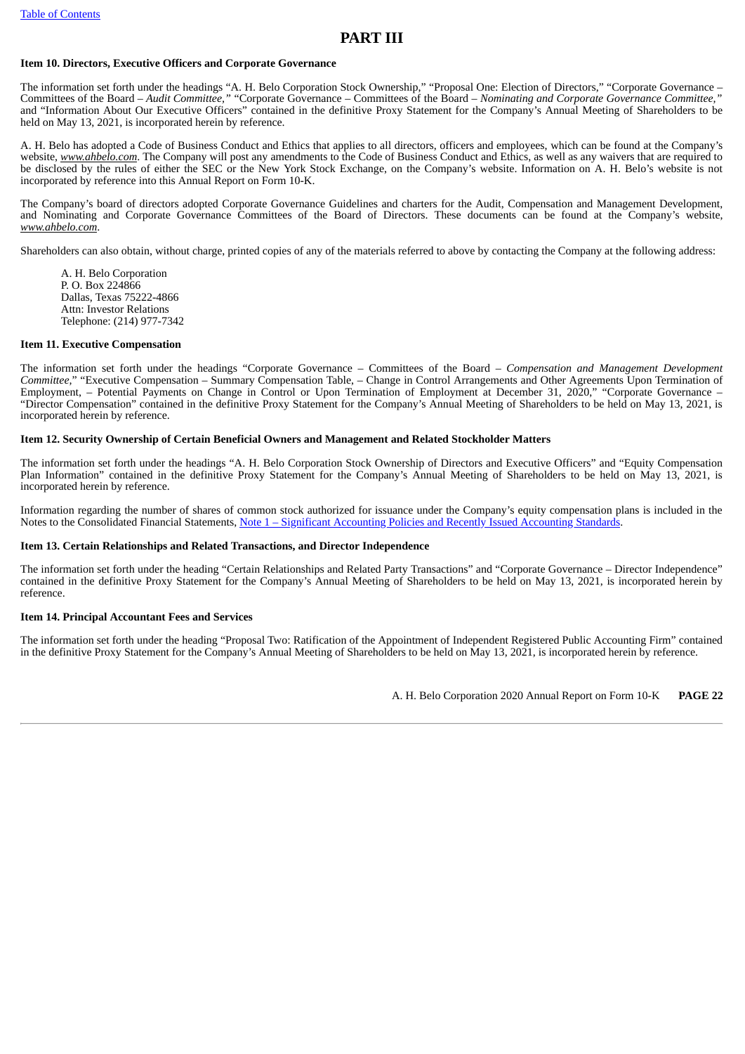# PART III

### Item 10. Directors, Executive Officers and Corporate Governance

The information set forth under the headings "A. H. Belo Corporation Stock Ownership," "Proposal One: Election of Directors," "Corporate Governance – Committees of the Board – *Audit Committee,"* "Corporate Governance – Committees of the Board – *Nominating and Corporate Governance Committee,"* and "Information About Our Executive Officers" contained in the definitive Proxy Statement for the Company's Annual Meeting of Shareholders to be held on May 13, 2021, is incorporated herein by reference.

A. H. Belo has adopted a Code of Business Conduct and Ethics that applies to all directors, officers and employees, which can be found at the Company's website, *www.ahbelo.com*. The Company will post any amendments to the Code of Business Conduct and Ethics, as well as any waivers that are required to be disclosed by the rules of either the SEC or the New York Stock Exchange, on the Company's website. Information on A. H. Belo's website is not incorporated by reference into this Annual Report on Form 10-K.

The Company's board of directors adopted Corporate Governance Guidelines and charters for the Audit, Compensation and Management Development, and Nominating and Corporate Governance Committees of the Board of Directors. These documents can be found at the Company's website, *www.ahbelo.com*.

Shareholders can also obtain, without charge, printed copies of any of the materials referred to above by contacting the Company at the following address:

A. H. Belo Corporation
P. O. Box 224866
Dallas, Texas 75222-4866
Attn: Investor Relations
Telephone: (214) 977-7342

### Item 11. Executive Compensation

The information set forth under the headings "Corporate Governance – Committees of the Board – *Compensation and Management Development Committee,"* "Executive Compensation – Summary Compensation Table, – Change in Control Arrangements and Other Agreements Upon Termination of Employment, – Potential Payments on Change in Control or Upon Termination of Employment at December 31, 2020," "Corporate Governance – "Director Compensation" contained in the definitive Proxy Statement for the Company's Annual Meeting of Shareholders to be held on May 13, 2021, is incorporated herein by reference.

### Item 12. Security Ownership of Certain Beneficial Owners and Management and Related Stockholder Matters

The information set forth under the headings "A. H. Belo Corporation Stock Ownership of Directors and Executive Officers" and "Equity Compensation Plan Information" contained in the definitive Proxy Statement for the Company's Annual Meeting of Shareholders to be held on May 13, 2021, is incorporated herein by reference.

Information regarding the number of shares of common stock authorized for issuance under the Company's equity compensation plans is included in the Notes to the Consolidated Financial Statements, Note 1 – Significant Accounting Policies and Recently Issued Accounting Standards.

### Item 13. Certain Relationships and Related Transactions, and Director Independence

The information set forth under the heading "Certain Relationships and Related Party Transactions" and "Corporate Governance – Director Independence" contained in the definitive Proxy Statement for the Company's Annual Meeting of Shareholders to be held on May 13, 2021, is incorporated herein by reference.

### Item 14. Principal Accountant Fees and Services

The information set forth under the heading "Proposal Two: Ratification of the Appointment of Independent Registered Public Accounting Firm" contained in the definitive Proxy Statement for the Company's Annual Meeting of Shareholders to be held on May 13, 2021, is incorporated herein by reference.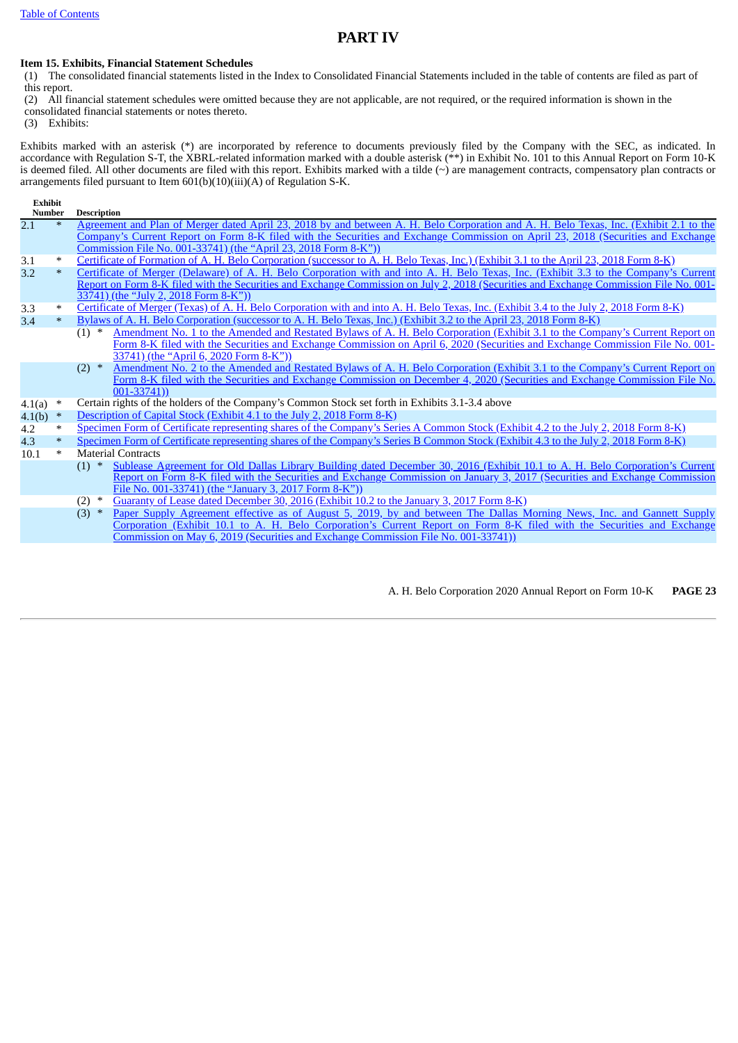# PART IV

**Item 15. Exhibits, Financial Statement Schedules**

(1) The consolidated financial statements listed in the Index to Consolidated Financial Statements included in the table of contents are filed as part of this report.

(2) All financial statement schedules were omitted because they are not applicable, are not required, or the required information is shown in the consolidated financial statements or notes thereto.

(3) Exhibits:

Exhibits marked with an asterisk (*) are incorporated by reference to documents previously filed by the Company with the SEC, as indicated. In accordance with Regulation S-T, the XBRL-related information marked with a double asterisk (**) in Exhibit No. 101 to this Annual Report on Form 10-K is deemed filed. All other documents are filed with this report. Exhibits marked with a tilde (~) are management contracts, compensatory plan contracts or arrangements filed pursuant to Item 601(b)(10)(iii)(A) of Regulation S-K.

| Exhibit Number | | Description |
|---|---|---|
| 2.1 | * | Agreement and Plan of Merger dated April 23, 2018 by and between A. H. Belo Corporation and A. H. Belo Texas, Inc. (Exhibit 2.1 to the Company's Current Report on Form 8-K filed with the Securities and Exchange Commission on April 23, 2018 (Securities and Exchange Commission File No. 001-33741) (the "April 23, 2018 Form 8-K")) |
| 3.1 | * | Certificate of Formation of A. H. Belo Corporation (successor to A. H. Belo Texas, Inc.) (Exhibit 3.1 to the April 23, 2018 Form 8-K) |
| 3.2 | * | Certificate of Merger (Delaware) of A. H. Belo Corporation with and into A. H. Belo Texas, Inc. (Exhibit 3.3 to the Company's Current Report on Form 8-K filed with the Securities and Exchange Commission on July 2, 2018 (Securities and Exchange Commission File No. 001-33741) (the "July 2, 2018 Form 8-K")) |
| 3.3 | * | Certificate of Merger (Texas) of A. H. Belo Corporation with and into A. H. Belo Texas, Inc. (Exhibit 3.4 to the July 2, 2018 Form 8-K) |
| 3.4 | * | Bylaws of A. H. Belo Corporation (successor to A. H. Belo Texas, Inc.) (Exhibit 3.2 to the April 23, 2018 Form 8-K) |
| | | (1) * Amendment No. 1 to the Amended and Restated Bylaws of A. H. Belo Corporation (Exhibit 3.1 to the Company's Current Report on Form 8-K filed with the Securities and Exchange Commission on April 6, 2020 (Securities and Exchange Commission File No. 001-33741) (the "April 6, 2020 Form 8-K")) |
| | | (2) * Amendment No. 2 to the Amended and Restated Bylaws of A. H. Belo Corporation (Exhibit 3.1 to the Company's Current Report on Form 8-K filed with the Securities and Exchange Commission on December 4, 2020 (Securities and Exchange Commission File No. 001-33741)) |
| 4.1(a) | * | Certain rights of the holders of the Company's Common Stock set forth in Exhibits 3.1-3.4 above |
| 4.1(b) | * | Description of Capital Stock (Exhibit 4.1 to the July 2, 2018 Form 8-K) |
| 4.2 | * | Specimen Form of Certificate representing shares of the Company's Series A Common Stock (Exhibit 4.2 to the July 2, 2018 Form 8-K) |
| 4.3 | * | Specimen Form of Certificate representing shares of the Company's Series B Common Stock (Exhibit 4.3 to the July 2, 2018 Form 8-K) |
| 10.1 | * | Material Contracts |
| | | (1) * Sublease Agreement for Old Dallas Library Building dated December 30, 2016 (Exhibit 10.1 to A. H. Belo Corporation's Current Report on Form 8-K filed with the Securities and Exchange Commission on January 3, 2017 (Securities and Exchange Commission File No. 001-33741) (the "January 3, 2017 Form 8-K")) |
| | | (2) * Guaranty of Lease dated December 30, 2016 (Exhibit 10.2 to the January 3, 2017 Form 8-K) |
| | | (3) * Paper Supply Agreement effective as of August 5, 2019, by and between The Dallas Morning News, Inc. and Gannett Supply Corporation (Exhibit 10.1 to A. H. Belo Corporation's Current Report on Form 8-K filed with the Securities and Exchange Commission on May 6, 2019 (Securities and Exchange Commission File No. 001-33741)) |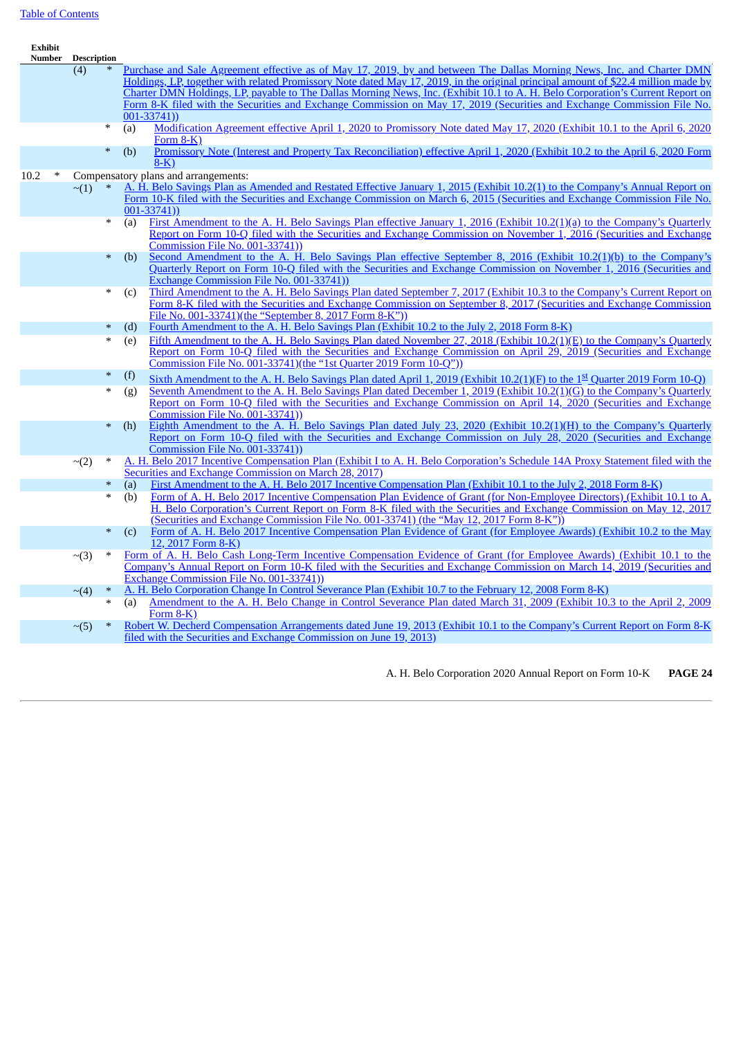[Table of Contents]

| Exhibit Number | Description | | | |
|---|---|---|---|---|
| | (4) | * | | Purchase and Sale Agreement effective as of May 17, 2019, by and between The Dallas Morning News, Inc. and Charter DMN Holdings, LP, together with related Promissory Note dated May 17, 2019, in the original principal amount of $22.4 million made by Charter DMN Holdings, LP, payable to The Dallas Morning News, Inc. (Exhibit 10.1 to A. H. Belo Corporation's Current Report on Form 8-K filed with the Securities and Exchange Commission on May 17, 2019 (Securities and Exchange Commission File No. 001-33741)) |
| | | * | (a) | Modification Agreement effective April 1, 2020 to Promissory Note dated May 17, 2020 (Exhibit 10.1 to the April 6, 2020 Form 8-K) |
| | | * | (b) | Promissory Note (Interest and Property Tax Reconciliation) effective April 1, 2020 (Exhibit 10.2 to the April 6, 2020 Form 8-K) |
| 10.2 * | Compensatory plans and arrangements: | | | |
| | ~(1) | * | | A. H. Belo Savings Plan as Amended and Restated Effective January 1, 2015 (Exhibit 10.2(1) to the Company's Annual Report on Form 10-K filed with the Securities and Exchange Commission on March 6, 2015 (Securities and Exchange Commission File No. 001-33741)) |
| | | * | (a) | First Amendment to the A. H. Belo Savings Plan effective January 1, 2016 (Exhibit 10.2(1)(a) to the Company's Quarterly Report on Form 10-Q filed with the Securities and Exchange Commission on November 1, 2016 (Securities and Exchange Commission File No. 001-33741)) |
| | | * | (b) | Second Amendment to the A. H. Belo Savings Plan effective September 8, 2016 (Exhibit 10.2(1)(b) to the Company's Quarterly Report on Form 10-Q filed with the Securities and Exchange Commission on November 1, 2016 (Securities and Exchange Commission File No. 001-33741)) |
| | | * | (c) | Third Amendment to the A. H. Belo Savings Plan dated September 7, 2017 (Exhibit 10.3 to the Company's Current Report on Form 8-K filed with the Securities and Exchange Commission on September 8, 2017 (Securities and Exchange Commission File No. 001-33741)(the "September 8, 2017 Form 8-K")) |
| | | * | (d) | Fourth Amendment to the A. H. Belo Savings Plan (Exhibit 10.2 to the July 2, 2018 Form 8-K) |
| | | * | (e) | Fifth Amendment to the A. H. Belo Savings Plan dated November 27, 2018 (Exhibit 10.2(1)(E) to the Company's Quarterly Report on Form 10-Q filed with the Securities and Exchange Commission on April 29, 2019 (Securities and Exchange Commission File No. 001-33741)(the "1st Quarter 2019 Form 10-Q")) |
| | | * | (f) | Sixth Amendment to the A. H. Belo Savings Plan dated April 1, 2019 (Exhibit 10.2(1)(F) to the 1st Quarter 2019 Form 10-Q) |
| | | * | (g) | Seventh Amendment to the A. H. Belo Savings Plan dated December 1, 2019 (Exhibit 10.2(1)(G) to the Company's Quarterly Report on Form 10-Q filed with the Securities and Exchange Commission on April 14, 2020 (Securities and Exchange Commission File No. 001-33741)) |
| | | * | (h) | Eighth Amendment to the A. H. Belo Savings Plan dated July 23, 2020 (Exhibit 10.2(1)(H) to the Company's Quarterly Report on Form 10-Q filed with the Securities and Exchange Commission on July 28, 2020 (Securities and Exchange Commission File No. 001-33741)) |
| | ~(2) | * | | A. H. Belo 2017 Incentive Compensation Plan (Exhibit I to A. H. Belo Corporation's Schedule 14A Proxy Statement filed with the Securities and Exchange Commission on March 28, 2017) |
| | | * | (a) | First Amendment to the A. H. Belo 2017 Incentive Compensation Plan (Exhibit 10.1 to the July 2, 2018 Form 8-K) |
| | | * | (b) | Form of A. H. Belo 2017 Incentive Compensation Plan Evidence of Grant (for Non-Employee Directors) (Exhibit 10.1 to A. H. Belo Corporation's Current Report on Form 8-K filed with the Securities and Exchange Commission on May 12, 2017 (Securities and Exchange Commission File No. 001-33741) (the "May 12, 2017 Form 8-K")) |
| | | * | (c) | Form of A. H. Belo 2017 Incentive Compensation Plan Evidence of Grant (for Employee Awards) (Exhibit 10.2 to the May 12, 2017 Form 8-K) |
| | ~(3) | * | | Form of A. H. Belo Cash Long-Term Incentive Compensation Evidence of Grant (for Employee Awards) (Exhibit 10.1 to the Company's Annual Report on Form 10-K filed with the Securities and Exchange Commission on March 14, 2019 (Securities and Exchange Commission File No. 001-33741)) |
| | ~(4) | * | | A. H. Belo Corporation Change In Control Severance Plan (Exhibit 10.7 to the February 12, 2008 Form 8-K) |
| | | * | (a) | Amendment to the A. H. Belo Change in Control Severance Plan dated March 31, 2009 (Exhibit 10.3 to the April 2, 2009 Form 8-K) |
| | ~(5) | * | | Robert W. Decherd Compensation Arrangements dated June 19, 2013 (Exhibit 10.1 to the Company's Current Report on Form 8-K filed with the Securities and Exchange Commission on June 19, 2013) |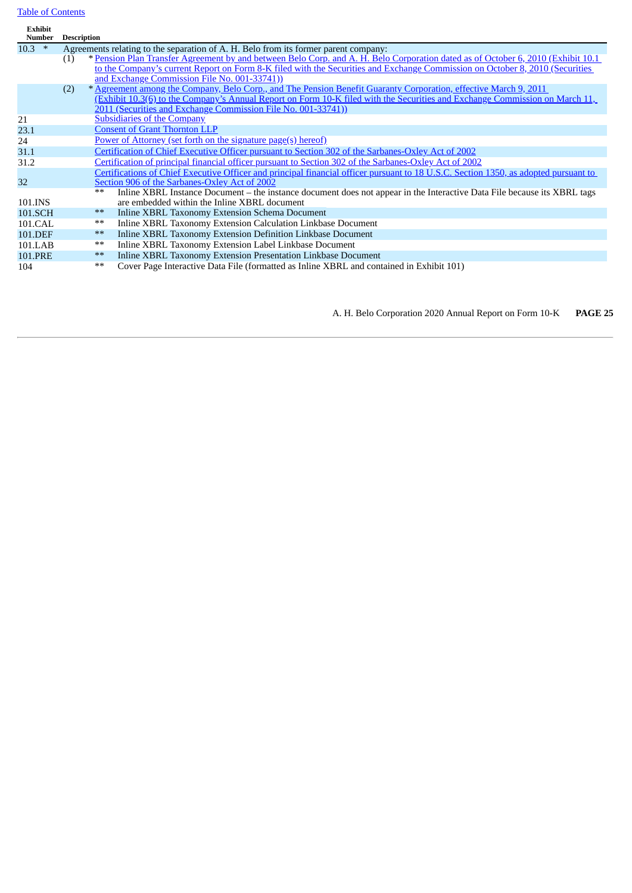[Table of Contents]

| Exhibit Number | | Description |
|---|---|---|
| 10.3 * | | Agreements relating to the separation of A. H. Belo from its former parent company: |
| | (1) | * Pension Plan Transfer Agreement by and between Belo Corp. and A. H. Belo Corporation dated as of October 6, 2010 (Exhibit 10.1 to the Company's current Report on Form 8-K filed with the Securities and Exchange Commission on October 8, 2010 (Securities and Exchange Commission File No. 001-33741)) |
| | (2) | * Agreement among the Company, Belo Corp., and The Pension Benefit Guaranty Corporation, effective March 9, 2011 (Exhibit 10.3(6) to the Company's Annual Report on Form 10-K filed with the Securities and Exchange Commission on March 11, 2011 (Securities and Exchange Commission File No. 001-33741)) |
| 21 | | Subsidiaries of the Company |
| 23.1 | | Consent of Grant Thornton LLP |
| 24 | | Power of Attorney (set forth on the signature page(s) hereof) |
| 31.1 | | Certification of Chief Executive Officer pursuant to Section 302 of the Sarbanes-Oxley Act of 2002 |
| 31.2 | | Certification of principal financial officer pursuant to Section 302 of the Sarbanes-Oxley Act of 2002 |
| 32 | | Certifications of Chief Executive Officer and principal financial officer pursuant to 18 U.S.C. Section 1350, as adopted pursuant to Section 906 of the Sarbanes-Oxley Act of 2002 |
| 101.INS | ** | Inline XBRL Instance Document – the instance document does not appear in the Interactive Data File because its XBRL tags are embedded within the Inline XBRL document |
| 101.SCH | ** | Inline XBRL Taxonomy Extension Schema Document |
| 101.CAL | ** | Inline XBRL Taxonomy Extension Calculation Linkbase Document |
| 101.DEF | ** | Inline XBRL Taxonomy Extension Definition Linkbase Document |
| 101.LAB | ** | Inline XBRL Taxonomy Extension Label Linkbase Document |
| 101.PRE | ** | Inline XBRL Taxonomy Extension Presentation Linkbase Document |
| 104 | ** | Cover Page Interactive Data File (formatted as Inline XBRL and contained in Exhibit 101) |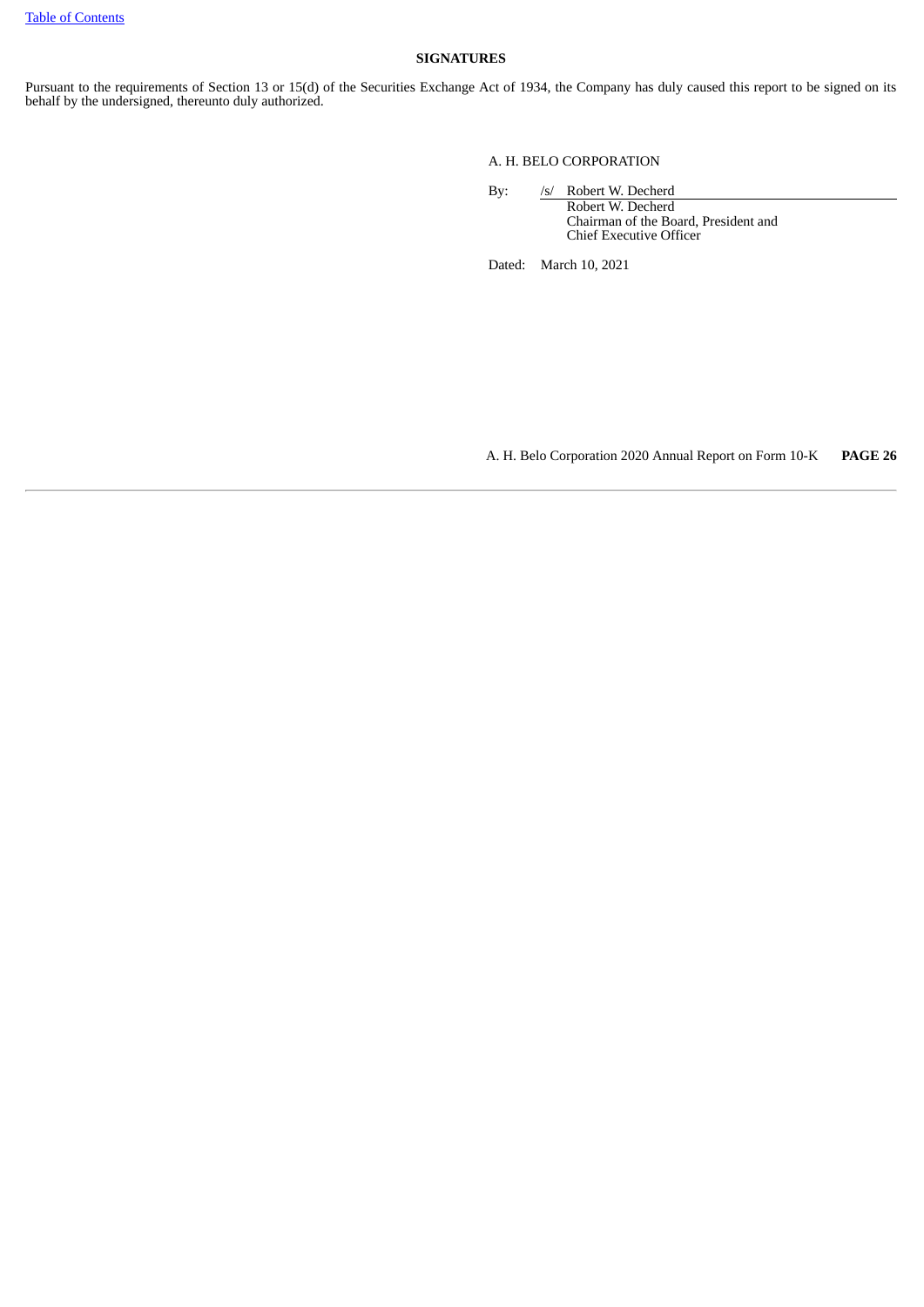## SIGNATURES

Pursuant to the requirements of Section 13 or 15(d) of the Securities Exchange Act of 1934, the Company has duly caused this report to be signed on its behalf by the undersigned, thereunto duly authorized.

A. H. BELO CORPORATION

By: /s/ Robert W. Decherd
Robert W. Decherd
Chairman of the Board, President and
Chief Executive Officer

Dated: March 10, 2021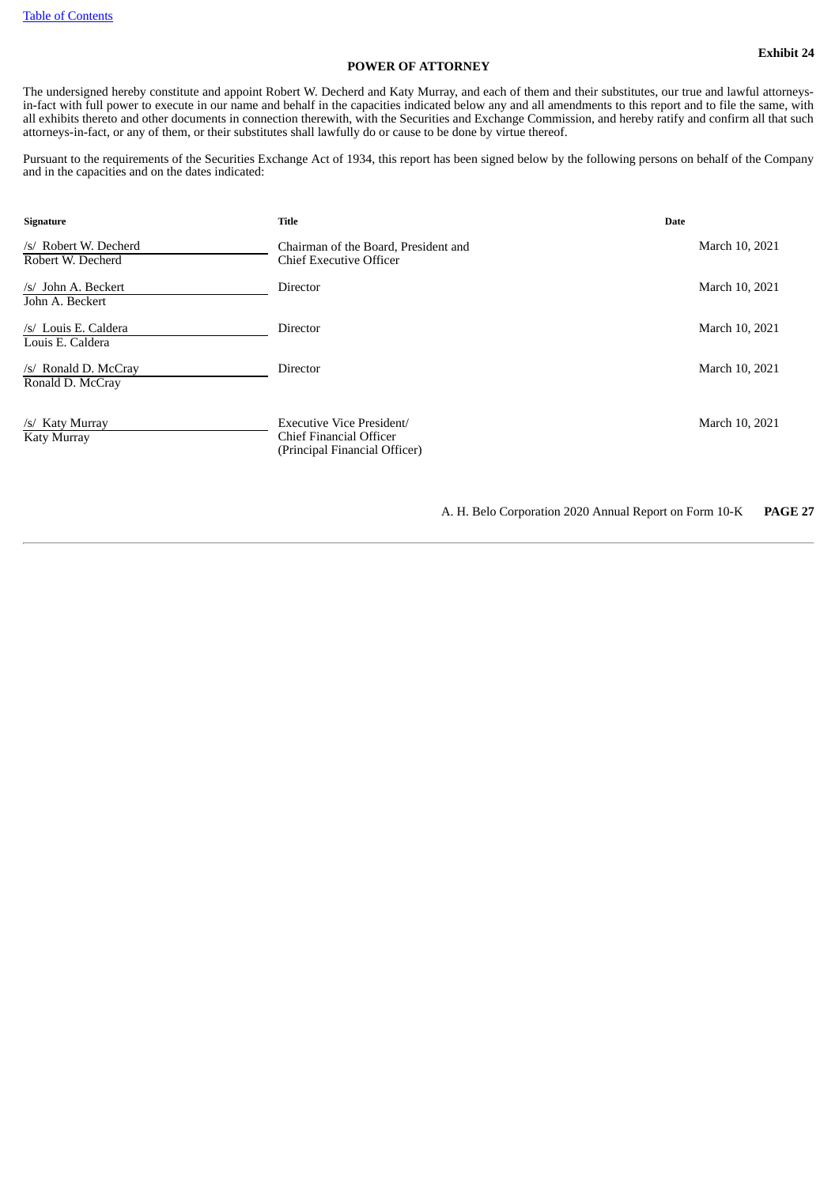**Exhibit 24**

**POWER OF ATTORNEY**

The undersigned hereby constitute and appoint Robert W. Decherd and Katy Murray, and each of them and their substitutes, our true and lawful attorneys-in-fact with full power to execute in our name and behalf in the capacities indicated below any and all amendments to this report and to file the same, with all exhibits thereto and other documents in connection therewith, with the Securities and Exchange Commission, and hereby ratify and confirm all that such attorneys-in-fact, or any of them, or their substitutes shall lawfully do or cause to be done by virtue thereof.

Pursuant to the requirements of the Securities Exchange Act of 1934, this report has been signed below by the following persons on behalf of the Company and in the capacities and on the dates indicated:

| Signature | Title | Date |
|---|---|---|
| /s/ Robert W. Decherd<br>Robert W. Decherd | Chairman of the Board, President and Chief Executive Officer | March 10, 2021 |
| /s/ John A. Beckert<br>John A. Beckert | Director | March 10, 2021 |
| /s/ Louis E. Caldera<br>Louis E. Caldera | Director | March 10, 2021 |
| /s/ Ronald D. McCray<br>Ronald D. McCray | Director | March 10, 2021 |
| /s/ Katy Murray<br>Katy Murray | Executive Vice President/ Chief Financial Officer (Principal Financial Officer) | March 10, 2021 |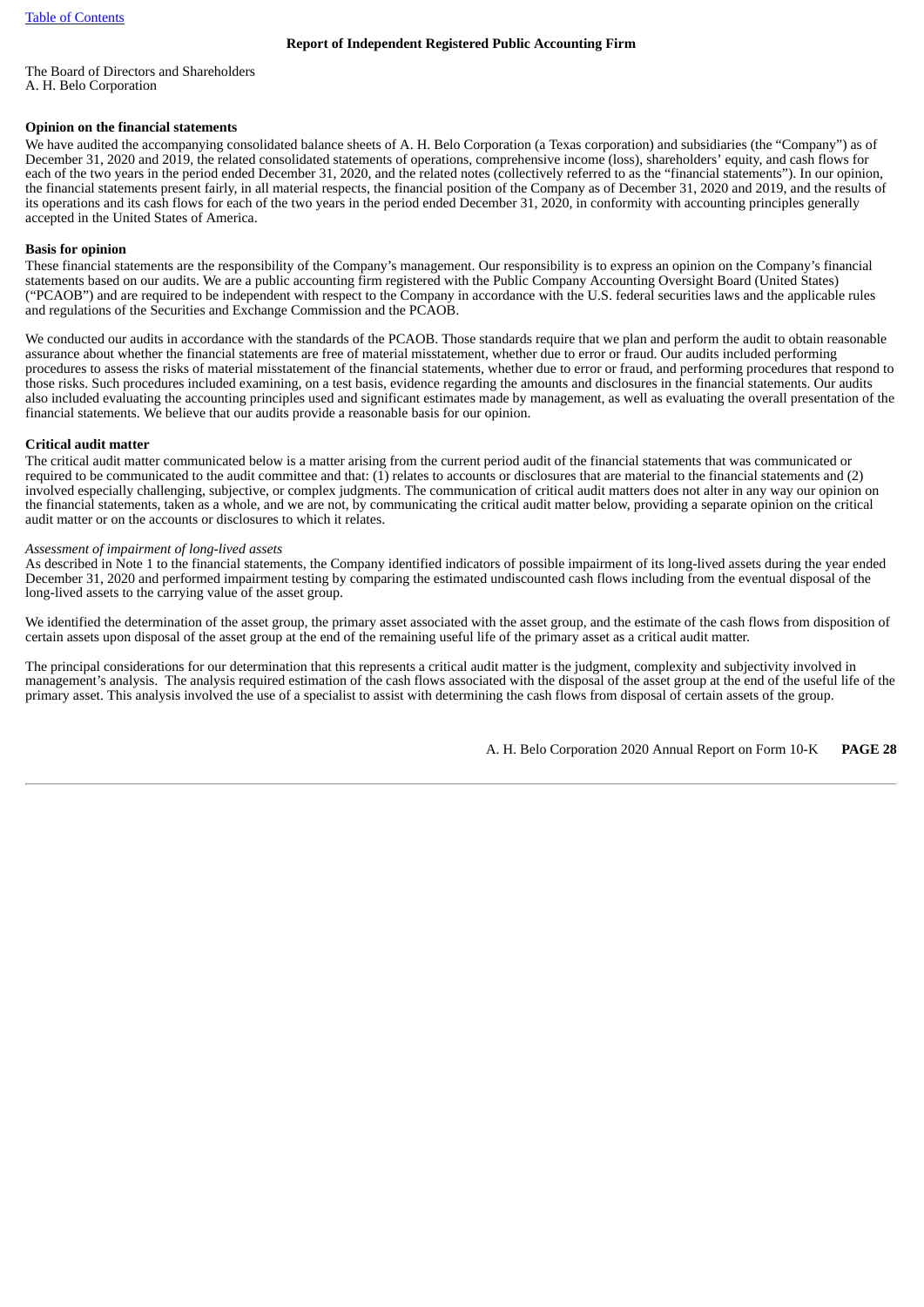## Report of Independent Registered Public Accounting Firm

The Board of Directors and Shareholders
A. H. Belo Corporation

**Opinion on the financial statements**

We have audited the accompanying consolidated balance sheets of A. H. Belo Corporation (a Texas corporation) and subsidiaries (the "Company") as of December 31, 2020 and 2019, the related consolidated statements of operations, comprehensive income (loss), shareholders' equity, and cash flows for each of the two years in the period ended December 31, 2020, and the related notes (collectively referred to as the "financial statements"). In our opinion, the financial statements present fairly, in all material respects, the financial position of the Company as of December 31, 2020 and 2019, and the results of its operations and its cash flows for each of the two years in the period ended December 31, 2020, in conformity with accounting principles generally accepted in the United States of America.

**Basis for opinion**

These financial statements are the responsibility of the Company's management. Our responsibility is to express an opinion on the Company's financial statements based on our audits. We are a public accounting firm registered with the Public Company Accounting Oversight Board (United States) ("PCAOB") and are required to be independent with respect to the Company in accordance with the U.S. federal securities laws and the applicable rules and regulations of the Securities and Exchange Commission and the PCAOB.

We conducted our audits in accordance with the standards of the PCAOB. Those standards require that we plan and perform the audit to obtain reasonable assurance about whether the financial statements are free of material misstatement, whether due to error or fraud. Our audits included performing procedures to assess the risks of material misstatement of the financial statements, whether due to error or fraud, and performing procedures that respond to those risks. Such procedures included examining, on a test basis, evidence regarding the amounts and disclosures in the financial statements. Our audits also included evaluating the accounting principles used and significant estimates made by management, as well as evaluating the overall presentation of the financial statements. We believe that our audits provide a reasonable basis for our opinion.

**Critical audit matter**

The critical audit matter communicated below is a matter arising from the current period audit of the financial statements that was communicated or required to be communicated to the audit committee and that: (1) relates to accounts or disclosures that are material to the financial statements and (2) involved especially challenging, subjective, or complex judgments. The communication of critical audit matters does not alter in any way our opinion on the financial statements, taken as a whole, and we are not, by communicating the critical audit matter below, providing a separate opinion on the critical audit matter or on the accounts or disclosures to which it relates.

*Assessment of impairment of long-lived assets*

As described in Note 1 to the financial statements, the Company identified indicators of possible impairment of its long-lived assets during the year ended December 31, 2020 and performed impairment testing by comparing the estimated undiscounted cash flows including from the eventual disposal of the long-lived assets to the carrying value of the asset group.

We identified the determination of the asset group, the primary asset associated with the asset group, and the estimate of the cash flows from disposition of certain assets upon disposal of the asset group at the end of the remaining useful life of the primary asset as a critical audit matter.

The principal considerations for our determination that this represents a critical audit matter is the judgment, complexity and subjectivity involved in management's analysis. The analysis required estimation of the cash flows associated with the disposal of the asset group at the end of the useful life of the primary asset. This analysis involved the use of a specialist to assist with determining the cash flows from disposal of certain assets of the group.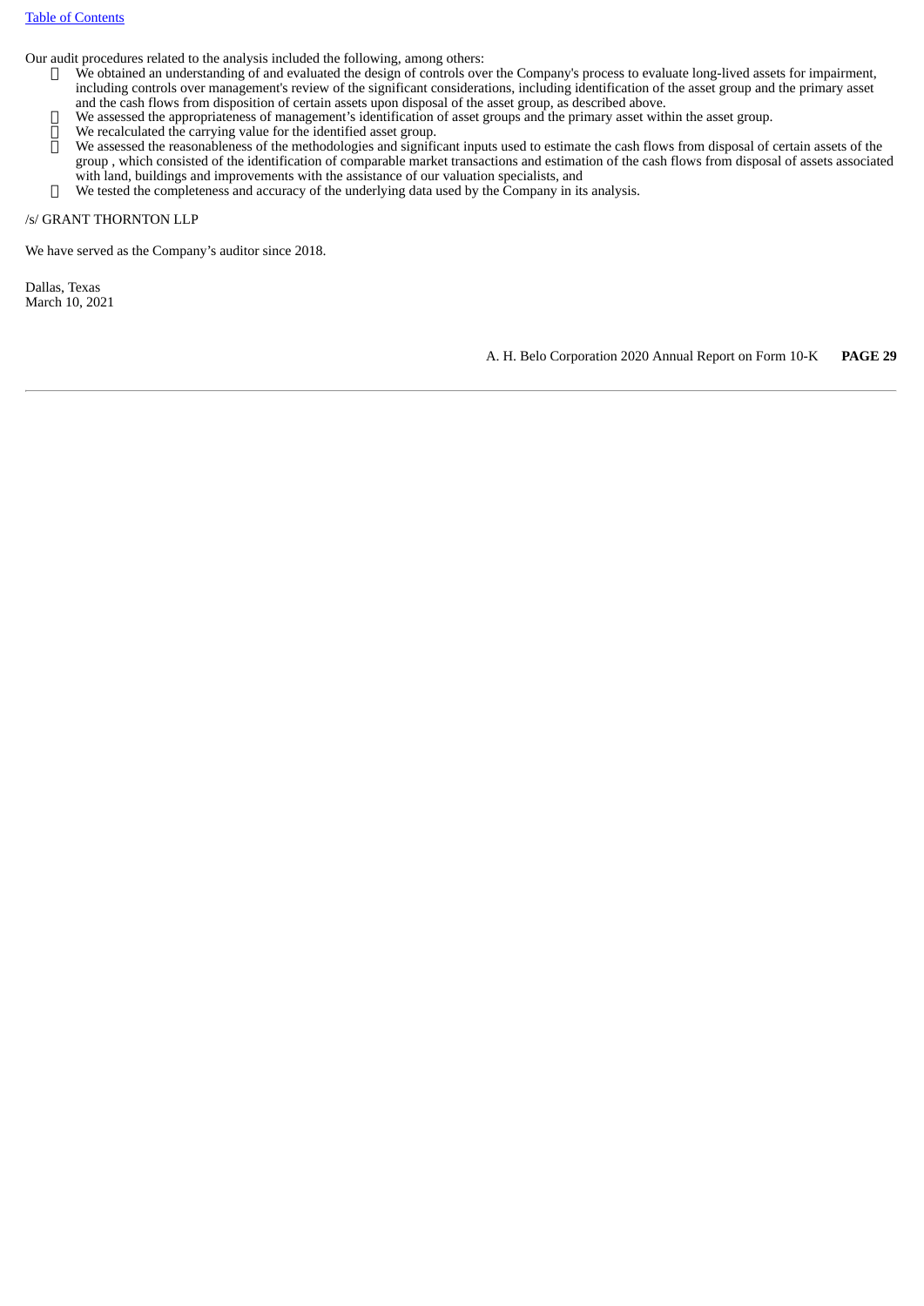Our audit procedures related to the analysis included the following, among others:

- We obtained an understanding of and evaluated the design of controls over the Company's process to evaluate long-lived assets for impairment, including controls over management's review of the significant considerations, including identification of the asset group and the primary asset and the cash flows from disposition of certain assets upon disposal of the asset group, as described above.
- We assessed the appropriateness of management's identification of asset groups and the primary asset within the asset group.
- We recalculated the carrying value for the identified asset group.
- We assessed the reasonableness of the methodologies and significant inputs used to estimate the cash flows from disposal of certain assets of the group , which consisted of the identification of comparable market transactions and estimation of the cash flows from disposal of assets associated with land, buildings and improvements with the assistance of our valuation specialists, and
- We tested the completeness and accuracy of the underlying data used by the Company in its analysis.

/s/ GRANT THORNTON LLP

We have served as the Company's auditor since 2018.

Dallas, Texas
March 10, 2021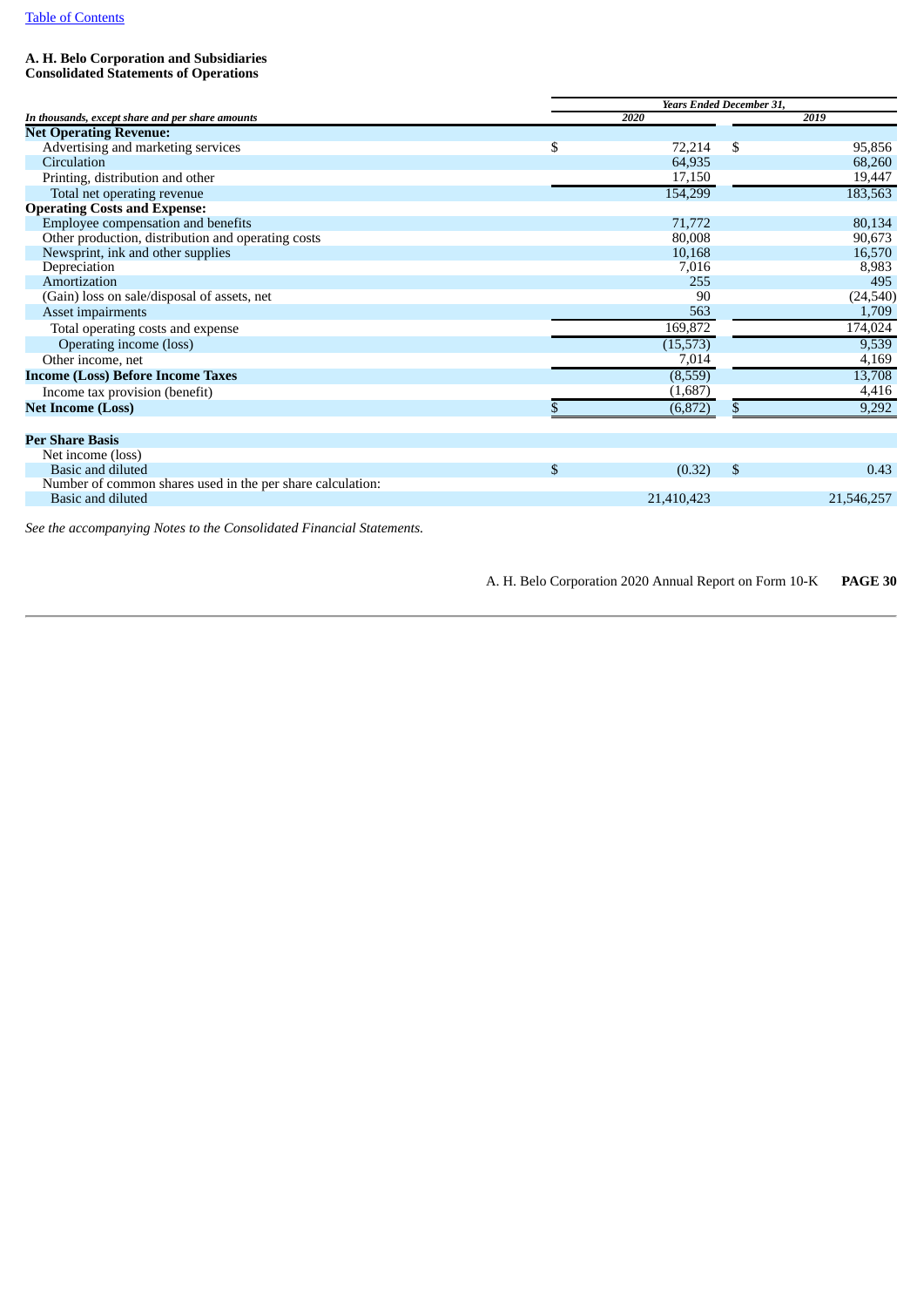**A. H. Belo Corporation and Subsidiaries**
**Consolidated Statements of Operations**

| *In thousands, except share and per share amounts* | *Years Ended December 31,* | |
|---|---|---|
| | *2020* | *2019* |
| **Net Operating Revenue:** | | |
| Advertising and marketing services | $ 72,214 | $ 95,856 |
| Circulation | 64,935 | 68,260 |
| Printing, distribution and other | 17,150 | 19,447 |
| Total net operating revenue | 154,299 | 183,563 |
| **Operating Costs and Expense:** | | |
| Employee compensation and benefits | 71,772 | 80,134 |
| Other production, distribution and operating costs | 80,008 | 90,673 |
| Newsprint, ink and other supplies | 10,168 | 16,570 |
| Depreciation | 7,016 | 8,983 |
| Amortization | 255 | 495 |
| (Gain) loss on sale/disposal of assets, net | 90 | (24,540) |
| Asset impairments | 563 | 1,709 |
| Total operating costs and expense | 169,872 | 174,024 |
| Operating income (loss) | (15,573) | 9,539 |
| Other income, net | 7,014 | 4,169 |
| **Income (Loss) Before Income Taxes** | (8,559) | 13,708 |
| Income tax provision (benefit) | (1,687) | 4,416 |
| **Net Income (Loss)** | $ (6,872) | $ 9,292 |
| | | |
| **Per Share Basis** | | |
| Net income (loss) | | |
| Basic and diluted | $ (0.32) | $ 0.43 |
| Number of common shares used in the per share calculation: | | |
| Basic and diluted | 21,410,423 | 21,546,257 |

*See the accompanying Notes to the Consolidated Financial Statements.*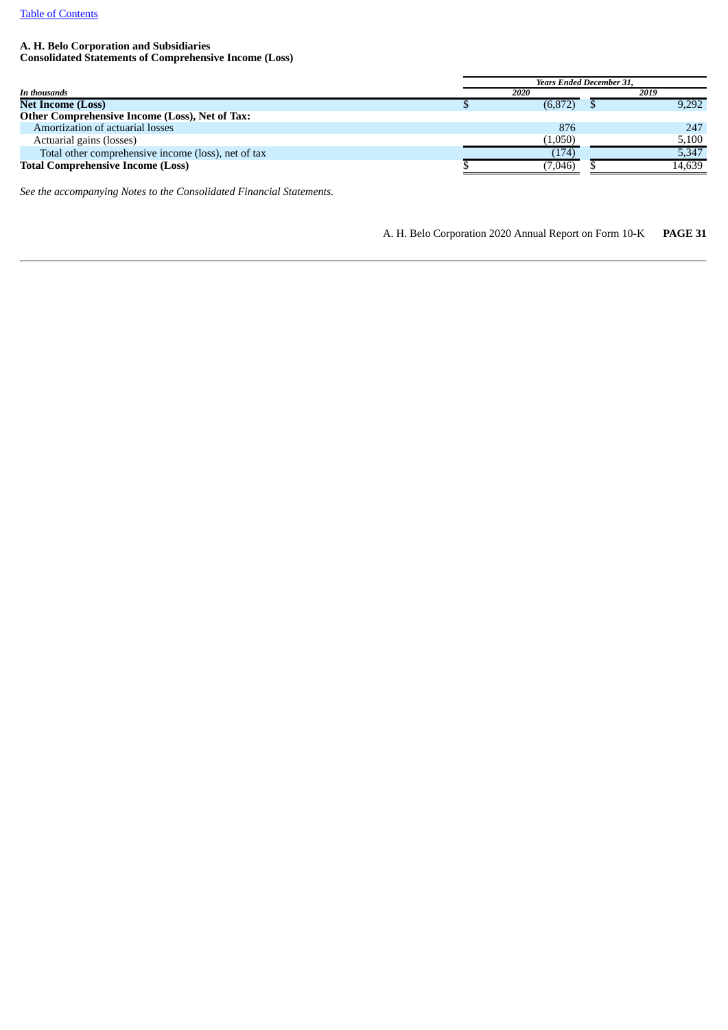[Table of Contents]

**A. H. Belo Corporation and Subsidiaries**
**Consolidated Statements of Comprehensive Income (Loss)**

| *In thousands* | *Years Ended December 31,* | |
|---|---|---|
| | *2020* | *2019* |
| **Net Income (Loss)** | $ (6,872) | $ 9,292 |
| **Other Comprehensive Income (Loss), Net of Tax:** | | |
| Amortization of actuarial losses | 876 | 247 |
| Actuarial gains (losses) | (1,050) | 5,100 |
| Total other comprehensive income (loss), net of tax | (174) | 5,347 |
| **Total Comprehensive Income (Loss)** | $ (7,046) | $ 14,639 |

*See the accompanying Notes to the Consolidated Financial Statements.*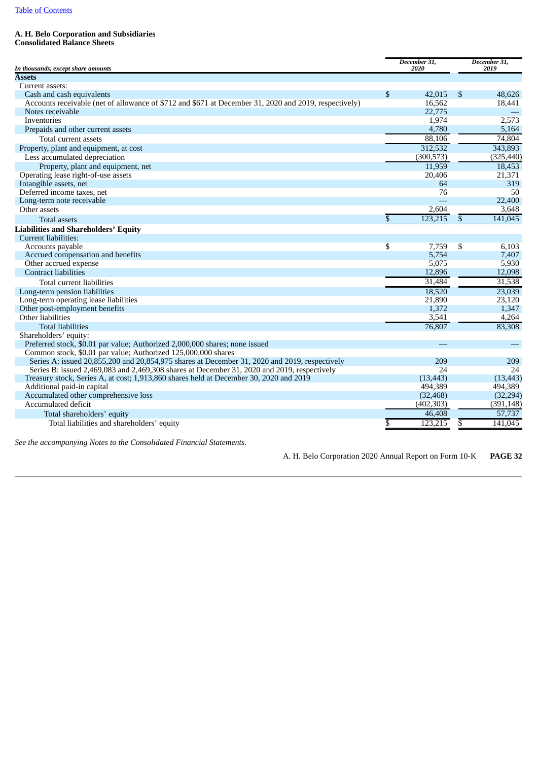[Table of Contents](#)

**A. H. Belo Corporation and Subsidiaries**
**Consolidated Balance Sheets**

| *In thousands, except share amounts* | *December 31, 2020* | *December 31, 2019* |
|---|---|---|
| **Assets** | | |
| Current assets: | | |
| Cash and cash equivalents | $ 42,015 | $ 48,626 |
| Accounts receivable (net of allowance of $712 and $671 at December 31, 2020 and 2019, respectively) | 16,562 | 18,441 |
| Notes receivable | 22,775 | — |
| Inventories | 1,974 | 2,573 |
| Prepaids and other current assets | 4,780 | 5,164 |
| Total current assets | 88,106 | 74,804 |
| Property, plant and equipment, at cost | 312,532 | 343,893 |
| Less accumulated depreciation | (300,573) | (325,440) |
| Property, plant and equipment, net | 11,959 | 18,453 |
| Operating lease right-of-use assets | 20,406 | 21,371 |
| Intangible assets, net | 64 | 319 |
| Deferred income taxes, net | 76 | 50 |
| Long-term note receivable | — | 22,400 |
| Other assets | 2,604 | 3,648 |
| Total assets | $ 123,215 | $ 141,045 |
| **Liabilities and Shareholders' Equity** | | |
| Current liabilities: | | |
| Accounts payable | $ 7,759 | $ 6,103 |
| Accrued compensation and benefits | 5,754 | 7,407 |
| Other accrued expense | 5,075 | 5,930 |
| Contract liabilities | 12,896 | 12,098 |
| Total current liabilities | 31,484 | 31,538 |
| Long-term pension liabilities | 18,520 | 23,039 |
| Long-term operating lease liabilities | 21,890 | 23,120 |
| Other post-employment benefits | 1,372 | 1,347 |
| Other liabilities | 3,541 | 4,264 |
| Total liabilities | 76,807 | 83,308 |
| Shareholders' equity: | | |
| Preferred stock, $0.01 par value; Authorized 2,000,000 shares; none issued | — | — |
| Common stock, $0.01 par value; Authorized 125,000,000 shares | | |
| Series A: issued 20,855,200 and 20,854,975 shares at December 31, 2020 and 2019, respectively | 209 | 209 |
| Series B: issued 2,469,083 and 2,469,308 shares at December 31, 2020 and 2019, respectively | 24 | 24 |
| Treasury stock, Series A, at cost; 1,913,860 shares held at December 30, 2020 and 2019 | (13,443) | (13,443) |
| Additional paid-in capital | 494,389 | 494,389 |
| Accumulated other comprehensive loss | (32,468) | (32,294) |
| Accumulated deficit | (402,303) | (391,148) |
| Total shareholders' equity | 46,408 | 57,737 |
| Total liabilities and shareholders' equity | $ 123,215 | $ 141,045 |

*See the accompanying Notes to the Consolidated Financial Statements.*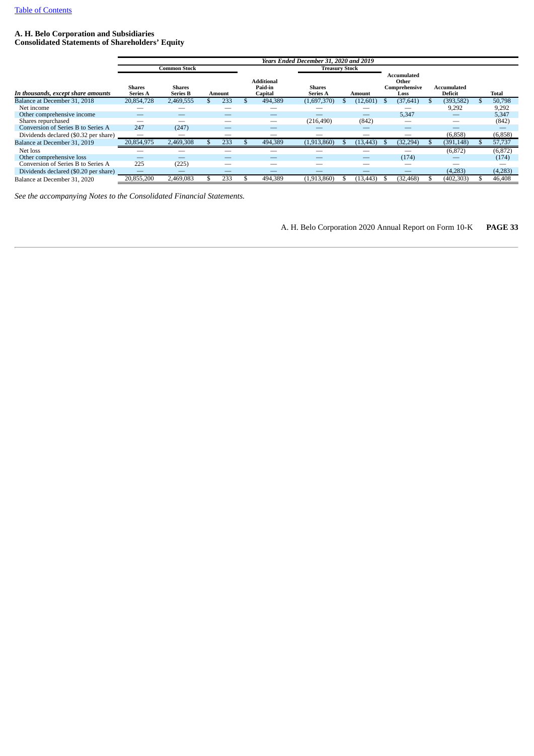**A. H. Belo Corporation and Subsidiaries**
**Consolidated Statements of Shareholders' Equity**

| *In thousands, except share amounts* | Common Stock Shares Series A | Common Stock Shares Series B | Common Stock Amount | Additional Paid-in Capital | Treasury Stock Shares Series A | Treasury Stock Amount | Accumulated Other Comprehensive Loss | Accumulated Deficit | Total |
|---|---|---|---|---|---|---|---|---|---|
| *Years Ended December 31, 2020 and 2019* | | | | | | | | | |
| Balance at December 31, 2018 | 20,854,728 | 2,469,555 | $ 233 | $ 494,389 | (1,697,370) | $ (12,601) | $ (37,641) | $ (393,582) | $ 50,798 |
| Net income | — | — | — | — | — | — | — | 9,292 | 9,292 |
| Other comprehensive income | — | — | — | — | — | — | 5,347 | — | 5,347 |
| Shares repurchased | — | — | — | — | (216,490) | (842) | — | — | (842) |
| Conversion of Series B to Series A | 247 | (247) | — | — | — | — | — | — | — |
| Dividends declared ($0.32 per share) | — | — | — | — | — | — | — | (6,858) | (6,858) |
| Balance at December 31, 2019 | 20,854,975 | 2,469,308 | $ 233 | $ 494,389 | (1,913,860) | $ (13,443) | $ (32,294) | $ (391,148) | $ 57,737 |
| Net loss | — | — | — | — | — | — | — | (6,872) | (6,872) |
| Other comprehensive loss | — | — | — | — | — | — | (174) | — | (174) |
| Conversion of Series B to Series A | 225 | (225) | — | — | — | — | — | — | — |
| Dividends declared ($0.20 per share) | — | — | — | — | — | — | — | (4,283) | (4,283) |
| Balance at December 31, 2020 | 20,855,200 | 2,469,083 | $ 233 | $ 494,389 | (1,913,860) | $ (13,443) | $ (32,468) | $ (402,303) | $ 46,408 |

*See the accompanying Notes to the Consolidated Financial Statements.*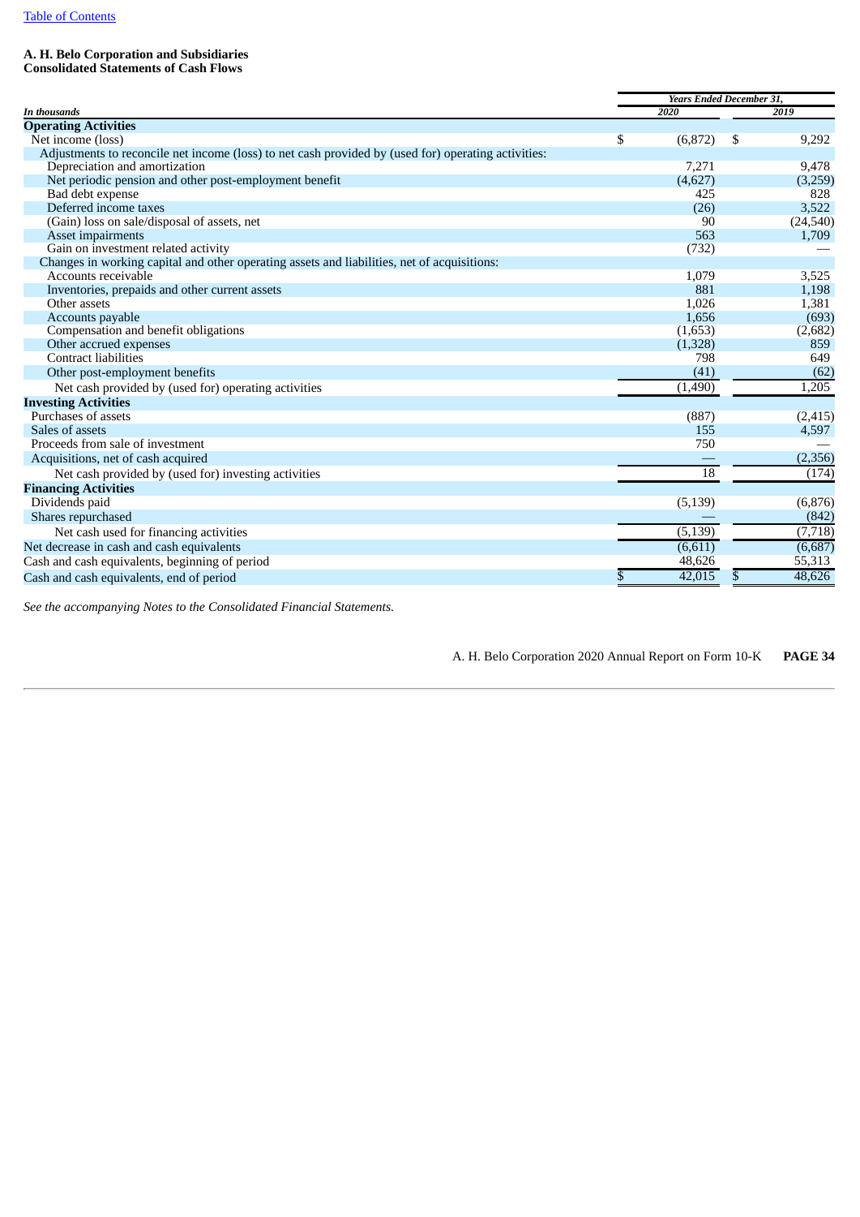**A. H. Belo Corporation and Subsidiaries**
**Consolidated Statements of Cash Flows**

| *In thousands* | *Years Ended December 31,* | |
|---|---|---|
| | ***2020*** | ***2019*** |
| **Operating Activities** | | |
| Net income (loss) | $ (6,872) | $ 9,292 |
| Adjustments to reconcile net income (loss) to net cash provided by (used for) operating activities: | | |
| Depreciation and amortization | 7,271 | 9,478 |
| Net periodic pension and other post-employment benefit | (4,627) | (3,259) |
| Bad debt expense | 425 | 828 |
| Deferred income taxes | (26) | 3,522 |
| (Gain) loss on sale/disposal of assets, net | 90 | (24,540) |
| Asset impairments | 563 | 1,709 |
| Gain on investment related activity | (732) | — |
| Changes in working capital and other operating assets and liabilities, net of acquisitions: | | |
| Accounts receivable | 1,079 | 3,525 |
| Inventories, prepaids and other current assets | 881 | 1,198 |
| Other assets | 1,026 | 1,381 |
| Accounts payable | 1,656 | (693) |
| Compensation and benefit obligations | (1,653) | (2,682) |
| Other accrued expenses | (1,328) | 859 |
| Contract liabilities | 798 | 649 |
| Other post-employment benefits | (41) | (62) |
| Net cash provided by (used for) operating activities | (1,490) | 1,205 |
| **Investing Activities** | | |
| Purchases of assets | (887) | (2,415) |
| Sales of assets | 155 | 4,597 |
| Proceeds from sale of investment | 750 | — |
| Acquisitions, net of cash acquired | — | (2,356) |
| Net cash provided by (used for) investing activities | 18 | (174) |
| **Financing Activities** | | |
| Dividends paid | (5,139) | (6,876) |
| Shares repurchased | — | (842) |
| Net cash used for financing activities | (5,139) | (7,718) |
| Net decrease in cash and cash equivalents | (6,611) | (6,687) |
| Cash and cash equivalents, beginning of period | 48,626 | 55,313 |
| Cash and cash equivalents, end of period | $ 42,015 | $ 48,626 |

*See the accompanying Notes to the Consolidated Financial Statements.*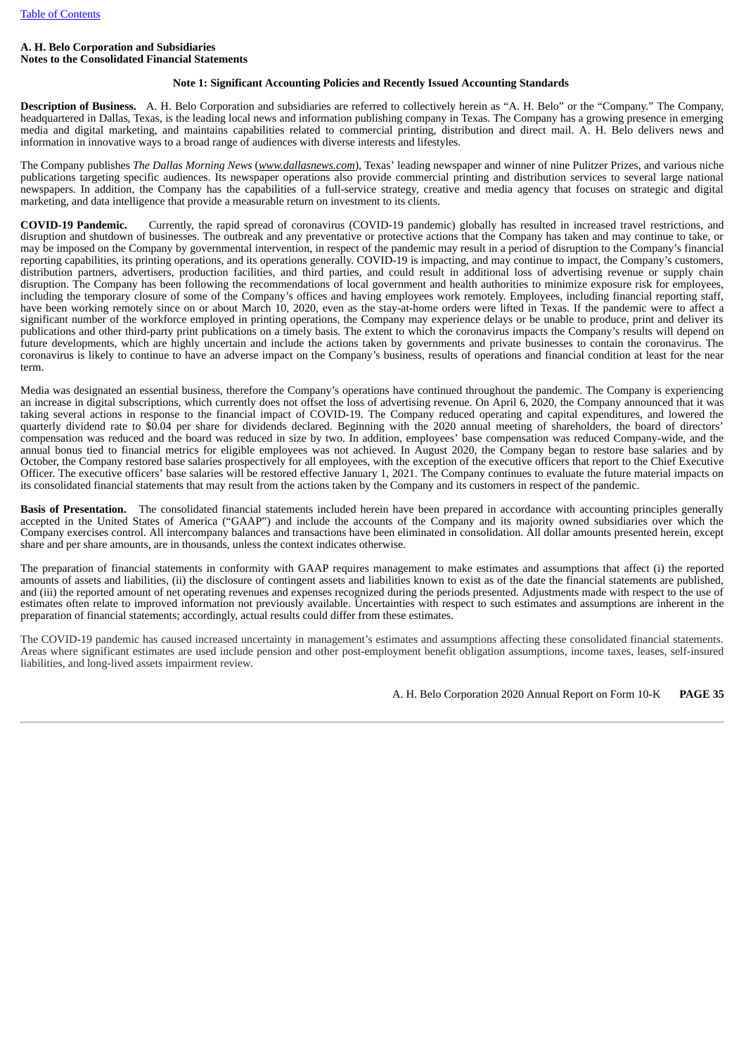**A. H. Belo Corporation and Subsidiaries**
**Notes to the Consolidated Financial Statements**

### Note 1: Significant Accounting Policies and Recently Issued Accounting Standards

**Description of Business.** A. H. Belo Corporation and subsidiaries are referred to collectively herein as "A. H. Belo" or the "Company." The Company, headquartered in Dallas, Texas, is the leading local news and information publishing company in Texas. The Company has a growing presence in emerging media and digital marketing, and maintains capabilities related to commercial printing, distribution and direct mail. A. H. Belo delivers news and information in innovative ways to a broad range of audiences with diverse interests and lifestyles.

The Company publishes *The Dallas Morning News* (*www.dallasnews.com*), Texas' leading newspaper and winner of nine Pulitzer Prizes, and various niche publications targeting specific audiences. Its newspaper operations also provide commercial printing and distribution services to several large national newspapers. In addition, the Company has the capabilities of a full-service strategy, creative and media agency that focuses on strategic and digital marketing, and data intelligence that provide a measurable return on investment to its clients.

**COVID-19 Pandemic.** Currently, the rapid spread of coronavirus (COVID-19 pandemic) globally has resulted in increased travel restrictions, and disruption and shutdown of businesses. The outbreak and any preventative or protective actions that the Company has taken and may continue to take, or may be imposed on the Company by governmental intervention, in respect of the pandemic may result in a period of disruption to the Company's financial reporting capabilities, its printing operations, and its operations generally. COVID-19 is impacting, and may continue to impact, the Company's customers, distribution partners, advertisers, production facilities, and third parties, and could result in additional loss of advertising revenue or supply chain disruption. The Company has been following the recommendations of local government and health authorities to minimize exposure risk for employees, including the temporary closure of some of the Company's offices and having employees work remotely. Employees, including financial reporting staff, have been working remotely since on or about March 10, 2020, even as the stay-at-home orders were lifted in Texas. If the pandemic were to affect a significant number of the workforce employed in printing operations, the Company may experience delays or be unable to produce, print and deliver its publications and other third-party print publications on a timely basis. The extent to which the coronavirus impacts the Company's results will depend on future developments, which are highly uncertain and include the actions taken by governments and private businesses to contain the coronavirus. The coronavirus is likely to continue to have an adverse impact on the Company's business, results of operations and financial condition at least for the near term.

Media was designated an essential business, therefore the Company's operations have continued throughout the pandemic. The Company is experiencing an increase in digital subscriptions, which currently does not offset the loss of advertising revenue. On April 6, 2020, the Company announced that it was taking several actions in response to the financial impact of COVID-19. The Company reduced operating and capital expenditures, and lowered the quarterly dividend rate to $0.04 per share for dividends declared. Beginning with the 2020 annual meeting of shareholders, the board of directors' compensation was reduced and the board was reduced in size by two. In addition, employees' base compensation was reduced Company-wide, and the annual bonus tied to financial metrics for eligible employees was not achieved. In August 2020, the Company began to restore base salaries and by October, the Company restored base salaries prospectively for all employees, with the exception of the executive officers that report to the Chief Executive Officer. The executive officers' base salaries will be restored effective January 1, 2021. The Company continues to evaluate the future material impacts on its consolidated financial statements that may result from the actions taken by the Company and its customers in respect of the pandemic.

**Basis of Presentation.** The consolidated financial statements included herein have been prepared in accordance with accounting principles generally accepted in the United States of America ("GAAP") and include the accounts of the Company and its majority owned subsidiaries over which the Company exercises control. All intercompany balances and transactions have been eliminated in consolidation. All dollar amounts presented herein, except share and per share amounts, are in thousands, unless the context indicates otherwise.

The preparation of financial statements in conformity with GAAP requires management to make estimates and assumptions that affect (i) the reported amounts of assets and liabilities, (ii) the disclosure of contingent assets and liabilities known to exist as of the date the financial statements are published, and (iii) the reported amount of net operating revenues and expenses recognized during the periods presented. Adjustments made with respect to the use of estimates often relate to improved information not previously available. Uncertainties with respect to such estimates and assumptions are inherent in the preparation of financial statements; accordingly, actual results could differ from these estimates.

The COVID-19 pandemic has caused increased uncertainty in management's estimates and assumptions affecting these consolidated financial statements. Areas where significant estimates are used include pension and other post-employment benefit obligation assumptions, income taxes, leases, self-insured liabilities, and long-lived assets impairment review.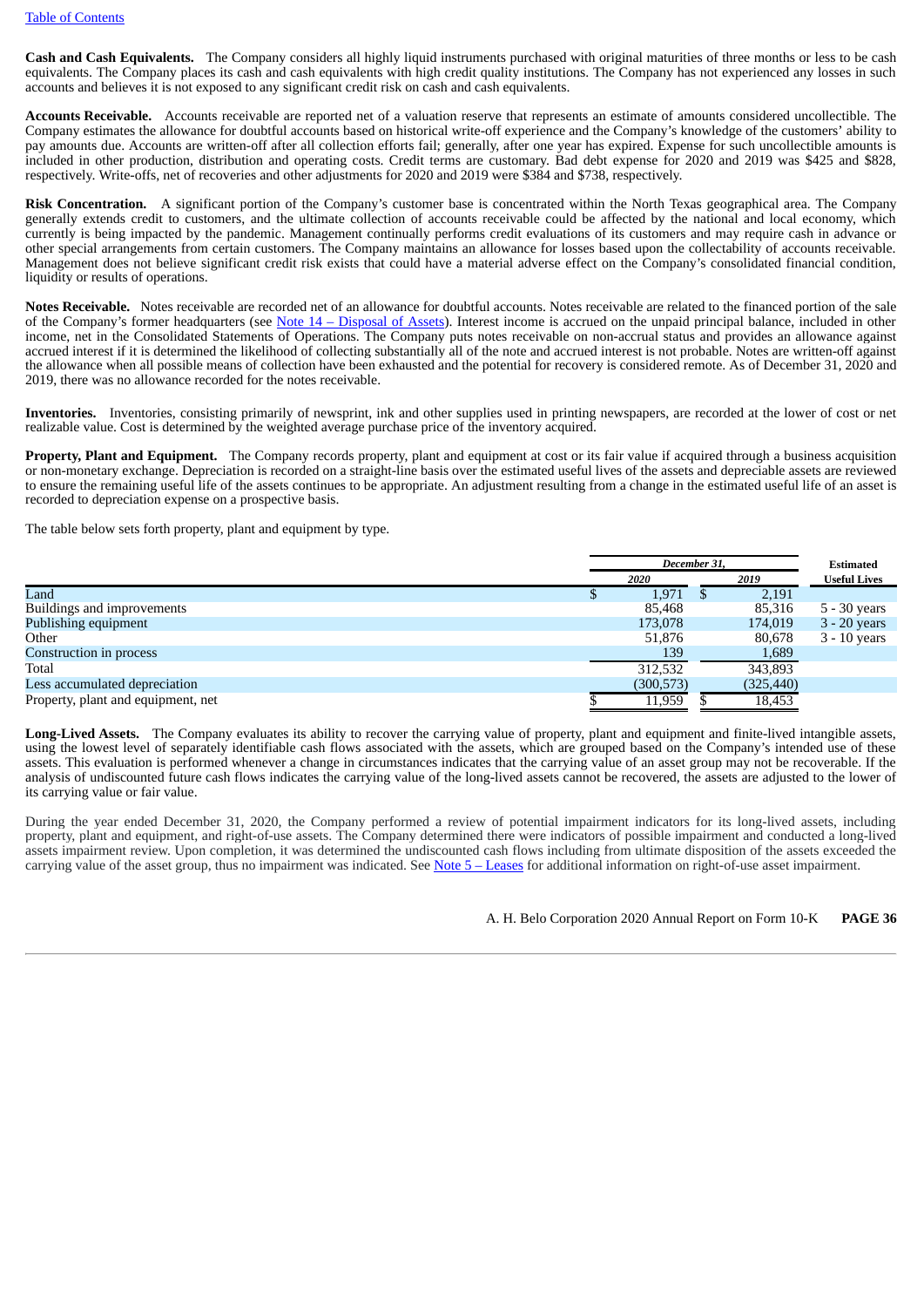**Cash and Cash Equivalents.** The Company considers all highly liquid instruments purchased with original maturities of three months or less to be cash equivalents. The Company places its cash and cash equivalents with high credit quality institutions. The Company has not experienced any losses in such accounts and believes it is not exposed to any significant credit risk on cash and cash equivalents.

**Accounts Receivable.** Accounts receivable are reported net of a valuation reserve that represents an estimate of amounts considered uncollectible. The Company estimates the allowance for doubtful accounts based on historical write-off experience and the Company's knowledge of the customers' ability to pay amounts due. Accounts are written-off after all collection efforts fail; generally, after one year has expired. Expense for such uncollectible amounts is included in other production, distribution and operating costs. Credit terms are customary. Bad debt expense for 2020 and 2019 was $425 and $828, respectively. Write-offs, net of recoveries and other adjustments for 2020 and 2019 were $384 and $738, respectively.

**Risk Concentration.** A significant portion of the Company's customer base is concentrated within the North Texas geographical area. The Company generally extends credit to customers, and the ultimate collection of accounts receivable could be affected by the national and local economy, which currently is being impacted by the pandemic. Management continually performs credit evaluations of its customers and may require cash in advance or other special arrangements from certain customers. The Company maintains an allowance for losses based upon the collectability of accounts receivable. Management does not believe significant credit risk exists that could have a material adverse effect on the Company's consolidated financial condition, liquidity or results of operations.

**Notes Receivable.** Notes receivable are recorded net of an allowance for doubtful accounts. Notes receivable are related to the financed portion of the sale of the Company's former headquarters (see Note 14 – Disposal of Assets). Interest income is accrued on the unpaid principal balance, included in other income, net in the Consolidated Statements of Operations. The Company puts notes receivable on non-accrual status and provides an allowance against accrued interest if it is determined the likelihood of collecting substantially all of the note and accrued interest is not probable. Notes are written-off against the allowance when all possible means of collection have been exhausted and the potential for recovery is considered remote. As of December 31, 2020 and 2019, there was no allowance recorded for the notes receivable.

**Inventories.** Inventories, consisting primarily of newsprint, ink and other supplies used in printing newspapers, are recorded at the lower of cost or net realizable value. Cost is determined by the weighted average purchase price of the inventory acquired.

**Property, Plant and Equipment.** The Company records property, plant and equipment at cost or its fair value if acquired through a business acquisition or non-monetary exchange. Depreciation is recorded on a straight-line basis over the estimated useful lives of the assets and depreciable assets are reviewed to ensure the remaining useful life of the assets continues to be appropriate. An adjustment resulting from a change in the estimated useful life of an asset is recorded to depreciation expense on a prospective basis.

The table below sets forth property, plant and equipment by type.

| | December 31, | | Estimated |
|---|---|---|---|
| | *2020* | *2019* | **Useful Lives** |
| Land | $ 1,971 | $ 2,191 | |
| Buildings and improvements | 85,468 | 85,316 | 5 - 30 years |
| Publishing equipment | 173,078 | 174,019 | 3 - 20 years |
| Other | 51,876 | 80,678 | 3 - 10 years |
| Construction in process | 139 | 1,689 | |
| Total | 312,532 | 343,893 | |
| Less accumulated depreciation | (300,573) | (325,440) | |
| Property, plant and equipment, net | $ 11,959 | $ 18,453 | |

**Long-Lived Assets.** The Company evaluates its ability to recover the carrying value of property, plant and equipment and finite-lived intangible assets, using the lowest level of separately identifiable cash flows associated with the assets, which are grouped based on the Company's intended use of these assets. This evaluation is performed whenever a change in circumstances indicates that the carrying value of an asset group may not be recoverable. If the analysis of undiscounted future cash flows indicates the carrying value of the long-lived assets cannot be recovered, the assets are adjusted to the lower of its carrying value or fair value.

During the year ended December 31, 2020, the Company performed a review of potential impairment indicators for its long-lived assets, including property, plant and equipment, and right-of-use assets. The Company determined there were indicators of possible impairment and conducted a long-lived assets impairment review. Upon completion, it was determined the undiscounted cash flows including from ultimate disposition of the assets exceeded the carrying value of the asset group, thus no impairment was indicated. See Note 5 – Leases for additional information on right-of-use asset impairment.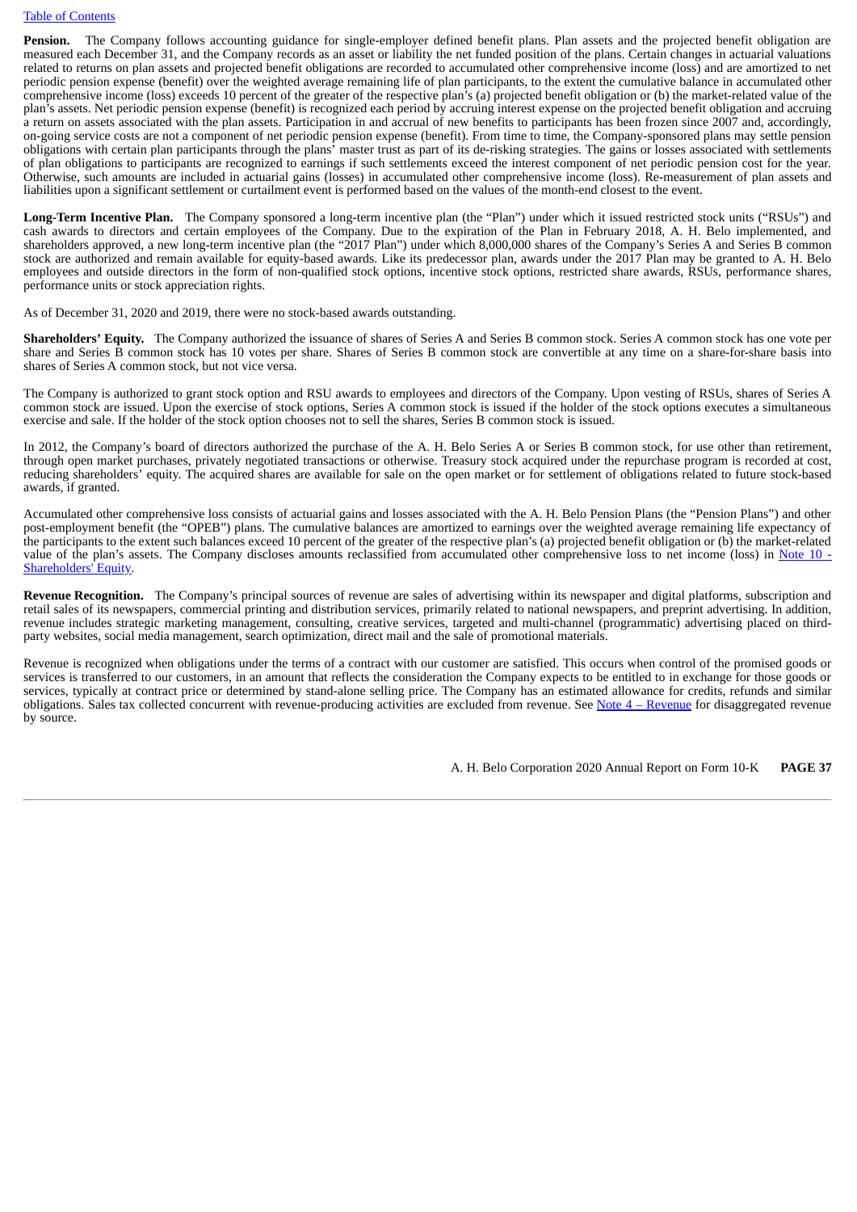**Pension.** The Company follows accounting guidance for single-employer defined benefit plans. Plan assets and the projected benefit obligation are measured each December 31, and the Company records as an asset or liability the net funded position of the plans. Certain changes in actuarial valuations related to returns on plan assets and projected benefit obligations are recorded to accumulated other comprehensive income (loss) and are amortized to net periodic pension expense (benefit) over the weighted average remaining life of plan participants, to the extent the cumulative balance in accumulated other comprehensive income (loss) exceeds 10 percent of the greater of the respective plan's (a) projected benefit obligation or (b) the market-related value of the plan's assets. Net periodic pension expense (benefit) is recognized each period by accruing interest expense on the projected benefit obligation and accruing a return on assets associated with the plan assets. Participation in and accrual of new benefits to participants has been frozen since 2007 and, accordingly, on-going service costs are not a component of net periodic pension expense (benefit). From time to time, the Company-sponsored plans may settle pension obligations with certain plan participants through the plans' master trust as part of its de-risking strategies. The gains or losses associated with settlements of plan obligations to participants are recognized to earnings if such settlements exceed the interest component of net periodic pension cost for the year. Otherwise, such amounts are included in actuarial gains (losses) in accumulated other comprehensive income (loss). Re-measurement of plan assets and liabilities upon a significant settlement or curtailment event is performed based on the values of the month-end closest to the event.

**Long-Term Incentive Plan.** The Company sponsored a long-term incentive plan (the "Plan") under which it issued restricted stock units ("RSUs") and cash awards to directors and certain employees of the Company. Due to the expiration of the Plan in February 2018, A. H. Belo implemented, and shareholders approved, a new long-term incentive plan (the "2017 Plan") under which 8,000,000 shares of the Company's Series A and Series B common stock are authorized and remain available for equity-based awards. Like its predecessor plan, awards under the 2017 Plan may be granted to A. H. Belo employees and outside directors in the form of non-qualified stock options, incentive stock options, restricted share awards, RSUs, performance shares, performance units or stock appreciation rights.

As of December 31, 2020 and 2019, there were no stock-based awards outstanding.

**Shareholders' Equity.** The Company authorized the issuance of shares of Series A and Series B common stock. Series A common stock has one vote per share and Series B common stock has 10 votes per share. Shares of Series B common stock are convertible at any time on a share-for-share basis into shares of Series A common stock, but not vice versa.

The Company is authorized to grant stock option and RSU awards to employees and directors of the Company. Upon vesting of RSUs, shares of Series A common stock are issued. Upon the exercise of stock options, Series A common stock is issued if the holder of the stock options executes a simultaneous exercise and sale. If the holder of the stock option chooses not to sell the shares, Series B common stock is issued.

In 2012, the Company's board of directors authorized the purchase of the A. H. Belo Series A or Series B common stock, for use other than retirement, through open market purchases, privately negotiated transactions or otherwise. Treasury stock acquired under the repurchase program is recorded at cost, reducing shareholders' equity. The acquired shares are available for sale on the open market or for settlement of obligations related to future stock-based awards, if granted.

Accumulated other comprehensive loss consists of actuarial gains and losses associated with the A. H. Belo Pension Plans (the "Pension Plans") and other post-employment benefit (the "OPEB") plans. The cumulative balances are amortized to earnings over the weighted average remaining life expectancy of the participants to the extent such balances exceed 10 percent of the greater of the respective plan's (a) projected benefit obligation or (b) the market-related value of the plan's assets. The Company discloses amounts reclassified from accumulated other comprehensive loss to net income (loss) in Note 10 - Shareholders' Equity.

**Revenue Recognition.** The Company's principal sources of revenue are sales of advertising within its newspaper and digital platforms, subscription and retail sales of its newspapers, commercial printing and distribution services, primarily related to national newspapers, and preprint advertising. In addition, revenue includes strategic marketing management, consulting, creative services, targeted and multi-channel (programmatic) advertising placed on third-party websites, social media management, search optimization, direct mail and the sale of promotional materials.

Revenue is recognized when obligations under the terms of a contract with our customer are satisfied. This occurs when control of the promised goods or services is transferred to our customers, in an amount that reflects the consideration the Company expects to be entitled to in exchange for those goods or services, typically at contract price or determined by stand-alone selling price. The Company has an estimated allowance for credits, refunds and similar obligations. Sales tax collected concurrent with revenue-producing activities are excluded from revenue. See Note 4 – Revenue for disaggregated revenue by source.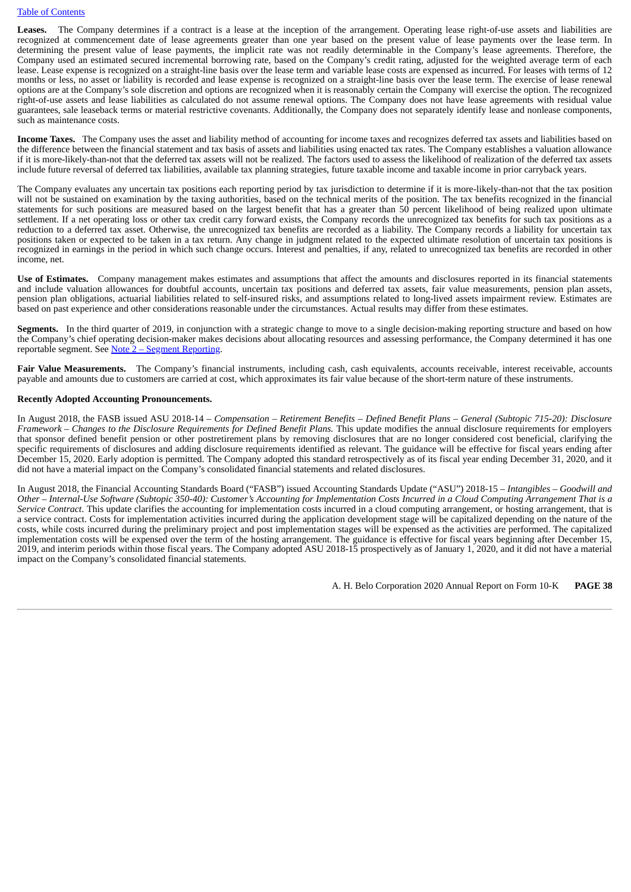**Leases.** The Company determines if a contract is a lease at the inception of the arrangement. Operating lease right-of-use assets and liabilities are recognized at commencement date of lease agreements greater than one year based on the present value of lease payments over the lease term. In determining the present value of lease payments, the implicit rate was not readily determinable in the Company's lease agreements. Therefore, the Company used an estimated secured incremental borrowing rate, based on the Company's credit rating, adjusted for the weighted average term of each lease. Lease expense is recognized on a straight-line basis over the lease term and variable lease costs are expensed as incurred. For leases with terms of 12 months or less, no asset or liability is recorded and lease expense is recognized on a straight-line basis over the lease term. The exercise of lease renewal options are at the Company's sole discretion and options are recognized when it is reasonably certain the Company will exercise the option. The recognized right-of-use assets and lease liabilities as calculated do not assume renewal options. The Company does not have lease agreements with residual value guarantees, sale leaseback terms or material restrictive covenants. Additionally, the Company does not separately identify lease and nonlease components, such as maintenance costs.

**Income Taxes.** The Company uses the asset and liability method of accounting for income taxes and recognizes deferred tax assets and liabilities based on the difference between the financial statement and tax basis of assets and liabilities using enacted tax rates. The Company establishes a valuation allowance if it is more-likely-than-not that the deferred tax assets will not be realized. The factors used to assess the likelihood of realization of the deferred tax assets include future reversal of deferred tax liabilities, available tax planning strategies, future taxable income and taxable income in prior carryback years.

The Company evaluates any uncertain tax positions each reporting period by tax jurisdiction to determine if it is more-likely-than-not that the tax position will not be sustained on examination by the taxing authorities, based on the technical merits of the position. The tax benefits recognized in the financial statements for such positions are measured based on the largest benefit that has a greater than 50 percent likelihood of being realized upon ultimate settlement. If a net operating loss or other tax credit carry forward exists, the Company records the unrecognized tax benefits for such tax positions as a reduction to a deferred tax asset. Otherwise, the unrecognized tax benefits are recorded as a liability. The Company records a liability for uncertain tax positions taken or expected to be taken in a tax return. Any change in judgment related to the expected ultimate resolution of uncertain tax positions is recognized in earnings in the period in which such change occurs. Interest and penalties, if any, related to unrecognized tax benefits are recorded in other income, net.

**Use of Estimates.** Company management makes estimates and assumptions that affect the amounts and disclosures reported in its financial statements and include valuation allowances for doubtful accounts, uncertain tax positions and deferred tax assets, fair value measurements, pension plan assets, pension plan obligations, actuarial liabilities related to self-insured risks, and assumptions related to long-lived assets impairment review. Estimates are based on past experience and other considerations reasonable under the circumstances. Actual results may differ from these estimates.

**Segments.** In the third quarter of 2019, in conjunction with a strategic change to move to a single decision-making reporting structure and based on how the Company's chief operating decision-maker makes decisions about allocating resources and assessing performance, the Company determined it has one reportable segment. See Note 2 – Segment Reporting.

**Fair Value Measurements.** The Company's financial instruments, including cash, cash equivalents, accounts receivable, interest receivable, accounts payable and amounts due to customers are carried at cost, which approximates its fair value because of the short-term nature of these instruments.

**Recently Adopted Accounting Pronouncements.**

In August 2018, the FASB issued ASU 2018-14 – *Compensation – Retirement Benefits – Defined Benefit Plans – General (Subtopic 715-20): Disclosure Framework – Changes to the Disclosure Requirements for Defined Benefit Plans.* This update modifies the annual disclosure requirements for employers that sponsor defined benefit pension or other postretirement plans by removing disclosures that are no longer considered cost beneficial, clarifying the specific requirements of disclosures and adding disclosure requirements identified as relevant. The guidance will be effective for fiscal years ending after December 15, 2020. Early adoption is permitted. The Company adopted this standard retrospectively as of its fiscal year ending December 31, 2020, and it did not have a material impact on the Company's consolidated financial statements and related disclosures.

In August 2018, the Financial Accounting Standards Board ("FASB") issued Accounting Standards Update ("ASU") 2018-15 – *Intangibles – Goodwill and Other – Internal-Use Software (Subtopic 350-40): Customer's Accounting for Implementation Costs Incurred in a Cloud Computing Arrangement That is a Service Contract*. This update clarifies the accounting for implementation costs incurred in a cloud computing arrangement, or hosting arrangement, that is a service contract. Costs for implementation activities incurred during the application development stage will be capitalized depending on the nature of the costs, while costs incurred during the preliminary project and post implementation stages will be expensed as the activities are performed. The capitalized implementation costs will be expensed over the term of the hosting arrangement. The guidance is effective for fiscal years beginning after December 15, 2019, and interim periods within those fiscal years. The Company adopted ASU 2018-15 prospectively as of January 1, 2020, and it did not have a material impact on the Company's consolidated financial statements.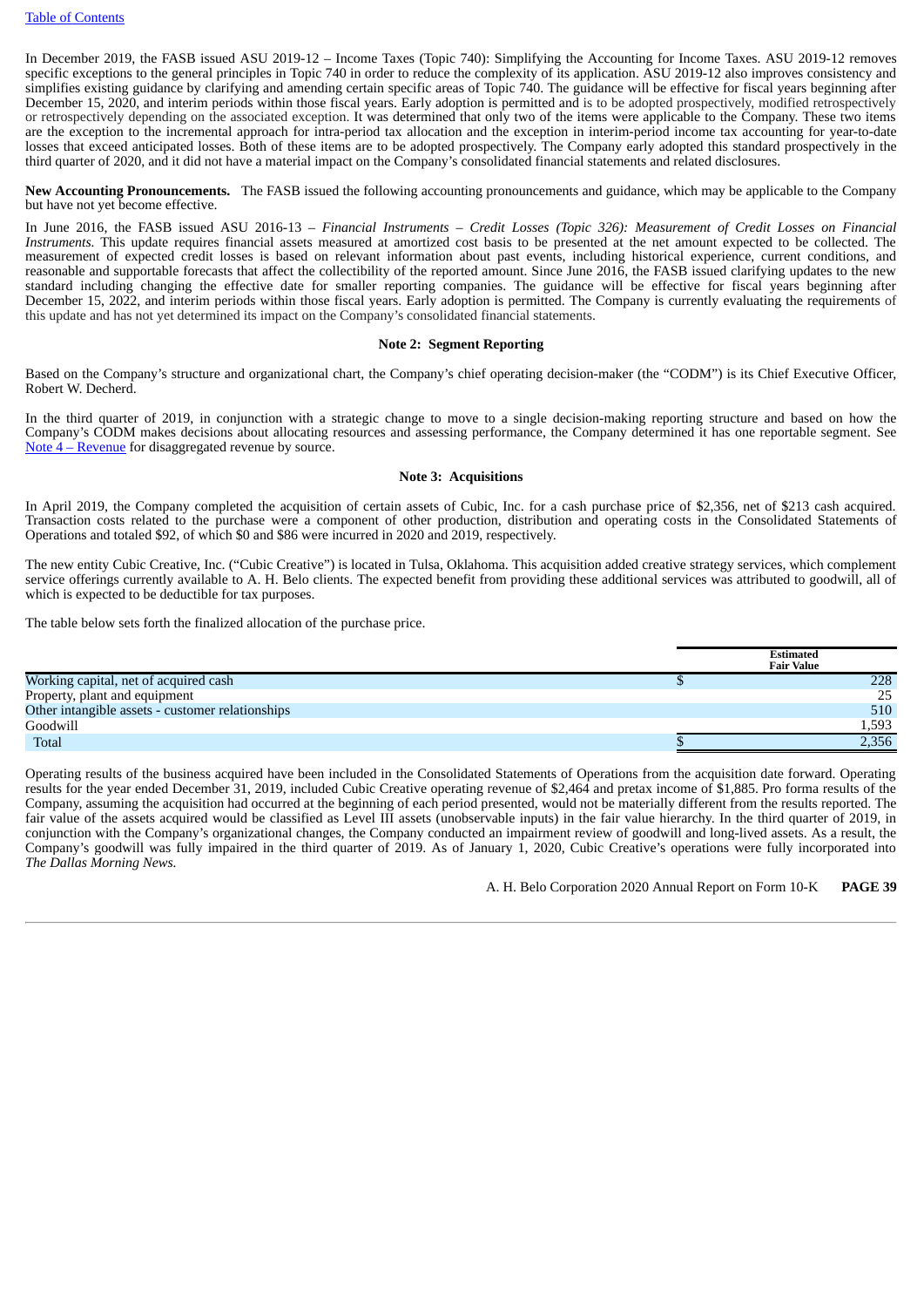In December 2019, the FASB issued ASU 2019-12 – Income Taxes (Topic 740): Simplifying the Accounting for Income Taxes. ASU 2019-12 removes specific exceptions to the general principles in Topic 740 in order to reduce the complexity of its application. ASU 2019-12 also improves consistency and simplifies existing guidance by clarifying and amending certain specific areas of Topic 740. The guidance will be effective for fiscal years beginning after December 15, 2020, and interim periods within those fiscal years. Early adoption is permitted and is to be adopted prospectively, modified retrospectively or retrospectively depending on the associated exception. It was determined that only two of the items were applicable to the Company. These two items are the exception to the incremental approach for intra-period tax allocation and the exception in interim-period income tax accounting for year-to-date losses that exceed anticipated losses. Both of these items are to be adopted prospectively. The Company early adopted this standard prospectively in the third quarter of 2020, and it did not have a material impact on the Company's consolidated financial statements and related disclosures.

**New Accounting Pronouncements.** The FASB issued the following accounting pronouncements and guidance, which may be applicable to the Company but have not yet become effective.

In June 2016, the FASB issued ASU 2016-13 – *Financial Instruments – Credit Losses (Topic 326): Measurement of Credit Losses on Financial Instruments.* This update requires financial assets measured at amortized cost basis to be presented at the net amount expected to be collected. The measurement of expected credit losses is based on relevant information about past events, including historical experience, current conditions, and reasonable and supportable forecasts that affect the collectibility of the reported amount. Since June 2016, the FASB issued clarifying updates to the new standard including changing the effective date for smaller reporting companies. The guidance will be effective for fiscal years beginning after December 15, 2022, and interim periods within those fiscal years. Early adoption is permitted. The Company is currently evaluating the requirements of this update and has not yet determined its impact on the Company's consolidated financial statements.

## Note 2: Segment Reporting

Based on the Company's structure and organizational chart, the Company's chief operating decision-maker (the "CODM") is its Chief Executive Officer, Robert W. Decherd.

In the third quarter of 2019, in conjunction with a strategic change to move to a single decision-making reporting structure and based on how the Company's CODM makes decisions about allocating resources and assessing performance, the Company determined it has one reportable segment. See Note 4 – Revenue for disaggregated revenue by source.

## Note 3: Acquisitions

In April 2019, the Company completed the acquisition of certain assets of Cubic, Inc. for a cash purchase price of $2,356, net of $213 cash acquired. Transaction costs related to the purchase were a component of other production, distribution and operating costs in the Consolidated Statements of Operations and totaled $92, of which $0 and $86 were incurred in 2020 and 2019, respectively.

The new entity Cubic Creative, Inc. ("Cubic Creative") is located in Tulsa, Oklahoma. This acquisition added creative strategy services, which complement service offerings currently available to A. H. Belo clients. The expected benefit from providing these additional services was attributed to goodwill, all of which is expected to be deductible for tax purposes.

The table below sets forth the finalized allocation of the purchase price.

| | Estimated Fair Value |
|---|---|
| Working capital, net of acquired cash | $ 228 |
| Property, plant and equipment | 25 |
| Other intangible assets - customer relationships | 510 |
| Goodwill | 1,593 |
| Total | $ 2,356 |

Operating results of the business acquired have been included in the Consolidated Statements of Operations from the acquisition date forward. Operating results for the year ended December 31, 2019, included Cubic Creative operating revenue of $2,464 and pretax income of $1,885. Pro forma results of the Company, assuming the acquisition had occurred at the beginning of each period presented, would not be materially different from the results reported. The fair value of the assets acquired would be classified as Level III assets (unobservable inputs) in the fair value hierarchy. In the third quarter of 2019, in conjunction with the Company's organizational changes, the Company conducted an impairment review of goodwill and long-lived assets. As a result, the Company's goodwill was fully impaired in the third quarter of 2019. As of January 1, 2020, Cubic Creative's operations were fully incorporated into *The Dallas Morning News.*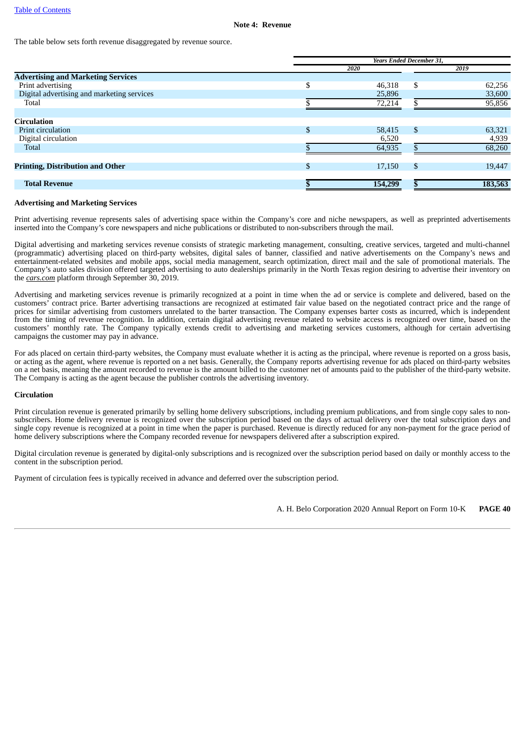## Note 4: Revenue

The table below sets forth revenue disaggregated by revenue source.

| | Years Ended December 31, | |
|---|---|---|
| | 2020 | 2019 |
| **Advertising and Marketing Services** | | |
| Print advertising | $ 46,318 | $ 62,256 |
| Digital advertising and marketing services | 25,896 | 33,600 |
| Total | $ 72,214 | $ 95,856 |
| | | |
| **Circulation** | | |
| Print circulation | $ 58,415 | $ 63,321 |
| Digital circulation | 6,520 | 4,939 |
| Total | $ 64,935 | $ 68,260 |
| | | |
| **Printing, Distribution and Other** | $ 17,150 | $ 19,447 |
| | | |
| **Total Revenue** | **$ 154,299** | **$ 183,563** |

**Advertising and Marketing Services**

Print advertising revenue represents sales of advertising space within the Company's core and niche newspapers, as well as preprinted advertisements inserted into the Company's core newspapers and niche publications or distributed to non-subscribers through the mail.

Digital advertising and marketing services revenue consists of strategic marketing management, consulting, creative services, targeted and multi-channel (programmatic) advertising placed on third-party websites, digital sales of banner, classified and native advertisements on the Company's news and entertainment-related websites and mobile apps, social media management, search optimization, direct mail and the sale of promotional materials. The Company's auto sales division offered targeted advertising to auto dealerships primarily in the North Texas region desiring to advertise their inventory on the ***cars.com*** platform through September 30, 2019.

Advertising and marketing services revenue is primarily recognized at a point in time when the ad or service is complete and delivered, based on the customers' contract price. Barter advertising transactions are recognized at estimated fair value based on the negotiated contract price and the range of prices for similar advertising from customers unrelated to the barter transaction. The Company expenses barter costs as incurred, which is independent from the timing of revenue recognition. In addition, certain digital advertising revenue related to website access is recognized over time, based on the customers' monthly rate. The Company typically extends credit to advertising and marketing services customers, although for certain advertising campaigns the customer may pay in advance.

For ads placed on certain third-party websites, the Company must evaluate whether it is acting as the principal, where revenue is reported on a gross basis, or acting as the agent, where revenue is reported on a net basis. Generally, the Company reports advertising revenue for ads placed on third-party websites on a net basis, meaning the amount recorded to revenue is the amount billed to the customer net of amounts paid to the publisher of the third-party website. The Company is acting as the agent because the publisher controls the advertising inventory.

**Circulation**

Print circulation revenue is generated primarily by selling home delivery subscriptions, including premium publications, and from single copy sales to non-subscribers. Home delivery revenue is recognized over the subscription period based on the days of actual delivery over the total subscription days and single copy revenue is recognized at a point in time when the paper is purchased. Revenue is directly reduced for any non-payment for the grace period of home delivery subscriptions where the Company recorded revenue for newspapers delivered after a subscription expired.

Digital circulation revenue is generated by digital-only subscriptions and is recognized over the subscription period based on daily or monthly access to the content in the subscription period.

Payment of circulation fees is typically received in advance and deferred over the subscription period.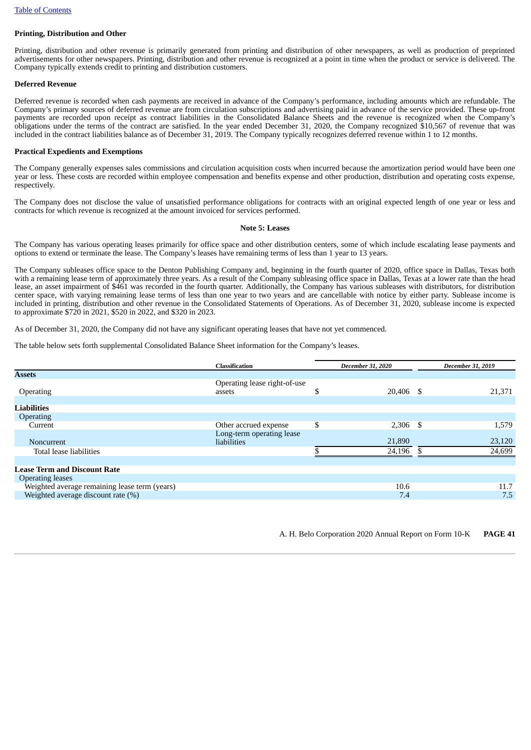**Printing, Distribution and Other**

Printing, distribution and other revenue is primarily generated from printing and distribution of other newspapers, as well as production of preprinted advertisements for other newspapers. Printing, distribution and other revenue is recognized at a point in time when the product or service is delivered. The Company typically extends credit to printing and distribution customers.

**Deferred Revenue**

Deferred revenue is recorded when cash payments are received in advance of the Company's performance, including amounts which are refundable. The Company's primary sources of deferred revenue are from circulation subscriptions and advertising paid in advance of the service provided. These up-front payments are recorded upon receipt as contract liabilities in the Consolidated Balance Sheets and the revenue is recognized when the Company's obligations under the terms of the contract are satisfied. In the year ended December 31, 2020, the Company recognized $10,567 of revenue that was included in the contract liabilities balance as of December 31, 2019. The Company typically recognizes deferred revenue within 1 to 12 months.

**Practical Expedients and Exemptions**

The Company generally expenses sales commissions and circulation acquisition costs when incurred because the amortization period would have been one year or less. These costs are recorded within employee compensation and benefits expense and other production, distribution and operating costs expense, respectively.

The Company does not disclose the value of unsatisfied performance obligations for contracts with an original expected length of one year or less and contracts for which revenue is recognized at the amount invoiced for services performed.

## Note 5: Leases

The Company has various operating leases primarily for office space and other distribution centers, some of which include escalating lease payments and options to extend or terminate the lease. The Company's leases have remaining terms of less than 1 year to 13 years.

The Company subleases office space to the Denton Publishing Company and, beginning in the fourth quarter of 2020, office space in Dallas, Texas both with a remaining lease term of approximately three years. As a result of the Company subleasing office space in Dallas, Texas at a lower rate than the head lease, an asset impairment of $461 was recorded in the fourth quarter. Additionally, the Company has various subleases with distributors, for distribution center space, with varying remaining lease terms of less than one year to two years and are cancellable with notice by either party. Sublease income is included in printing, distribution and other revenue in the Consolidated Statements of Operations. As of December 31, 2020, sublease income is expected to approximate $720 in 2021, $520 in 2022, and $320 in 2023.

As of December 31, 2020, the Company did not have any significant operating leases that have not yet commenced.

The table below sets forth supplemental Consolidated Balance Sheet information for the Company's leases.

| | Classification | *December 31, 2020* | *December 31, 2019* |
|---|---|---|---|
| **Assets** | | | |
| Operating | Operating lease right-of-use assets | $ 20,406 | $ 21,371 |
| **Liabilities** | | | |
| Operating | | | |
| Current | Other accrued expense | $ 2,306 | $ 1,579 |
| Noncurrent | Long-term operating lease liabilities | 21,890 | 23,120 |
| Total lease liabilities | | $ 24,196 | $ 24,699 |
| **Lease Term and Discount Rate** | | | |
| Operating leases | | | |
| Weighted average remaining lease term (years) | | 10.6 | 11.7 |
| Weighted average discount rate (%) | | 7.4 | 7.5 |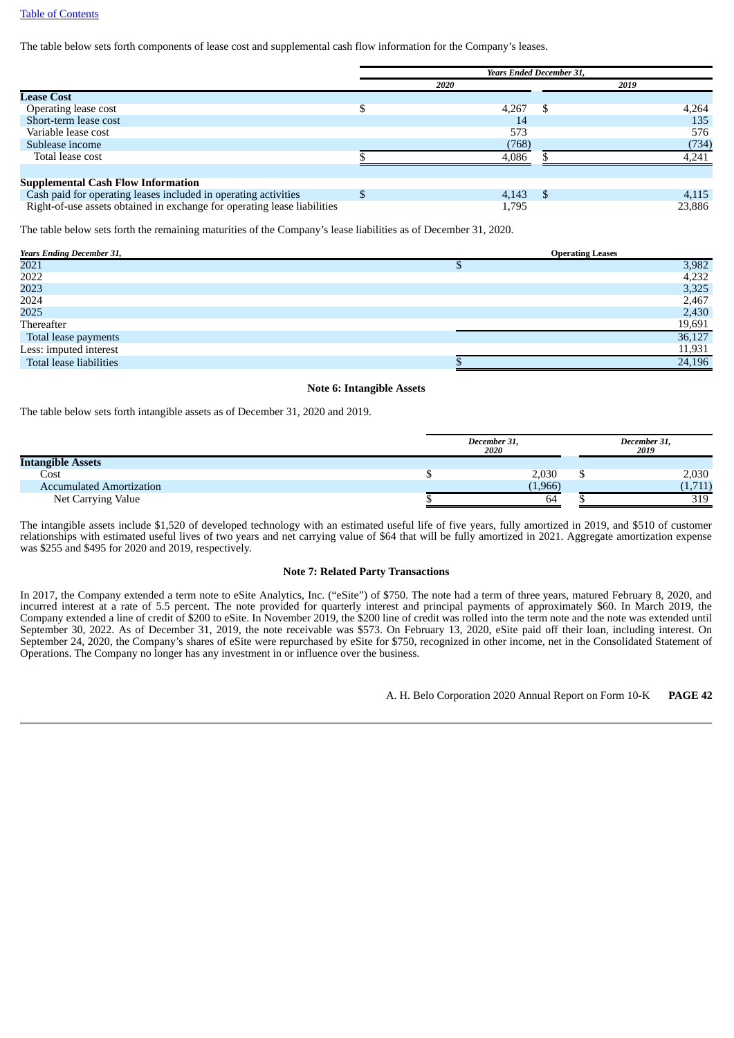[Table of Contents](#)

The table below sets forth components of lease cost and supplemental cash flow information for the Company's leases.

| | *Years Ended December 31,* | |
|---|---|---|
| | *2020* | *2019* |
| **Lease Cost** | | |
| Operating lease cost | $ 4,267 | $ 4,264 |
| Short-term lease cost | 14 | 135 |
| Variable lease cost | 573 | 576 |
| Sublease income | (768) | (734) |
| Total lease cost | $ 4,086 | $ 4,241 |
| | | |
| **Supplemental Cash Flow Information** | | |
| Cash paid for operating leases included in operating activities | $ 4,143 | $ 4,115 |
| Right-of-use assets obtained in exchange for operating lease liabilities | 1,795 | 23,886 |

The table below sets forth the remaining maturities of the Company's lease liabilities as of December 31, 2020.

| *Years Ending December 31,* | **Operating Leases** |
|---|---|
| 2021 | $ 3,982 |
| 2022 | 4,232 |
| 2023 | 3,325 |
| 2024 | 2,467 |
| 2025 | 2,430 |
| Thereafter | 19,691 |
| Total lease payments | 36,127 |
| Less: imputed interest | 11,931 |
| Total lease liabilities | $ 24,196 |

## Note 6: Intangible Assets

The table below sets forth intangible assets as of December 31, 2020 and 2019.

| | *December 31, 2020* | *December 31, 2019* |
|---|---|---|
| **Intangible Assets** | | |
| Cost | $ 2,030 | $ 2,030 |
| Accumulated Amortization | (1,966) | (1,711) |
| Net Carrying Value | $ 64 | $ 319 |

The intangible assets include $1,520 of developed technology with an estimated useful life of five years, fully amortized in 2019, and $510 of customer relationships with estimated useful lives of two years and net carrying value of $64 that will be fully amortized in 2021. Aggregate amortization expense was $255 and $495 for 2020 and 2019, respectively.

## Note 7: Related Party Transactions

In 2017, the Company extended a term note to eSite Analytics, Inc. ("eSite") of $750. The note had a term of three years, matured February 8, 2020, and incurred interest at a rate of 5.5 percent. The note provided for quarterly interest and principal payments of approximately $60. In March 2019, the Company extended a line of credit of $200 to eSite. In November 2019, the $200 line of credit was rolled into the term note and the note was extended until September 30, 2022. As of December 31, 2019, the note receivable was $573. On February 13, 2020, eSite paid off their loan, including interest. On September 24, 2020, the Company's shares of eSite were repurchased by eSite for $750, recognized in other income, net in the Consolidated Statement of Operations. The Company no longer has any investment in or influence over the business.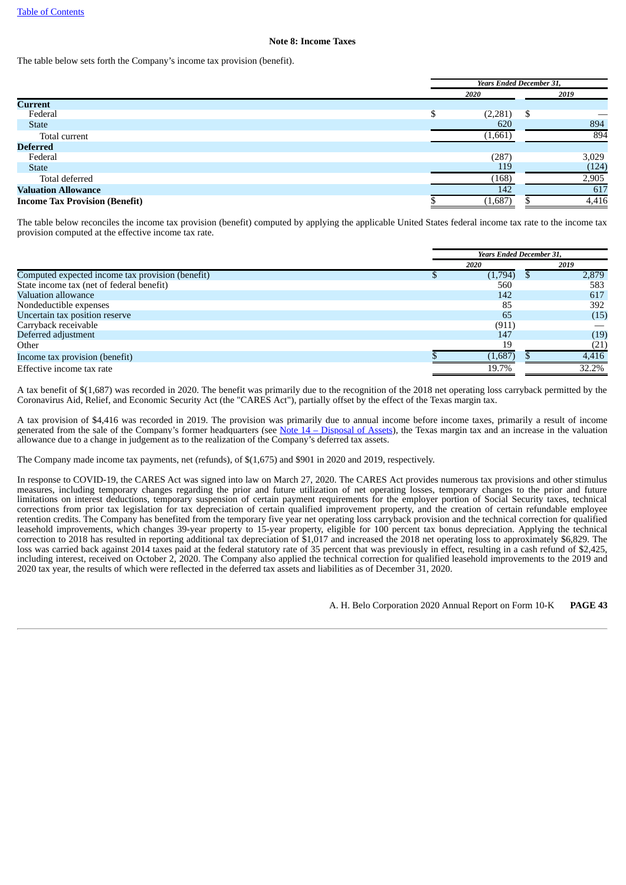**Note 8: Income Taxes**

The table below sets forth the Company's income tax provision (benefit).

| | Years Ended December 31, | |
|---|---|---|
| | 2020 | 2019 |
| **Current** | | |
| Federal | $ (2,281) | $ — |
| State | 620 | 894 |
| Total current | (1,661) | 894 |
| **Deferred** | | |
| Federal | (287) | 3,029 |
| State | 119 | (124) |
| Total deferred | (168) | 2,905 |
| **Valuation Allowance** | 142 | 617 |
| **Income Tax Provision (Benefit)** | $ (1,687) | $ 4,416 |

The table below reconciles the income tax provision (benefit) computed by applying the applicable United States federal income tax rate to the income tax provision computed at the effective income tax rate.

| | Years Ended December 31, | |
|---|---|---|
| | 2020 | 2019 |
| Computed expected income tax provision (benefit) | $ (1,794) | $ 2,879 |
| State income tax (net of federal benefit) | 560 | 583 |
| Valuation allowance | 142 | 617 |
| Nondeductible expenses | 85 | 392 |
| Uncertain tax position reserve | 65 | (15) |
| Carryback receivable | (911) | — |
| Deferred adjustment | 147 | (19) |
| Other | 19 | (21) |
| Income tax provision (benefit) | $ (1,687) | $ 4,416 |
| Effective income tax rate | 19.7% | 32.2% |

A tax benefit of $(1,687) was recorded in 2020. The benefit was primarily due to the recognition of the 2018 net operating loss carryback permitted by the Coronavirus Aid, Relief, and Economic Security Act (the "CARES Act"), partially offset by the effect of the Texas margin tax.

A tax provision of $4,416 was recorded in 2019. The provision was primarily due to annual income before income taxes, primarily a result of income generated from the sale of the Company's former headquarters (see Note 14 – Disposal of Assets), the Texas margin tax and an increase in the valuation allowance due to a change in judgement as to the realization of the Company's deferred tax assets.

The Company made income tax payments, net (refunds), of $(1,675) and $901 in 2020 and 2019, respectively.

In response to COVID-19, the CARES Act was signed into law on March 27, 2020. The CARES Act provides numerous tax provisions and other stimulus measures, including temporary changes regarding the prior and future utilization of net operating losses, temporary changes to the prior and future limitations on interest deductions, temporary suspension of certain payment requirements for the employer portion of Social Security taxes, technical corrections from prior tax legislation for tax depreciation of certain qualified improvement property, and the creation of certain refundable employee retention credits. The Company has benefited from the temporary five year net operating loss carryback provision and the technical correction for qualified leasehold improvements, which changes 39-year property to 15-year property, eligible for 100 percent tax bonus depreciation. Applying the technical correction to 2018 has resulted in reporting additional tax depreciation of $1,017 and increased the 2018 net operating loss to approximately $6,829. The loss was carried back against 2014 taxes paid at the federal statutory rate of 35 percent that was previously in effect, resulting in a cash refund of $2,425, including interest, received on October 2, 2020. The Company also applied the technical correction for qualified leasehold improvements to the 2019 and 2020 tax year, the results of which were reflected in the deferred tax assets and liabilities as of December 31, 2020.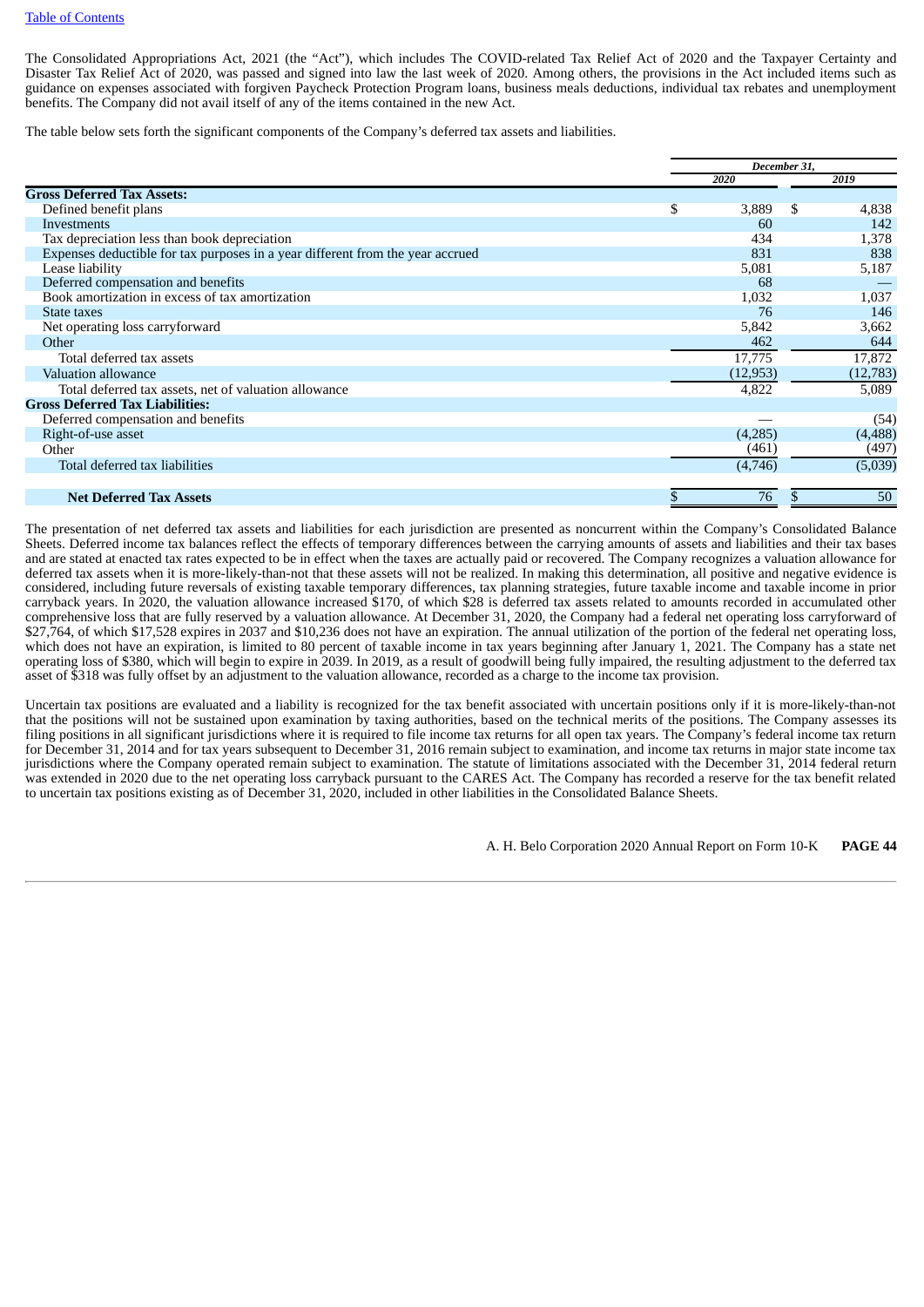The Consolidated Appropriations Act, 2021 (the "Act"), which includes The COVID-related Tax Relief Act of 2020 and the Taxpayer Certainty and Disaster Tax Relief Act of 2020, was passed and signed into law the last week of 2020. Among others, the provisions in the Act included items such as guidance on expenses associated with forgiven Paycheck Protection Program loans, business meals deductions, individual tax rebates and unemployment benefits. The Company did not avail itself of any of the items contained in the new Act.

The table below sets forth the significant components of the Company's deferred tax assets and liabilities.

| | *December 31,* | |
|---|---|---|
| | *2020* | *2019* |
| **Gross Deferred Tax Assets:** | | |
| Defined benefit plans | $ 3,889 | $ 4,838 |
| Investments | 60 | 142 |
| Tax depreciation less than book depreciation | 434 | 1,378 |
| Expenses deductible for tax purposes in a year different from the year accrued | 831 | 838 |
| Lease liability | 5,081 | 5,187 |
| Deferred compensation and benefits | 68 | — |
| Book amortization in excess of tax amortization | 1,032 | 1,037 |
| State taxes | 76 | 146 |
| Net operating loss carryforward | 5,842 | 3,662 |
| Other | 462 | 644 |
| Total deferred tax assets | 17,775 | 17,872 |
| Valuation allowance | (12,953) | (12,783) |
| Total deferred tax assets, net of valuation allowance | 4,822 | 5,089 |
| **Gross Deferred Tax Liabilities:** | | |
| Deferred compensation and benefits | — | (54) |
| Right-of-use asset | (4,285) | (4,488) |
| Other | (461) | (497) |
| Total deferred tax liabilities | (4,746) | (5,039) |
| **Net Deferred Tax Assets** | $ 76 | $ 50 |

The presentation of net deferred tax assets and liabilities for each jurisdiction are presented as noncurrent within the Company's Consolidated Balance Sheets. Deferred income tax balances reflect the effects of temporary differences between the carrying amounts of assets and liabilities and their tax bases and are stated at enacted tax rates expected to be in effect when the taxes are actually paid or recovered. The Company recognizes a valuation allowance for deferred tax assets when it is more-likely-than-not that these assets will not be realized. In making this determination, all positive and negative evidence is considered, including future reversals of existing taxable temporary differences, tax planning strategies, future taxable income and taxable income in prior carryback years. In 2020, the valuation allowance increased $170, of which $28 is deferred tax assets related to amounts recorded in accumulated other comprehensive loss that are fully reserved by a valuation allowance. At December 31, 2020, the Company had a federal net operating loss carryforward of $27,764, of which $17,528 expires in 2037 and $10,236 does not have an expiration. The annual utilization of the portion of the federal net operating loss, which does not have an expiration, is limited to 80 percent of taxable income in tax years beginning after January 1, 2021. The Company has a state net operating loss of $380, which will begin to expire in 2039. In 2019, as a result of goodwill being fully impaired, the resulting adjustment to the deferred tax asset of $318 was fully offset by an adjustment to the valuation allowance, recorded as a charge to the income tax provision.

Uncertain tax positions are evaluated and a liability is recognized for the tax benefit associated with uncertain positions only if it is more-likely-than-not that the positions will not be sustained upon examination by taxing authorities, based on the technical merits of the positions. The Company assesses its filing positions in all significant jurisdictions where it is required to file income tax returns for all open tax years. The Company's federal income tax return for December 31, 2014 and for tax years subsequent to December 31, 2016 remain subject to examination, and income tax returns in major state income tax jurisdictions where the Company operated remain subject to examination. The statute of limitations associated with the December 31, 2014 federal return was extended in 2020 due to the net operating loss carryback pursuant to the CARES Act. The Company has recorded a reserve for the tax benefit related to uncertain tax positions existing as of December 31, 2020, included in other liabilities in the Consolidated Balance Sheets.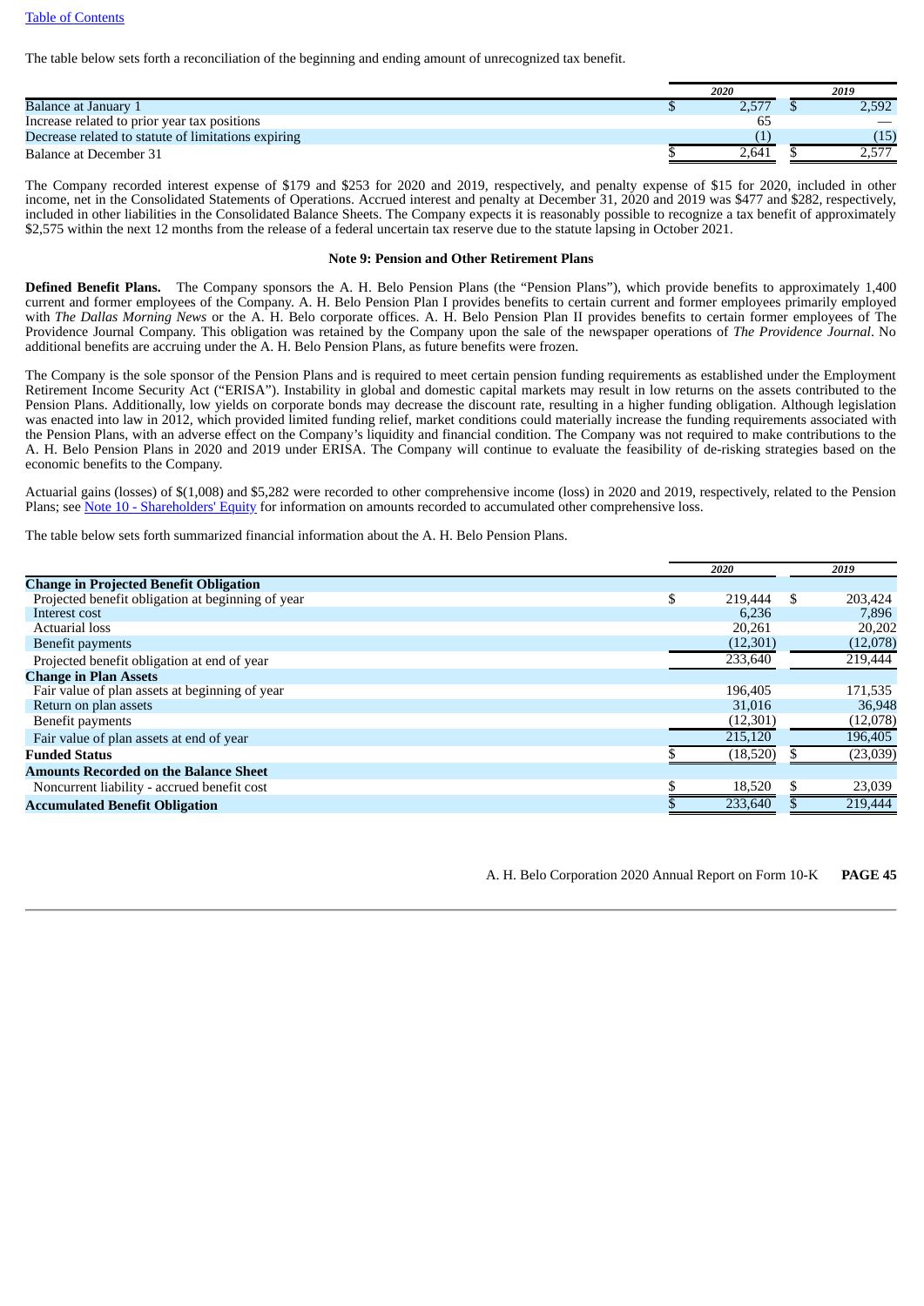The table below sets forth a reconciliation of the beginning and ending amount of unrecognized tax benefit.

| | 2020 | 2019 |
|---|---|---|
| Balance at January 1 | $ 2,577 | $ 2,592 |
| Increase related to prior year tax positions | 65 | — |
| Decrease related to statute of limitations expiring | (1) | (15) |
| Balance at December 31 | $ 2,641 | $ 2,577 |

The Company recorded interest expense of $179 and $253 for 2020 and 2019, respectively, and penalty expense of $15 for 2020, included in other income, net in the Consolidated Statements of Operations. Accrued interest and penalty at December 31, 2020 and 2019 was $477 and $282, respectively, included in other liabilities in the Consolidated Balance Sheets. The Company expects it is reasonably possible to recognize a tax benefit of approximately $2,575 within the next 12 months from the release of a federal uncertain tax reserve due to the statute lapsing in October 2021.

## Note 9: Pension and Other Retirement Plans

**Defined Benefit Plans.** The Company sponsors the A. H. Belo Pension Plans (the "Pension Plans"), which provide benefits to approximately 1,400 current and former employees of the Company. A. H. Belo Pension Plan I provides benefits to certain current and former employees primarily employed with *The Dallas Morning News* or the A. H. Belo corporate offices. A. H. Belo Pension Plan II provides benefits to certain former employees of The Providence Journal Company. This obligation was retained by the Company upon the sale of the newspaper operations of *The Providence Journal*. No additional benefits are accruing under the A. H. Belo Pension Plans, as future benefits were frozen.

The Company is the sole sponsor of the Pension Plans and is required to meet certain pension funding requirements as established under the Employment Retirement Income Security Act ("ERISA"). Instability in global and domestic capital markets may result in low returns on the assets contributed to the Pension Plans. Additionally, low yields on corporate bonds may decrease the discount rate, resulting in a higher funding obligation. Although legislation was enacted into law in 2012, which provided limited funding relief, market conditions could materially increase the funding requirements associated with the Pension Plans, with an adverse effect on the Company's liquidity and financial condition. The Company was not required to make contributions to the A. H. Belo Pension Plans in 2020 and 2019 under ERISA. The Company will continue to evaluate the feasibility of de-risking strategies based on the economic benefits to the Company.

Actuarial gains (losses) of $(1,008) and $5,282 were recorded to other comprehensive income (loss) in 2020 and 2019, respectively, related to the Pension Plans; see Note 10 - Shareholders' Equity for information on amounts recorded to accumulated other comprehensive loss.

The table below sets forth summarized financial information about the A. H. Belo Pension Plans.

| | 2020 | 2019 |
|---|---|---|
| **Change in Projected Benefit Obligation** | | |
| Projected benefit obligation at beginning of year | $ 219,444 | $ 203,424 |
| Interest cost | 6,236 | 7,896 |
| Actuarial loss | 20,261 | 20,202 |
| Benefit payments | (12,301) | (12,078) |
| Projected benefit obligation at end of year | 233,640 | 219,444 |
| **Change in Plan Assets** | | |
| Fair value of plan assets at beginning of year | 196,405 | 171,535 |
| Return on plan assets | 31,016 | 36,948 |
| Benefit payments | (12,301) | (12,078) |
| Fair value of plan assets at end of year | 215,120 | 196,405 |
| **Funded Status** | $ (18,520) | $ (23,039) |
| **Amounts Recorded on the Balance Sheet** | | |
| Noncurrent liability - accrued benefit cost | $ 18,520 | $ 23,039 |
| **Accumulated Benefit Obligation** | $ 233,640 | $ 219,444 |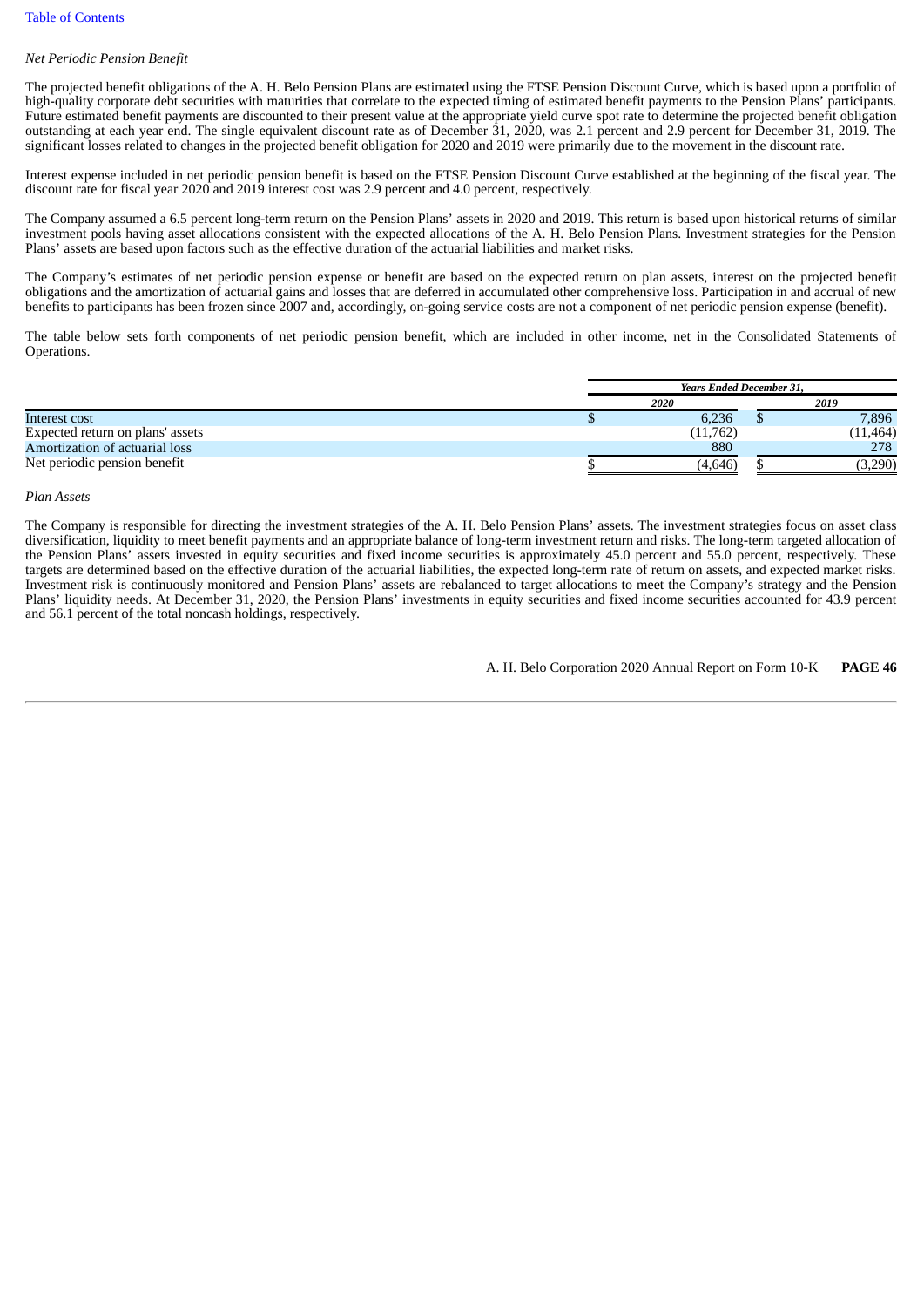*Net Periodic Pension Benefit*

The projected benefit obligations of the A. H. Belo Pension Plans are estimated using the FTSE Pension Discount Curve, which is based upon a portfolio of high-quality corporate debt securities with maturities that correlate to the expected timing of estimated benefit payments to the Pension Plans' participants. Future estimated benefit payments are discounted to their present value at the appropriate yield curve spot rate to determine the projected benefit obligation outstanding at each year end. The single equivalent discount rate as of December 31, 2020, was 2.1 percent and 2.9 percent for December 31, 2019. The significant losses related to changes in the projected benefit obligation for 2020 and 2019 were primarily due to the movement in the discount rate.

Interest expense included in net periodic pension benefit is based on the FTSE Pension Discount Curve established at the beginning of the fiscal year. The discount rate for fiscal year 2020 and 2019 interest cost was 2.9 percent and 4.0 percent, respectively.

The Company assumed a 6.5 percent long-term return on the Pension Plans' assets in 2020 and 2019. This return is based upon historical returns of similar investment pools having asset allocations consistent with the expected allocations of the A. H. Belo Pension Plans. Investment strategies for the Pension Plans' assets are based upon factors such as the effective duration of the actuarial liabilities and market risks.

The Company's estimates of net periodic pension expense or benefit are based on the expected return on plan assets, interest on the projected benefit obligations and the amortization of actuarial gains and losses that are deferred in accumulated other comprehensive loss. Participation in and accrual of new benefits to participants has been frozen since 2007 and, accordingly, on-going service costs are not a component of net periodic pension expense (benefit).

The table below sets forth components of net periodic pension benefit, which are included in other income, net in the Consolidated Statements of Operations.

| | Years Ended December 31, | |
|---|---|---|
| | 2020 | 2019 |
| Interest cost | $ 6,236 | $ 7,896 |
| Expected return on plans' assets | (11,762) | (11,464) |
| Amortization of actuarial loss | 880 | 278 |
| Net periodic pension benefit | $ (4,646) | $ (3,290) |

*Plan Assets*

The Company is responsible for directing the investment strategies of the A. H. Belo Pension Plans' assets. The investment strategies focus on asset class diversification, liquidity to meet benefit payments and an appropriate balance of long-term investment return and risks. The long-term targeted allocation of the Pension Plans' assets invested in equity securities and fixed income securities is approximately 45.0 percent and 55.0 percent, respectively. These targets are determined based on the effective duration of the actuarial liabilities, the expected long-term rate of return on assets, and expected market risks. Investment risk is continuously monitored and Pension Plans' assets are rebalanced to target allocations to meet the Company's strategy and the Pension Plans' liquidity needs. At December 31, 2020, the Pension Plans' investments in equity securities and fixed income securities accounted for 43.9 percent and 56.1 percent of the total noncash holdings, respectively.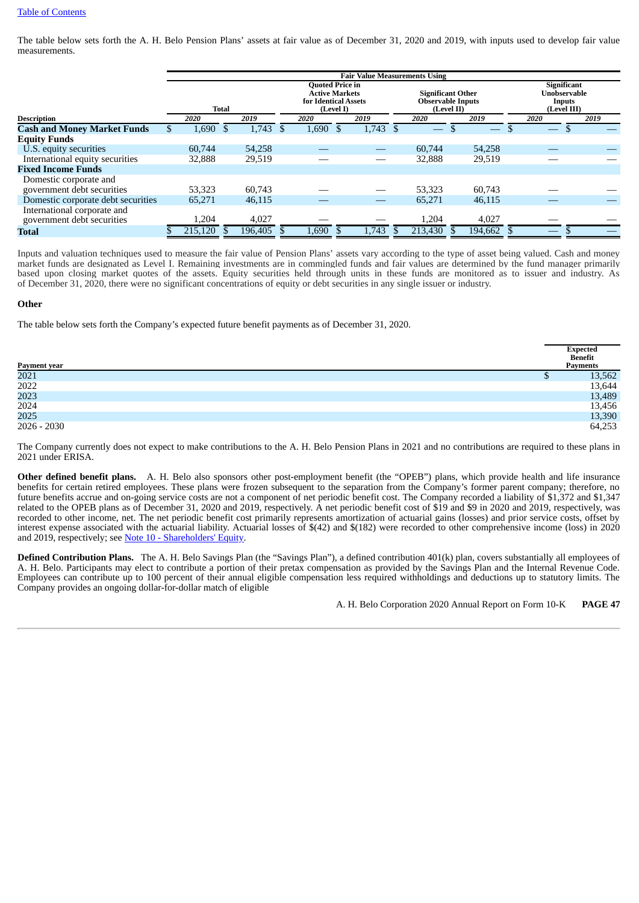[Table of Contents](#)

The table below sets forth the A. H. Belo Pension Plans' assets at fair value as of December 31, 2020 and 2019, with inputs used to develop fair value measurements.

| | Fair Value Measurements Using | | | | | | | |
|---|---|---|---|---|---|---|---|---|
| | Total | | Quoted Price in Active Markets for Identical Assets (Level I) | | Significant Other Observable Inputs (Level II) | | Significant Unobservable Inputs (Level III) | |
| **Description** | *2020* | *2019* | *2020* | *2019* | *2020* | *2019* | *2020* | *2019* |
| **Cash and Money Market Funds** | $ 1,690 | $ 1,743 | $ 1,690 | $ 1,743 | $ — | $ — | $ — | $ — |
| **Equity Funds** | | | | | | | | |
| U.S. equity securities | 60,744 | 54,258 | — | — | 60,744 | 54,258 | — | — |
| International equity securities | 32,888 | 29,519 | — | — | 32,888 | 29,519 | — | — |
| **Fixed Income Funds** | | | | | | | | |
| Domestic corporate and government debt securities | 53,323 | 60,743 | — | — | 53,323 | 60,743 | — | — |
| Domestic corporate debt securities | 65,271 | 46,115 | — | — | 65,271 | 46,115 | — | — |
| International corporate and government debt securities | 1,204 | 4,027 | — | — | 1,204 | 4,027 | — | — |
| **Total** | $ 215,120 | $ 196,405 | $ 1,690 | $ 1,743 | $ 213,430 | $ 194,662 | $ — | $ — |

Inputs and valuation techniques used to measure the fair value of Pension Plans' assets vary according to the type of asset being valued. Cash and money market funds are designated as Level I. Remaining investments are in commingled funds and fair values are determined by the fund manager primarily based upon closing market quotes of the assets. Equity securities held through units in these funds are monitored as to issuer and industry. As of December 31, 2020, there were no significant concentrations of equity or debt securities in any single issuer or industry.

**Other**

The table below sets forth the Company's expected future benefit payments as of December 31, 2020.

| Payment year | Expected Benefit Payments |
|---|---|
| 2021 | $ 13,562 |
| 2022 | 13,644 |
| 2023 | 13,489 |
| 2024 | 13,456 |
| 2025 | 13,390 |
| 2026 - 2030 | 64,253 |

The Company currently does not expect to make contributions to the A. H. Belo Pension Plans in 2021 and no contributions are required to these plans in 2021 under ERISA.

**Other defined benefit plans.** A. H. Belo also sponsors other post-employment benefit (the "OPEB") plans, which provide health and life insurance benefits for certain retired employees. These plans were frozen subsequent to the separation from the Company's former parent company; therefore, no future benefits accrue and on-going service costs are not a component of net periodic benefit cost. The Company recorded a liability of $1,372 and $1,347 related to the OPEB plans as of December 31, 2020 and 2019, respectively. A net periodic benefit cost of $19 and $9 in 2020 and 2019, respectively, was recorded to other income, net. The net periodic benefit cost primarily represents amortization of actuarial gains (losses) and prior service costs, offset by interest expense associated with the actuarial liability. Actuarial losses of $(42) and $(182) were recorded to other comprehensive income (loss) in 2020 and 2019, respectively; see [Note 10 - Shareholders' Equity](#).

**Defined Contribution Plans.** The A. H. Belo Savings Plan (the "Savings Plan"), a defined contribution 401(k) plan, covers substantially all employees of A. H. Belo. Participants may elect to contribute a portion of their pretax compensation as provided by the Savings Plan and the Internal Revenue Code. Employees can contribute up to 100 percent of their annual eligible compensation less required withholdings and deductions up to statutory limits. The Company provides an ongoing dollar-for-dollar match of eligible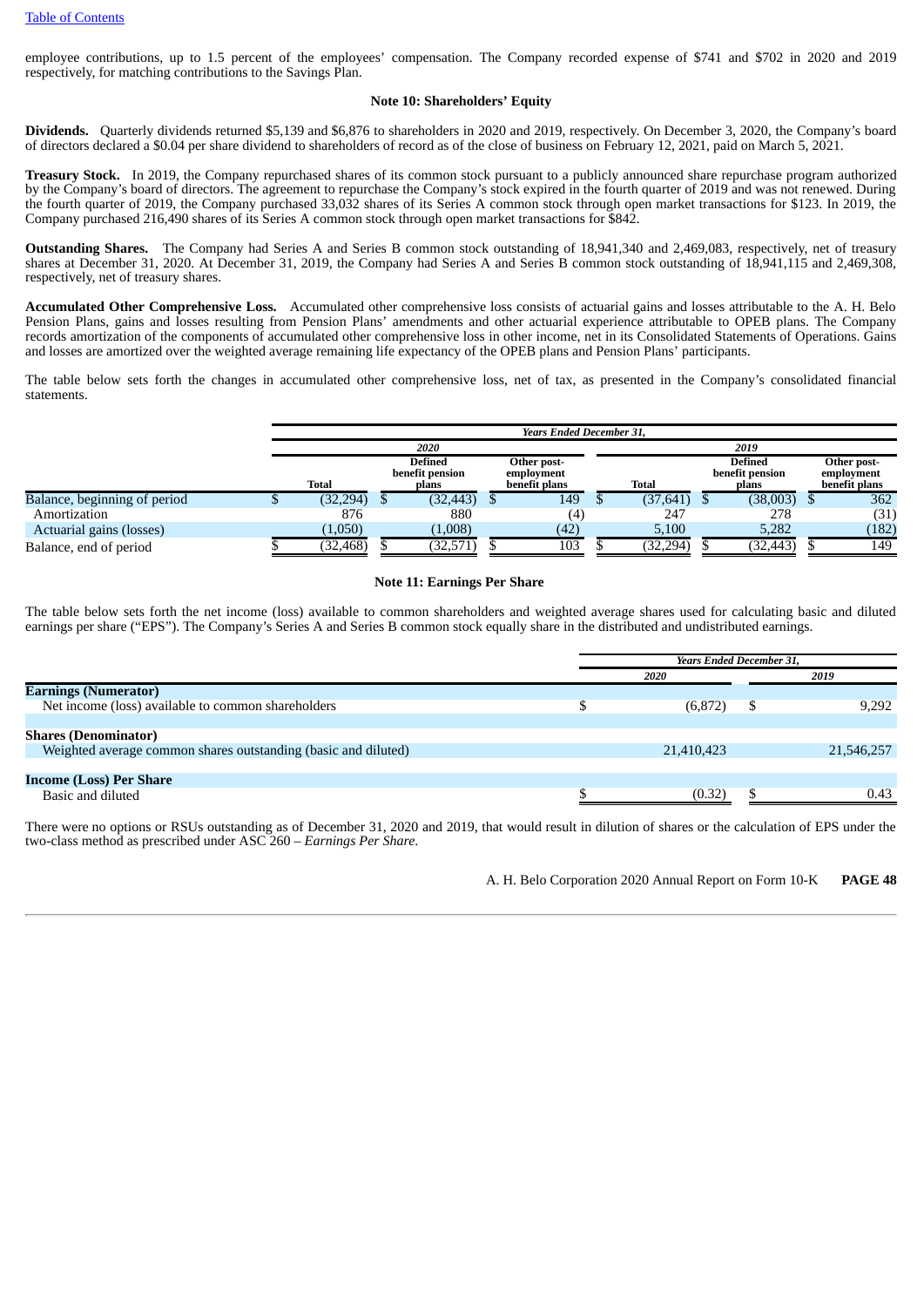employee contributions, up to 1.5 percent of the employees' compensation. The Company recorded expense of $741 and $702 in 2020 and 2019 respectively, for matching contributions to the Savings Plan.

### Note 10: Shareholders' Equity

**Dividends.** Quarterly dividends returned $5,139 and $6,876 to shareholders in 2020 and 2019, respectively. On December 3, 2020, the Company's board of directors declared a $0.04 per share dividend to shareholders of record as of the close of business on February 12, 2021, paid on March 5, 2021.

**Treasury Stock.** In 2019, the Company repurchased shares of its common stock pursuant to a publicly announced share repurchase program authorized by the Company's board of directors. The agreement to repurchase the Company's stock expired in the fourth quarter of 2019 and was not renewed. During the fourth quarter of 2019, the Company purchased 33,032 shares of its Series A common stock through open market transactions for $123. In 2019, the Company purchased 216,490 shares of its Series A common stock through open market transactions for $842.

**Outstanding Shares.** The Company had Series A and Series B common stock outstanding of 18,941,340 and 2,469,083, respectively, net of treasury shares at December 31, 2020. At December 31, 2019, the Company had Series A and Series B common stock outstanding of 18,941,115 and 2,469,308, respectively, net of treasury shares.

**Accumulated Other Comprehensive Loss.** Accumulated other comprehensive loss consists of actuarial gains and losses attributable to the A. H. Belo Pension Plans, gains and losses resulting from Pension Plans' amendments and other actuarial experience attributable to OPEB plans. The Company records amortization of the components of accumulated other comprehensive loss in other income, net in its Consolidated Statements of Operations. Gains and losses are amortized over the weighted average remaining life expectancy of the OPEB plans and Pension Plans' participants.

The table below sets forth the changes in accumulated other comprehensive loss, net of tax, as presented in the Company's consolidated financial statements.

| | *Years Ended December 31,* | | | | | |
|---|---|---|---|---|---|---|
| | *2020* | | | *2019* | | |
| | **Total** | **Defined benefit pension plans** | **Other post-employment benefit plans** | **Total** | **Defined benefit pension plans** | **Other post-employment benefit plans** |
| Balance, beginning of period | $ (32,294) | $ (32,443) | $ 149 | $ (37,641) | $ (38,003) | $ 362 |
| Amortization | 876 | 880 | (4) | 247 | 278 | (31) |
| Actuarial gains (losses) | (1,050) | (1,008) | (42) | 5,100 | 5,282 | (182) |
| Balance, end of period | $ (32,468) | $ (32,571) | $ 103 | $ (32,294) | $ (32,443) | $ 149 |

### Note 11: Earnings Per Share

The table below sets forth the net income (loss) available to common shareholders and weighted average shares used for calculating basic and diluted earnings per share ("EPS"). The Company's Series A and Series B common stock equally share in the distributed and undistributed earnings.

| | *Years Ended December 31,* | |
|---|---|---|
| | *2020* | *2019* |
| **Earnings (Numerator)** | | |
| Net income (loss) available to common shareholders | $ (6,872) | $ 9,292 |
| **Shares (Denominator)** | | |
| Weighted average common shares outstanding (basic and diluted) | 21,410,423 | 21,546,257 |
| **Income (Loss) Per Share** | | |
| Basic and diluted | $ (0.32) | $ 0.43 |

There were no options or RSUs outstanding as of December 31, 2020 and 2019, that would result in dilution of shares or the calculation of EPS under the two-class method as prescribed under ASC 260 – *Earnings Per Share*.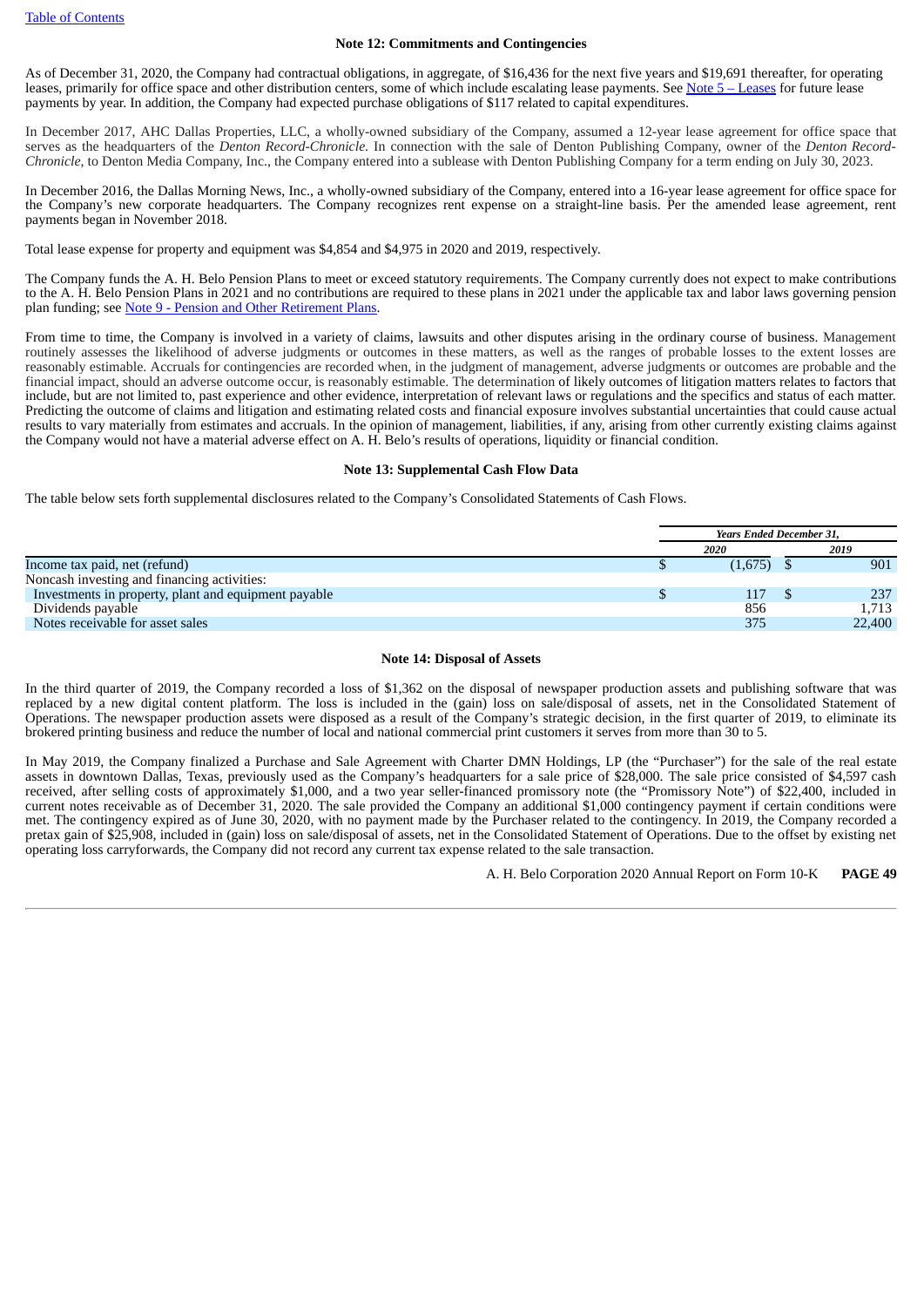[Table of Contents](#)

## Note 12: Commitments and Contingencies

As of December 31, 2020, the Company had contractual obligations, in aggregate, of $16,436 for the next five years and $19,691 thereafter, for operating leases, primarily for office space and other distribution centers, some of which include escalating lease payments. See [Note 5 – Leases](#) for future lease payments by year. In addition, the Company had expected purchase obligations of $117 related to capital expenditures.

In December 2017, AHC Dallas Properties, LLC, a wholly-owned subsidiary of the Company, assumed a 12-year lease agreement for office space that serves as the headquarters of the *Denton Record-Chronicle.* In connection with the sale of Denton Publishing Company, owner of the *Denton Record-Chronicle*, to Denton Media Company, Inc., the Company entered into a sublease with Denton Publishing Company for a term ending on July 30, 2023.

In December 2016, the Dallas Morning News, Inc., a wholly-owned subsidiary of the Company, entered into a 16-year lease agreement for office space for the Company's new corporate headquarters. The Company recognizes rent expense on a straight-line basis. Per the amended lease agreement, rent payments began in November 2018.

Total lease expense for property and equipment was $4,854 and $4,975 in 2020 and 2019, respectively.

The Company funds the A. H. Belo Pension Plans to meet or exceed statutory requirements. The Company currently does not expect to make contributions to the A. H. Belo Pension Plans in 2021 and no contributions are required to these plans in 2021 under the applicable tax and labor laws governing pension plan funding; see [Note 9 - Pension and Other Retirement Plans](#).

From time to time, the Company is involved in a variety of claims, lawsuits and other disputes arising in the ordinary course of business. Management routinely assesses the likelihood of adverse judgments or outcomes in these matters, as well as the ranges of probable losses to the extent losses are reasonably estimable. Accruals for contingencies are recorded when, in the judgment of management, adverse judgments or outcomes are probable and the financial impact, should an adverse outcome occur, is reasonably estimable. The determination of likely outcomes of litigation matters relates to factors that include, but are not limited to, past experience and other evidence, interpretation of relevant laws or regulations and the specifics and status of each matter. Predicting the outcome of claims and litigation and estimating related costs and financial exposure involves substantial uncertainties that could cause actual results to vary materially from estimates and accruals. In the opinion of management, liabilities, if any, arising from other currently existing claims against the Company would not have a material adverse effect on A. H. Belo's results of operations, liquidity or financial condition.

## Note 13: Supplemental Cash Flow Data

The table below sets forth supplemental disclosures related to the Company's Consolidated Statements of Cash Flows.

| | *Years Ended December 31,* | |
|---|---|---|
| | *2020* | *2019* |
| Income tax paid, net (refund) | $ (1,675) | $ 901 |
| Noncash investing and financing activities: | | |
| Investments in property, plant and equipment payable | $ 117 | $ 237 |
| Dividends payable | 856 | 1,713 |
| Notes receivable for asset sales | 375 | 22,400 |

## Note 14: Disposal of Assets

In the third quarter of 2019, the Company recorded a loss of $1,362 on the disposal of newspaper production assets and publishing software that was replaced by a new digital content platform. The loss is included in the (gain) loss on sale/disposal of assets, net in the Consolidated Statement of Operations. The newspaper production assets were disposed as a result of the Company's strategic decision, in the first quarter of 2019, to eliminate its brokered printing business and reduce the number of local and national commercial print customers it serves from more than 30 to 5.

In May 2019, the Company finalized a Purchase and Sale Agreement with Charter DMN Holdings, LP (the "Purchaser") for the sale of the real estate assets in downtown Dallas, Texas, previously used as the Company's headquarters for a sale price of $28,000. The sale price consisted of $4,597 cash received, after selling costs of approximately $1,000, and a two year seller-financed promissory note (the "Promissory Note") of $22,400, included in current notes receivable as of December 31, 2020. The sale provided the Company an additional $1,000 contingency payment if certain conditions were met. The contingency expired as of June 30, 2020, with no payment made by the Purchaser related to the contingency. In 2019, the Company recorded a pretax gain of $25,908, included in (gain) loss on sale/disposal of assets, net in the Consolidated Statement of Operations. Due to the offset by existing net operating loss carryforwards, the Company did not record any current tax expense related to the sale transaction.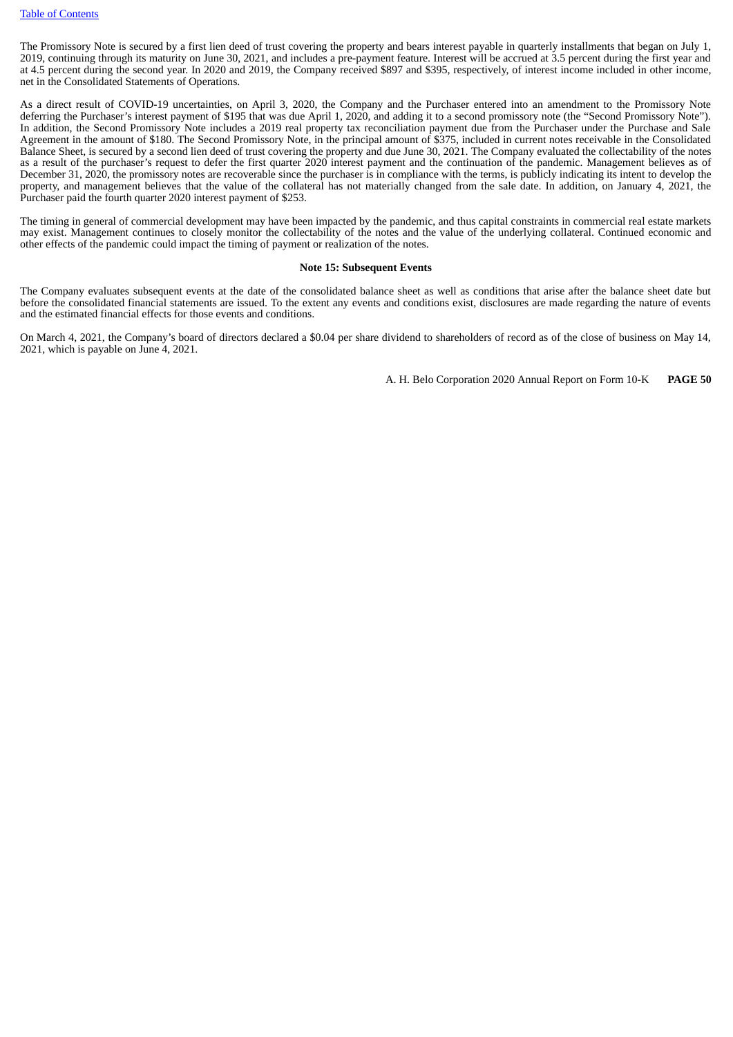The Promissory Note is secured by a first lien deed of trust covering the property and bears interest payable in quarterly installments that began on July 1, 2019, continuing through its maturity on June 30, 2021, and includes a pre-payment feature. Interest will be accrued at 3.5 percent during the first year and at 4.5 percent during the second year. In 2020 and 2019, the Company received $897 and $395, respectively, of interest income included in other income, net in the Consolidated Statements of Operations.

As a direct result of COVID-19 uncertainties, on April 3, 2020, the Company and the Purchaser entered into an amendment to the Promissory Note deferring the Purchaser's interest payment of $195 that was due April 1, 2020, and adding it to a second promissory note (the "Second Promissory Note"). In addition, the Second Promissory Note includes a 2019 real property tax reconciliation payment due from the Purchaser under the Purchase and Sale Agreement in the amount of $180. The Second Promissory Note, in the principal amount of $375, included in current notes receivable in the Consolidated Balance Sheet, is secured by a second lien deed of trust covering the property and due June 30, 2021. The Company evaluated the collectability of the notes as a result of the purchaser's request to defer the first quarter 2020 interest payment and the continuation of the pandemic. Management believes as of December 31, 2020, the promissory notes are recoverable since the purchaser is in compliance with the terms, is publicly indicating its intent to develop the property, and management believes that the value of the collateral has not materially changed from the sale date. In addition, on January 4, 2021, the Purchaser paid the fourth quarter 2020 interest payment of $253.

The timing in general of commercial development may have been impacted by the pandemic, and thus capital constraints in commercial real estate markets may exist. Management continues to closely monitor the collectability of the notes and the value of the underlying collateral. Continued economic and other effects of the pandemic could impact the timing of payment or realization of the notes.

## Note 15: Subsequent Events

The Company evaluates subsequent events at the date of the consolidated balance sheet as well as conditions that arise after the balance sheet date but before the consolidated financial statements are issued. To the extent any events and conditions exist, disclosures are made regarding the nature of events and the estimated financial effects for those events and conditions.

On March 4, 2021, the Company's board of directors declared a $0.04 per share dividend to shareholders of record as of the close of business on May 14, 2021, which is payable on June 4, 2021.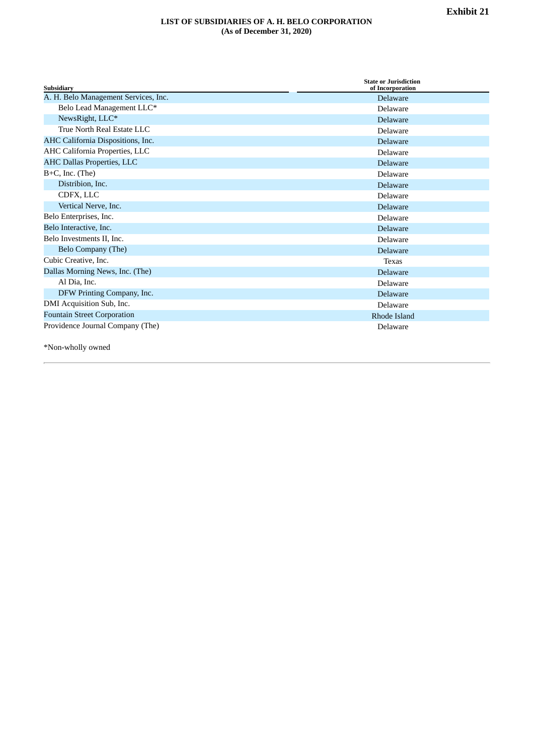**Exhibit 21**

**LIST OF SUBSIDIARIES OF A. H. BELO CORPORATION**
**(As of December 31, 2020)**

| Subsidiary | State or Jurisdiction of Incorporation |
|---|---|
| A. H. Belo Management Services, Inc. | Delaware |
| Belo Lead Management LLC* | Delaware |
| NewsRight, LLC* | Delaware |
| True North Real Estate LLC | Delaware |
| AHC California Dispositions, Inc. | Delaware |
| AHC California Properties, LLC | Delaware |
| AHC Dallas Properties, LLC | Delaware |
| B+C, Inc. (The) | Delaware |
| Distribion, Inc. | Delaware |
| CDFX, LLC | Delaware |
| Vertical Nerve, Inc. | Delaware |
| Belo Enterprises, Inc. | Delaware |
| Belo Interactive, Inc. | Delaware |
| Belo Investments II, Inc. | Delaware |
| Belo Company (The) | Delaware |
| Cubic Creative, Inc. | Texas |
| Dallas Morning News, Inc. (The) | Delaware |
| Al Dia, Inc. | Delaware |
| DFW Printing Company, Inc. | Delaware |
| DMI Acquisition Sub, Inc. | Delaware |
| Fountain Street Corporation | Rhode Island |
| Providence Journal Company (The) | Delaware |

*Non-wholly owned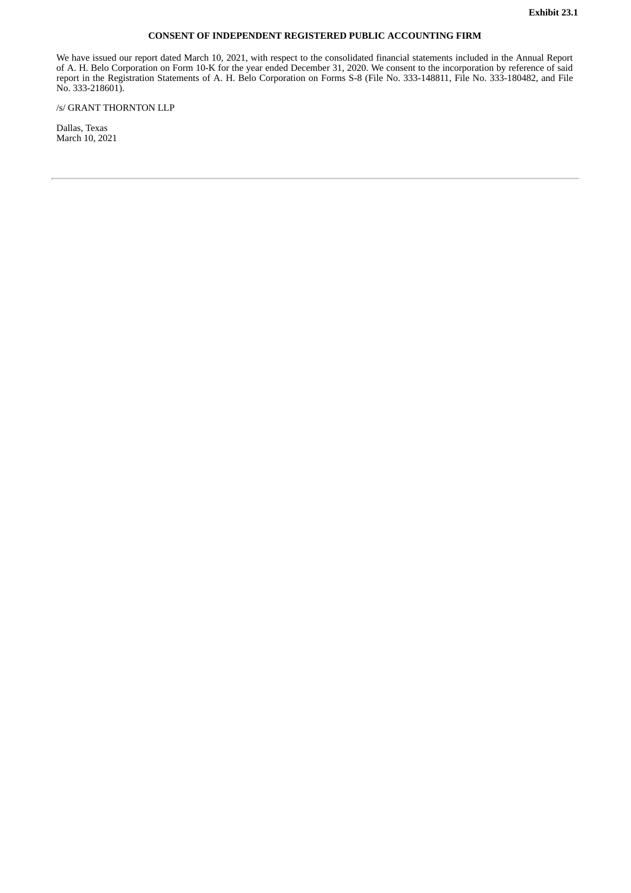**Exhibit 23.1**

# CONSENT OF INDEPENDENT REGISTERED PUBLIC ACCOUNTING FIRM

We have issued our report dated March 10, 2021, with respect to the consolidated financial statements included in the Annual Report of A. H. Belo Corporation on Form 10-K for the year ended December 31, 2020. We consent to the incorporation by reference of said report in the Registration Statements of A. H. Belo Corporation on Forms S-8 (File No. 333-148811, File No. 333-180482, and File No. 333-218601).

/s/ GRANT THORNTON LLP

Dallas, Texas
March 10, 2021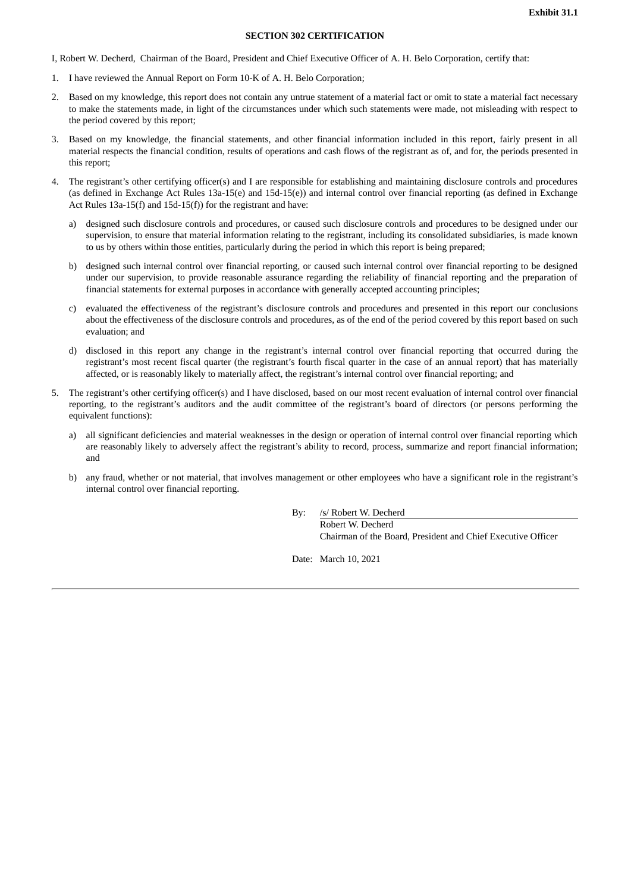**Exhibit 31.1**

**SECTION 302 CERTIFICATION**

I, Robert W. Decherd, Chairman of the Board, President and Chief Executive Officer of A. H. Belo Corporation, certify that:

1. I have reviewed the Annual Report on Form 10-K of A. H. Belo Corporation;

2. Based on my knowledge, this report does not contain any untrue statement of a material fact or omit to state a material fact necessary to make the statements made, in light of the circumstances under which such statements were made, not misleading with respect to the period covered by this report;

3. Based on my knowledge, the financial statements, and other financial information included in this report, fairly present in all material respects the financial condition, results of operations and cash flows of the registrant as of, and for, the periods presented in this report;

4. The registrant's other certifying officer(s) and I are responsible for establishing and maintaining disclosure controls and procedures (as defined in Exchange Act Rules 13a-15(e) and 15d-15(e)) and internal control over financial reporting (as defined in Exchange Act Rules 13a-15(f) and 15d-15(f)) for the registrant and have:

   a) designed such disclosure controls and procedures, or caused such disclosure controls and procedures to be designed under our supervision, to ensure that material information relating to the registrant, including its consolidated subsidiaries, is made known to us by others within those entities, particularly during the period in which this report is being prepared;

   b) designed such internal control over financial reporting, or caused such internal control over financial reporting to be designed under our supervision, to provide reasonable assurance regarding the reliability of financial reporting and the preparation of financial statements for external purposes in accordance with generally accepted accounting principles;

   c) evaluated the effectiveness of the registrant's disclosure controls and procedures and presented in this report our conclusions about the effectiveness of the disclosure controls and procedures, as of the end of the period covered by this report based on such evaluation; and

   d) disclosed in this report any change in the registrant's internal control over financial reporting that occurred during the registrant's most recent fiscal quarter (the registrant's fourth fiscal quarter in the case of an annual report) that has materially affected, or is reasonably likely to materially affect, the registrant's internal control over financial reporting; and

5. The registrant's other certifying officer(s) and I have disclosed, based on our most recent evaluation of internal control over financial reporting, to the registrant's auditors and the audit committee of the registrant's board of directors (or persons performing the equivalent functions):

   a) all significant deficiencies and material weaknesses in the design or operation of internal control over financial reporting which are reasonably likely to adversely affect the registrant's ability to record, process, summarize and report financial information; and

   b) any fraud, whether or not material, that involves management or other employees who have a significant role in the registrant's internal control over financial reporting.

By: /s/ Robert W. Decherd
Robert W. Decherd
Chairman of the Board, President and Chief Executive Officer

Date: March 10, 2021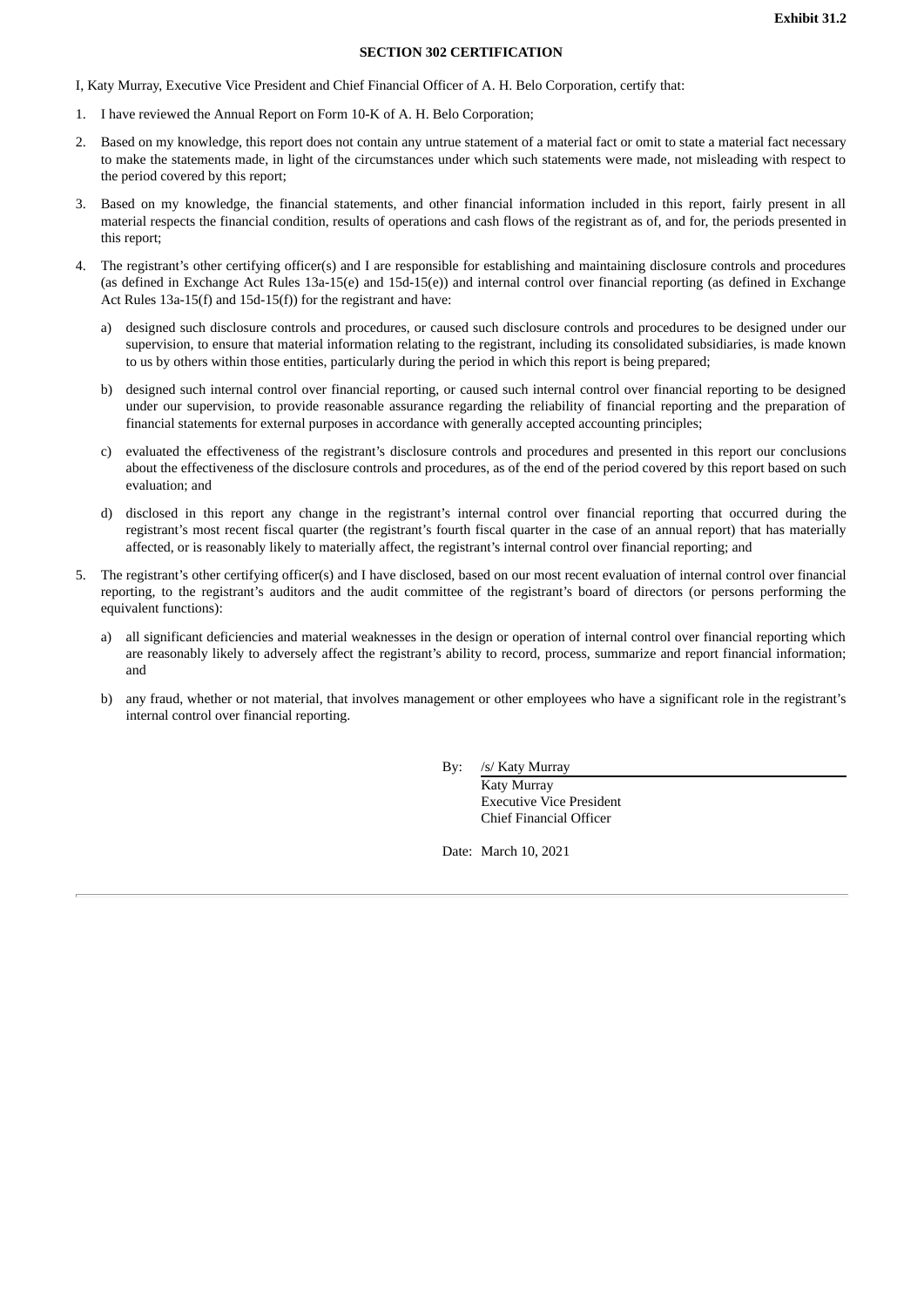**Exhibit 31.2**

**SECTION 302 CERTIFICATION**

I, Katy Murray, Executive Vice President and Chief Financial Officer of A. H. Belo Corporation, certify that:

1. I have reviewed the Annual Report on Form 10-K of A. H. Belo Corporation;

2. Based on my knowledge, this report does not contain any untrue statement of a material fact or omit to state a material fact necessary to make the statements made, in light of the circumstances under which such statements were made, not misleading with respect to the period covered by this report;

3. Based on my knowledge, the financial statements, and other financial information included in this report, fairly present in all material respects the financial condition, results of operations and cash flows of the registrant as of, and for, the periods presented in this report;

4. The registrant's other certifying officer(s) and I are responsible for establishing and maintaining disclosure controls and procedures (as defined in Exchange Act Rules 13a-15(e) and 15d-15(e)) and internal control over financial reporting (as defined in Exchange Act Rules 13a-15(f) and 15d-15(f)) for the registrant and have:

   a) designed such disclosure controls and procedures, or caused such disclosure controls and procedures to be designed under our supervision, to ensure that material information relating to the registrant, including its consolidated subsidiaries, is made known to us by others within those entities, particularly during the period in which this report is being prepared;

   b) designed such internal control over financial reporting, or caused such internal control over financial reporting to be designed under our supervision, to provide reasonable assurance regarding the reliability of financial reporting and the preparation of financial statements for external purposes in accordance with generally accepted accounting principles;

   c) evaluated the effectiveness of the registrant's disclosure controls and procedures and presented in this report our conclusions about the effectiveness of the disclosure controls and procedures, as of the end of the period covered by this report based on such evaluation; and

   d) disclosed in this report any change in the registrant's internal control over financial reporting that occurred during the registrant's most recent fiscal quarter (the registrant's fourth fiscal quarter in the case of an annual report) that has materially affected, or is reasonably likely to materially affect, the registrant's internal control over financial reporting; and

5. The registrant's other certifying officer(s) and I have disclosed, based on our most recent evaluation of internal control over financial reporting, to the registrant's auditors and the audit committee of the registrant's board of directors (or persons performing the equivalent functions):

   a) all significant deficiencies and material weaknesses in the design or operation of internal control over financial reporting which are reasonably likely to adversely affect the registrant's ability to record, process, summarize and report financial information; and

   b) any fraud, whether or not material, that involves management or other employees who have a significant role in the registrant's internal control over financial reporting.

By: /s/ Katy Murray
Katy Murray
Executive Vice President
Chief Financial Officer

Date: March 10, 2021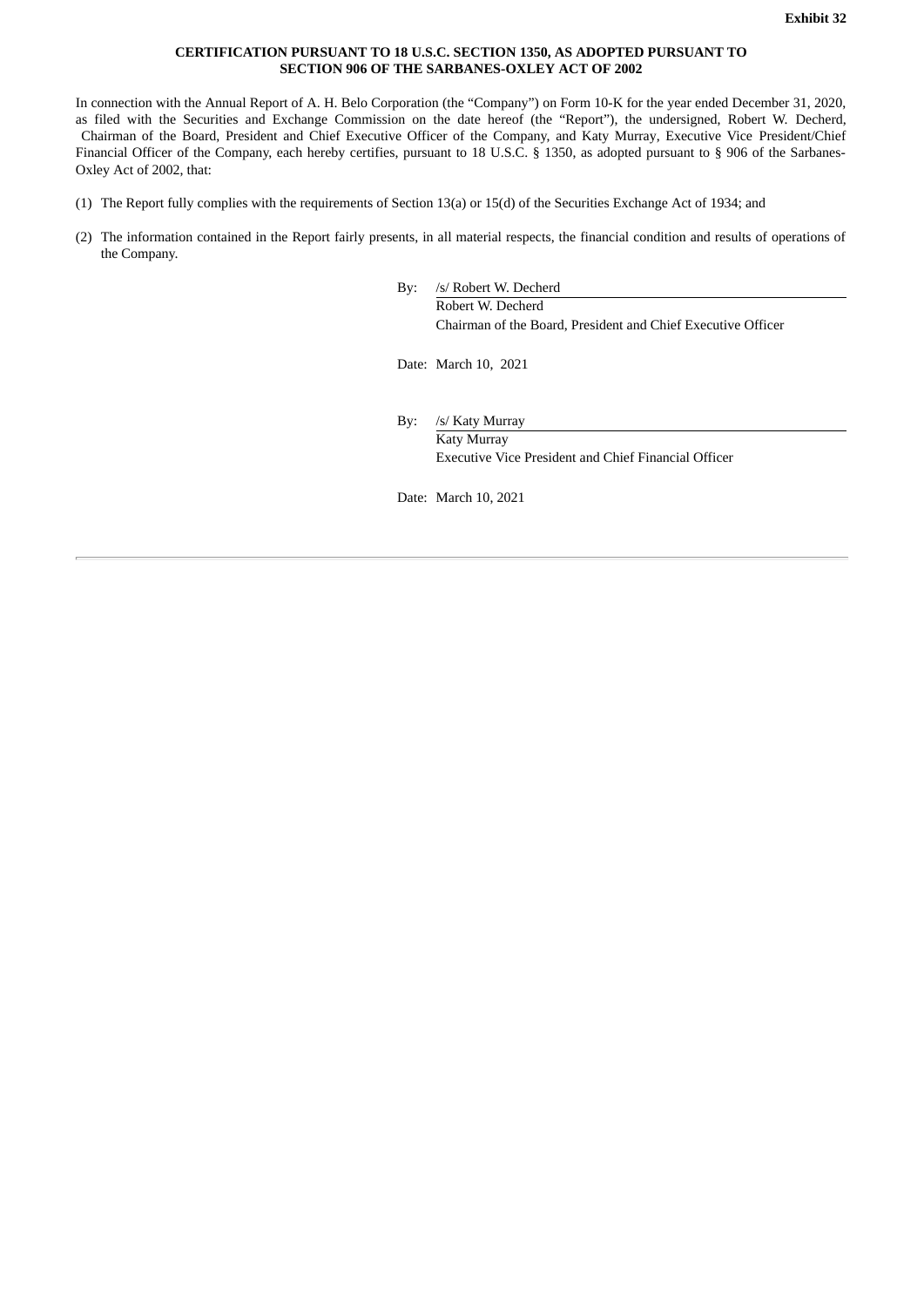**Exhibit 32**

**CERTIFICATION PURSUANT TO 18 U.S.C. SECTION 1350, AS ADOPTED PURSUANT TO SECTION 906 OF THE SARBANES-OXLEY ACT OF 2002**

In connection with the Annual Report of A. H. Belo Corporation (the "Company") on Form 10-K for the year ended December 31, 2020, as filed with the Securities and Exchange Commission on the date hereof (the "Report"), the undersigned, Robert W. Decherd, Chairman of the Board, President and Chief Executive Officer of the Company, and Katy Murray, Executive Vice President/Chief Financial Officer of the Company, each hereby certifies, pursuant to 18 U.S.C. § 1350, as adopted pursuant to § 906 of the Sarbanes-Oxley Act of 2002, that:

(1) The Report fully complies with the requirements of Section 13(a) or 15(d) of the Securities Exchange Act of 1934; and

(2) The information contained in the Report fairly presents, in all material respects, the financial condition and results of operations of the Company.

By: /s/ Robert W. Decherd
Robert W. Decherd
Chairman of the Board, President and Chief Executive Officer

Date: March 10, 2021

By: /s/ Katy Murray
Katy Murray
Executive Vice President and Chief Financial Officer

Date: March 10, 2021